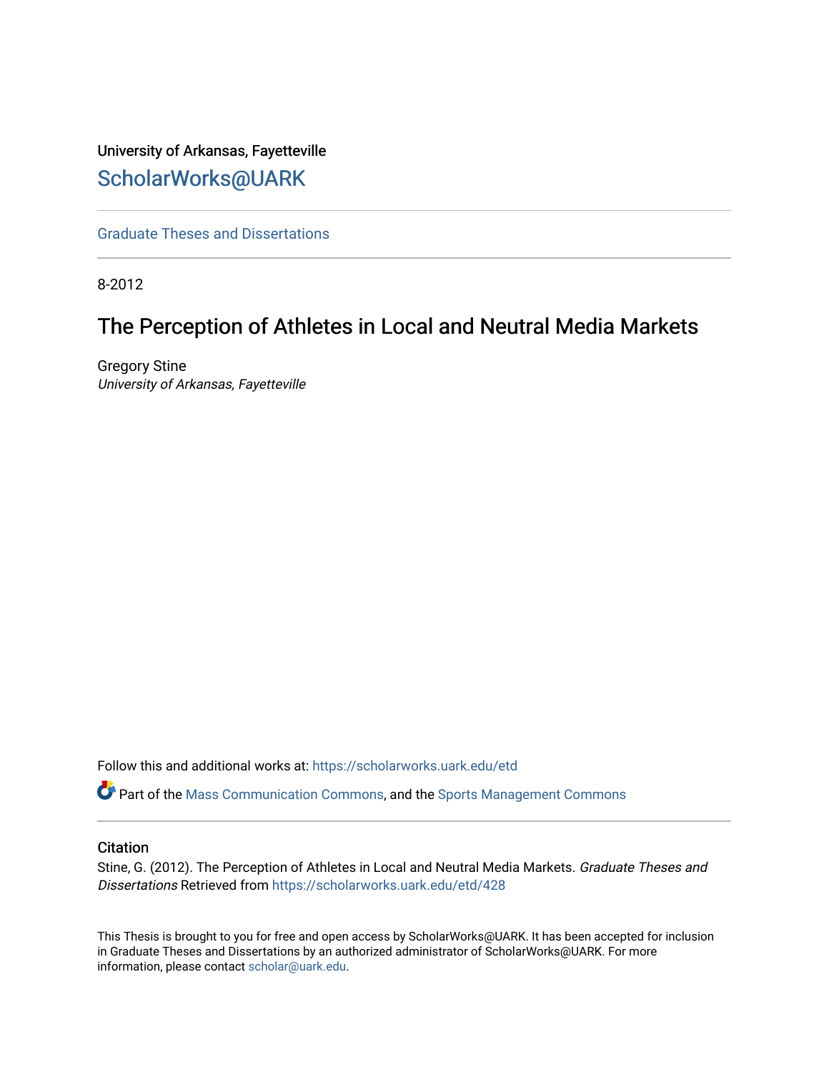University of Arkansas, Fayetteville

# ScholarWorks@UARK

Graduate Theses and Dissertations

---

8-2012

## The Perception of Athletes in Local and Neutral Media Markets

Gregory Stine
*University of Arkansas, Fayetteville*

Follow this and additional works at: https://scholarworks.uark.edu/etd

Part of the Mass Communication Commons, and the Sports Management Commons

---

### Citation

Stine, G. (2012). The Perception of Athletes in Local and Neutral Media Markets. *Graduate Theses and Dissertations* Retrieved from https://scholarworks.uark.edu/etd/428

This Thesis is brought to you for free and open access by ScholarWorks@UARK. It has been accepted for inclusion in Graduate Theses and Dissertations by an authorized administrator of ScholarWorks@UARK. For more information, please contact scholar@uark.edu.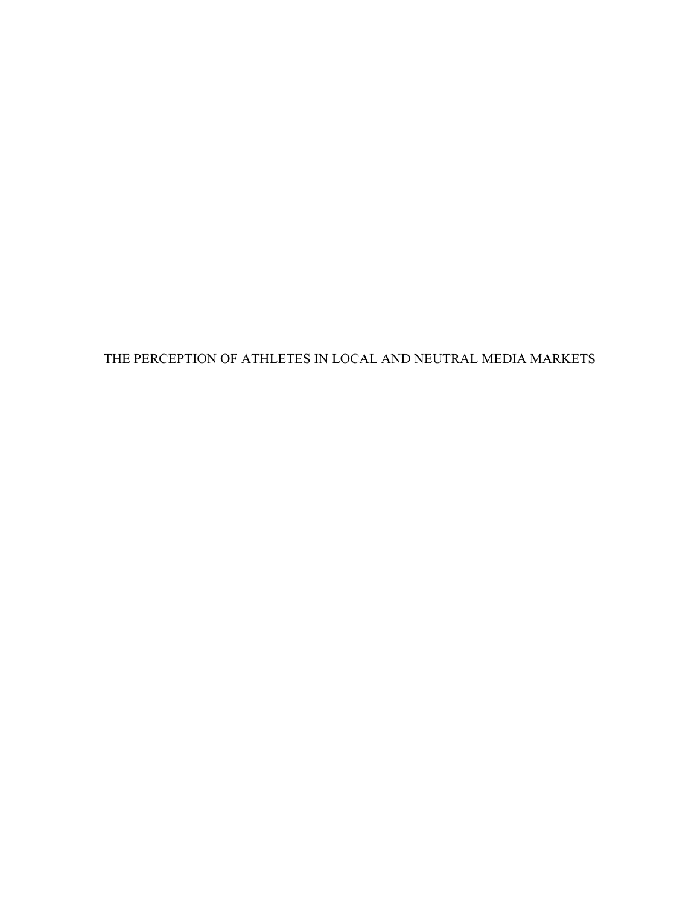THE PERCEPTION OF ATHLETES IN LOCAL AND NEUTRAL MEDIA MARKETS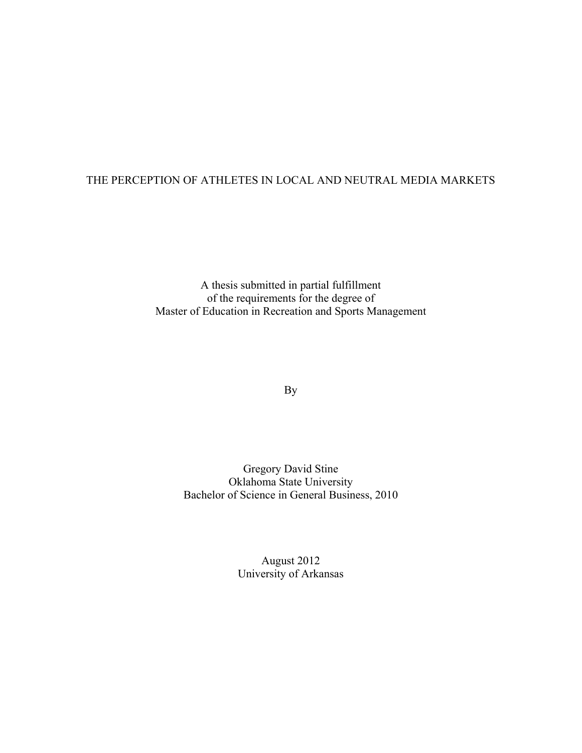# THE PERCEPTION OF ATHLETES IN LOCAL AND NEUTRAL MEDIA MARKETS

A thesis submitted in partial fulfillment
of the requirements for the degree of
Master of Education in Recreation and Sports Management

By

Gregory David Stine
Oklahoma State University
Bachelor of Science in General Business, 2010

August 2012
University of Arkansas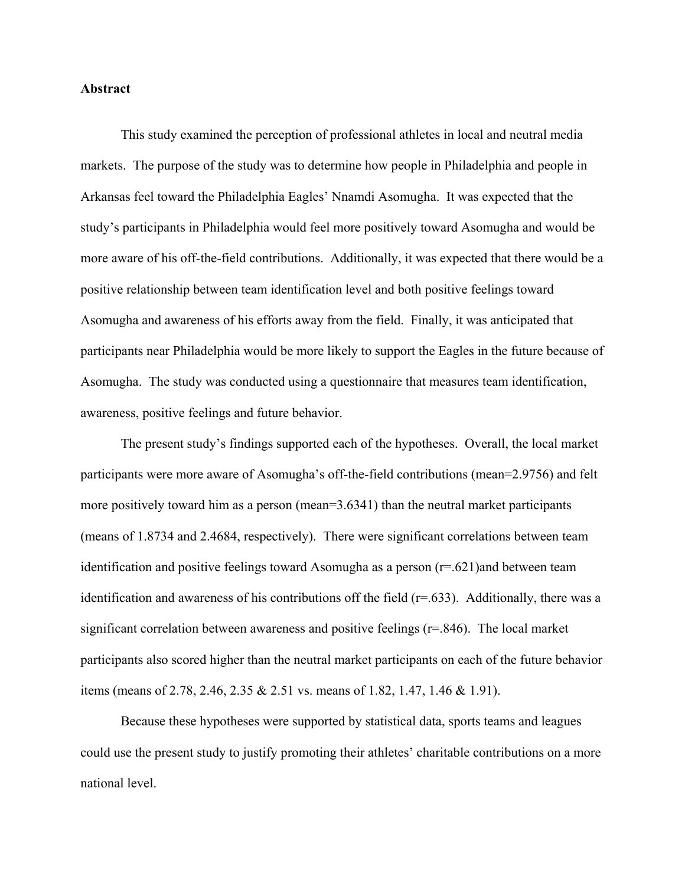**Abstract**

This study examined the perception of professional athletes in local and neutral media markets. The purpose of the study was to determine how people in Philadelphia and people in Arkansas feel toward the Philadelphia Eagles' Nnamdi Asomugha. It was expected that the study's participants in Philadelphia would feel more positively toward Asomugha and would be more aware of his off-the-field contributions. Additionally, it was expected that there would be a positive relationship between team identification level and both positive feelings toward Asomugha and awareness of his efforts away from the field. Finally, it was anticipated that participants near Philadelphia would be more likely to support the Eagles in the future because of Asomugha. The study was conducted using a questionnaire that measures team identification, awareness, positive feelings and future behavior.

The present study's findings supported each of the hypotheses. Overall, the local market participants were more aware of Asomugha's off-the-field contributions (mean=2.9756) and felt more positively toward him as a person (mean=3.6341) than the neutral market participants (means of 1.8734 and 2.4684, respectively). There were significant correlations between team identification and positive feelings toward Asomugha as a person ($r=.621$)and between team identification and awareness of his contributions off the field ($r=.633$). Additionally, there was a significant correlation between awareness and positive feelings ($r=.846$). The local market participants also scored higher than the neutral market participants on each of the future behavior items (means of 2.78, 2.46, 2.35 & 2.51 vs. means of 1.82, 1.47, 1.46 & 1.91).

Because these hypotheses were supported by statistical data, sports teams and leagues could use the present study to justify promoting their athletes' charitable contributions on a more national level.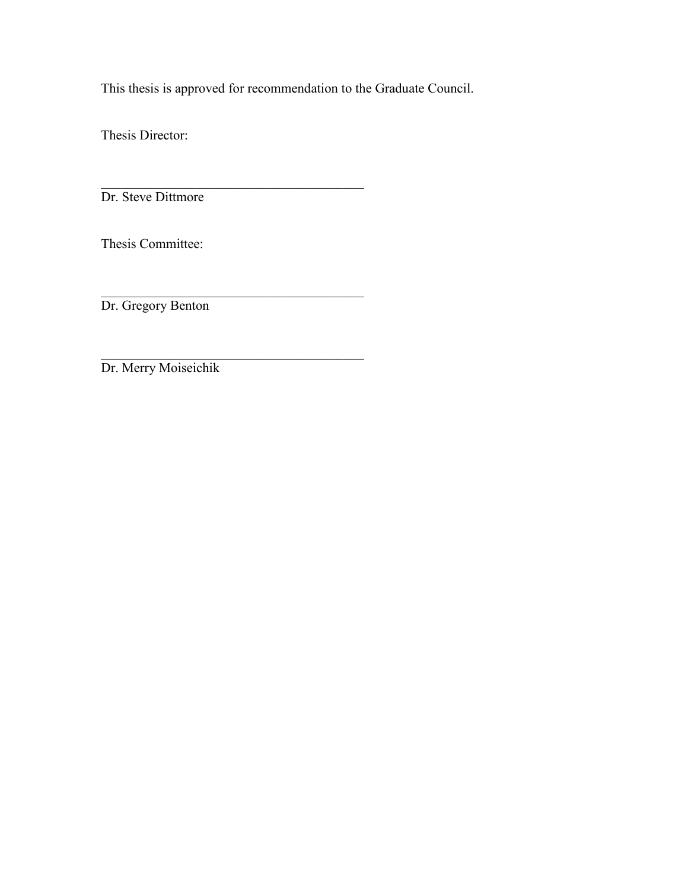This thesis is approved for recommendation to the Graduate Council.

Thesis Director:

\_\_\_\_\_\_\_\_\_\_\_\_\_\_\_\_\_\_\_\_\_\_\_\_\_\_\_\_\_\_\_\_\_\_\_\_\_\_\_\_

Dr. Steve Dittmore

Thesis Committee:

\_\_\_\_\_\_\_\_\_\_\_\_\_\_\_\_\_\_\_\_\_\_\_\_\_\_\_\_\_\_\_\_\_\_\_\_\_\_\_\_

Dr. Gregory Benton

\_\_\_\_\_\_\_\_\_\_\_\_\_\_\_\_\_\_\_\_\_\_\_\_\_\_\_\_\_\_\_\_\_\_\_\_\_\_\_\_

Dr. Merry Moiseichik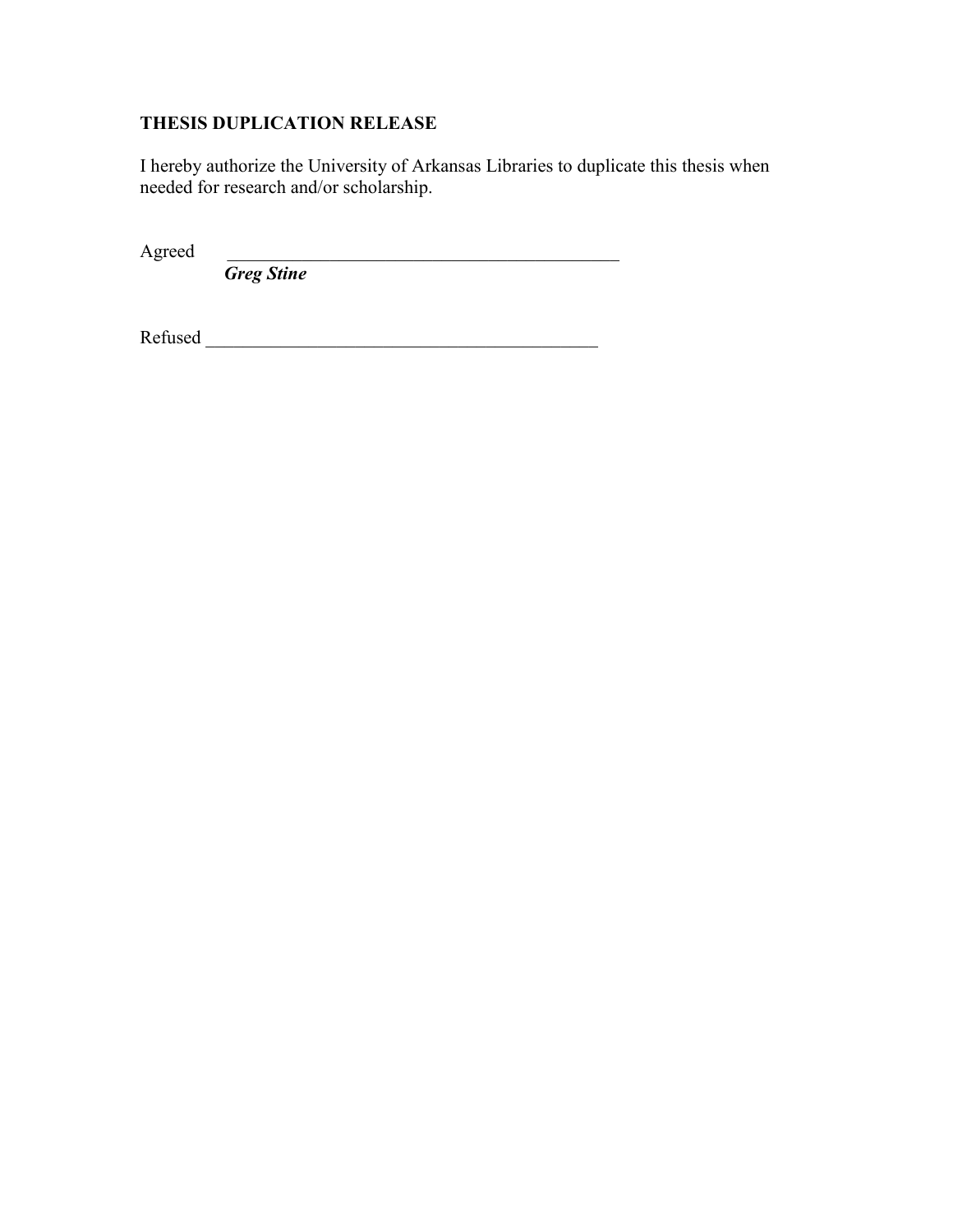**THESIS DUPLICATION RELEASE**

I hereby authorize the University of Arkansas Libraries to duplicate this thesis when needed for research and/or scholarship.

Agreed ____________________________________________

***Greg Stine***

Refused ____________________________________________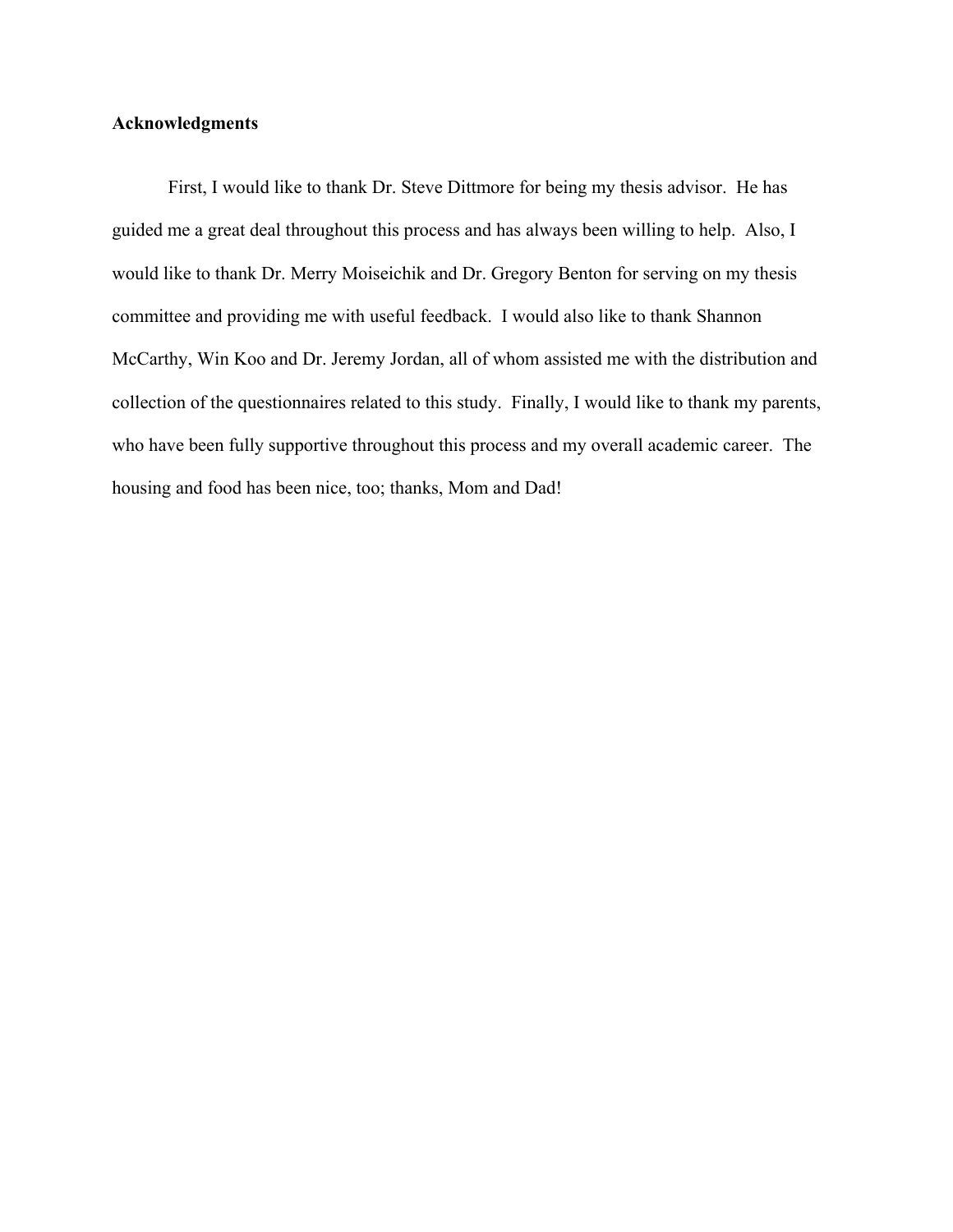**Acknowledgments**

First, I would like to thank Dr. Steve Dittmore for being my thesis advisor. He has guided me a great deal throughout this process and has always been willing to help. Also, I would like to thank Dr. Merry Moiseichik and Dr. Gregory Benton for serving on my thesis committee and providing me with useful feedback. I would also like to thank Shannon McCarthy, Win Koo and Dr. Jeremy Jordan, all of whom assisted me with the distribution and collection of the questionnaires related to this study. Finally, I would like to thank my parents, who have been fully supportive throughout this process and my overall academic career. The housing and food has been nice, too; thanks, Mom and Dad!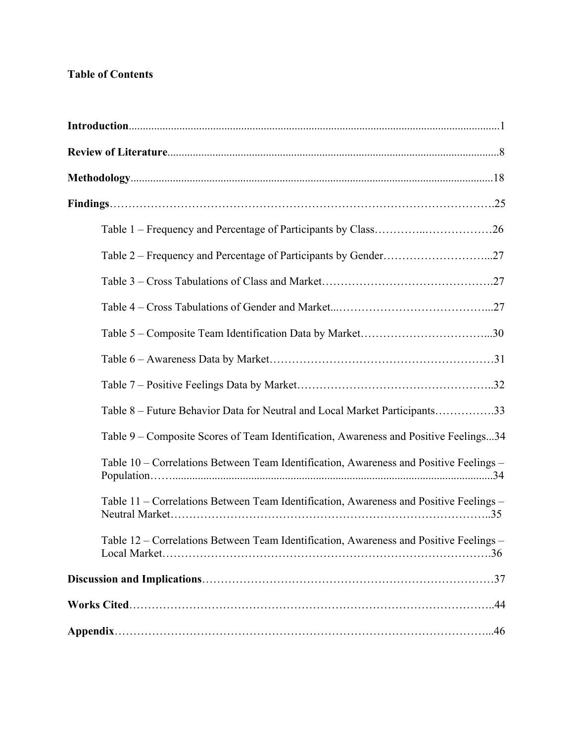**Table of Contents**

**Introduction**..................................................................................................................................1

**Review of Literature**......................................................................................................................8

**Methodology**................................................................................................................................18

**Findings**……………………………………………………………………………………….25

Table 1 – Frequency and Percentage of Participants by Class…………..………………26

Table 2 – Frequency and Percentage of Participants by Gender………………………...27

Table 3 – Cross Tabulations of Class and Market……………………………………….27

Table 4 – Cross Tabulations of Gender and Market...…………………………………...27

Table 5 – Composite Team Identification Data by Market……………………………...30

Table 6 – Awareness Data by Market……………………………………………………31

Table 7 – Positive Feelings Data by Market……………………………………………..32

Table 8 – Future Behavior Data for Neutral and Local Market Participants…………….33

Table 9 – Composite Scores of Team Identification, Awareness and Positive Feelings...34

Table 10 – Correlations Between Team Identification, Awareness and Positive Feelings – Population……..................................................................................................................34

Table 11 – Correlations Between Team Identification, Awareness and Positive Feelings – Neutral Market………………………………………………………………………..35

Table 12 – Correlations Between Team Identification, Awareness and Positive Feelings – Local Market……………………………………………………………………….36

**Discussion and Implications**……………………………………………………………………37

**Works Cited**…………………………………………………………………………………..44

**Appendix**……………………………………………………………………………………...46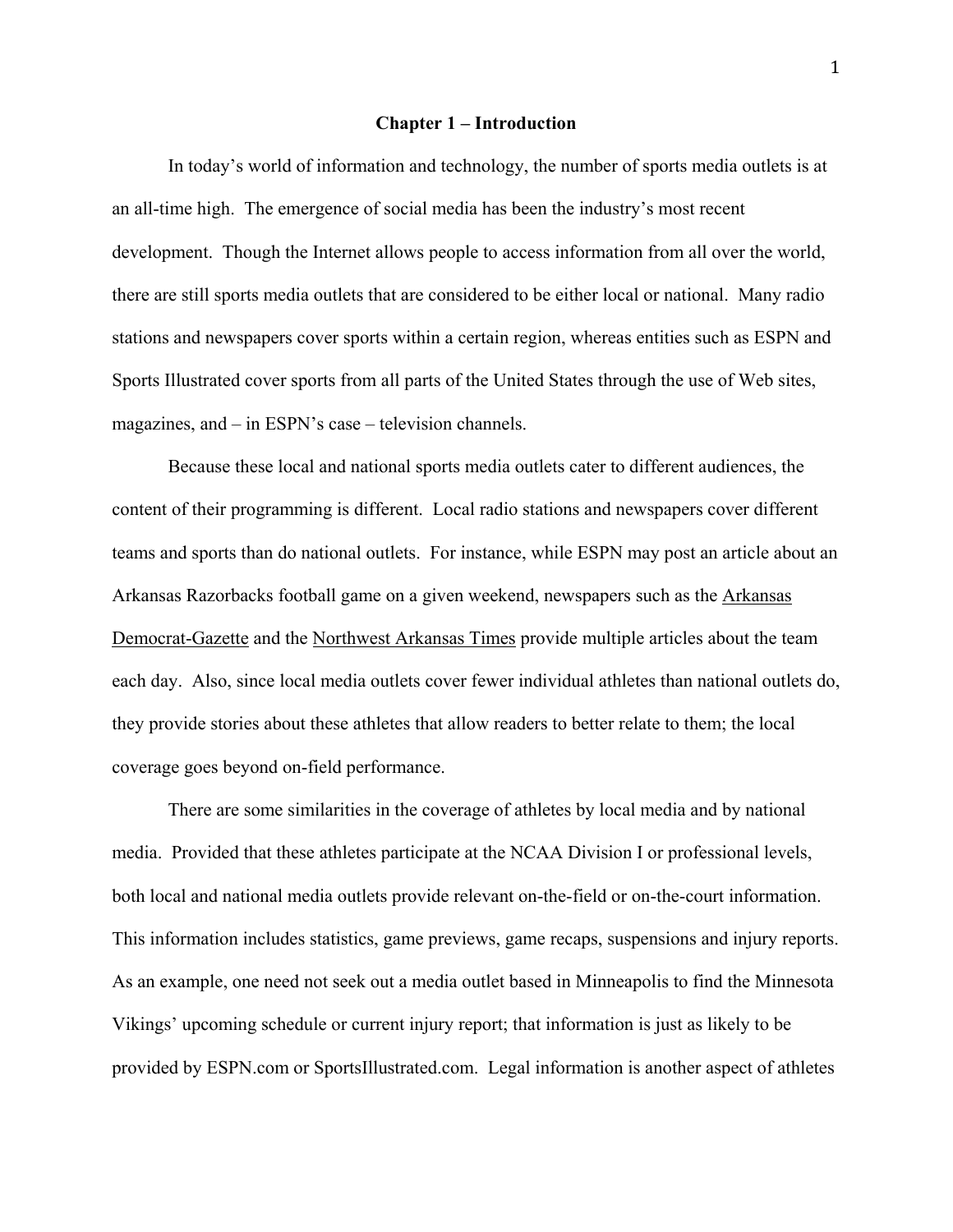# Chapter 1 – Introduction

In today's world of information and technology, the number of sports media outlets is at an all-time high. The emergence of social media has been the industry's most recent development. Though the Internet allows people to access information from all over the world, there are still sports media outlets that are considered to be either local or national. Many radio stations and newspapers cover sports within a certain region, whereas entities such as ESPN and Sports Illustrated cover sports from all parts of the United States through the use of Web sites, magazines, and – in ESPN's case – television channels.

Because these local and national sports media outlets cater to different audiences, the content of their programming is different. Local radio stations and newspapers cover different teams and sports than do national outlets. For instance, while ESPN may post an article about an Arkansas Razorbacks football game on a given weekend, newspapers such as the Arkansas Democrat-Gazette and the Northwest Arkansas Times provide multiple articles about the team each day. Also, since local media outlets cover fewer individual athletes than national outlets do, they provide stories about these athletes that allow readers to better relate to them; the local coverage goes beyond on-field performance.

There are some similarities in the coverage of athletes by local media and by national media. Provided that these athletes participate at the NCAA Division I or professional levels, both local and national media outlets provide relevant on-the-field or on-the-court information. This information includes statistics, game previews, game recaps, suspensions and injury reports. As an example, one need not seek out a media outlet based in Minneapolis to find the Minnesota Vikings' upcoming schedule or current injury report; that information is just as likely to be provided by ESPN.com or SportsIllustrated.com. Legal information is another aspect of athletes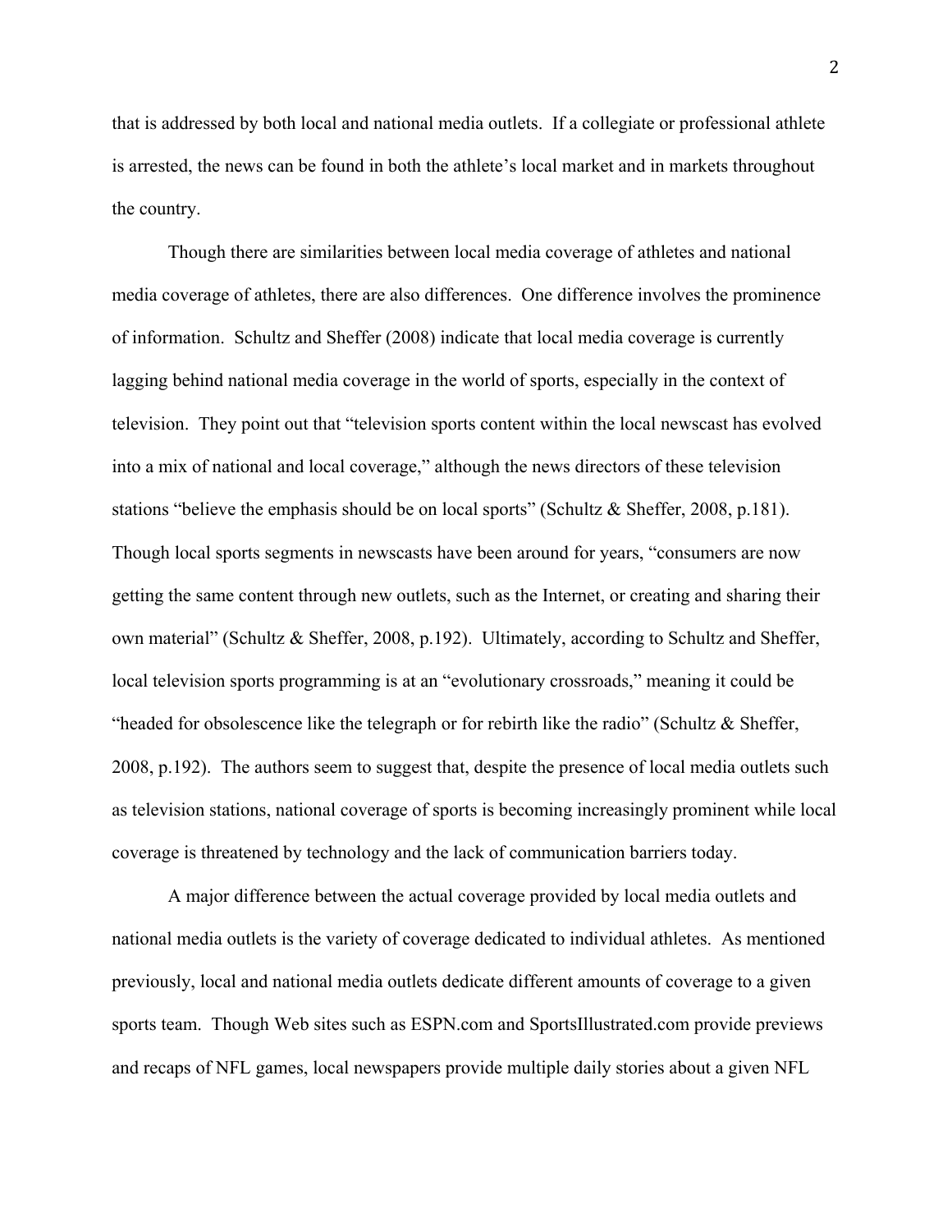that is addressed by both local and national media outlets. If a collegiate or professional athlete is arrested, the news can be found in both the athlete's local market and in markets throughout the country.

Though there are similarities between local media coverage of athletes and national media coverage of athletes, there are also differences. One difference involves the prominence of information. Schultz and Sheffer (2008) indicate that local media coverage is currently lagging behind national media coverage in the world of sports, especially in the context of television. They point out that "television sports content within the local newscast has evolved into a mix of national and local coverage," although the news directors of these television stations "believe the emphasis should be on local sports" (Schultz & Sheffer, 2008, p.181). Though local sports segments in newscasts have been around for years, "consumers are now getting the same content through new outlets, such as the Internet, or creating and sharing their own material" (Schultz & Sheffer, 2008, p.192). Ultimately, according to Schultz and Sheffer, local television sports programming is at an "evolutionary crossroads," meaning it could be "headed for obsolescence like the telegraph or for rebirth like the radio" (Schultz & Sheffer, 2008, p.192). The authors seem to suggest that, despite the presence of local media outlets such as television stations, national coverage of sports is becoming increasingly prominent while local coverage is threatened by technology and the lack of communication barriers today.

A major difference between the actual coverage provided by local media outlets and national media outlets is the variety of coverage dedicated to individual athletes. As mentioned previously, local and national media outlets dedicate different amounts of coverage to a given sports team. Though Web sites such as ESPN.com and SportsIllustrated.com provide previews and recaps of NFL games, local newspapers provide multiple daily stories about a given NFL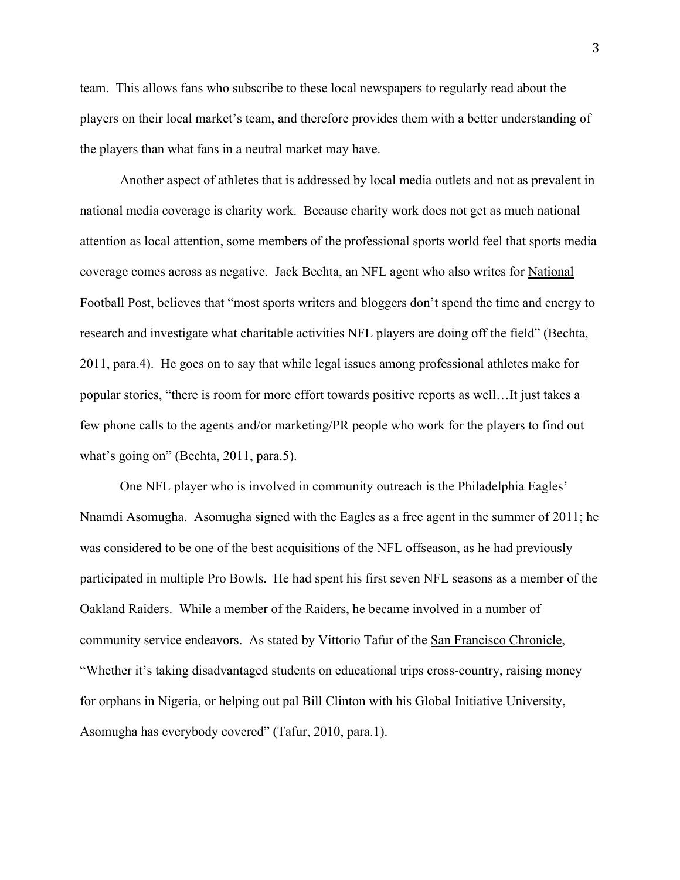team. This allows fans who subscribe to these local newspapers to regularly read about the players on their local market's team, and therefore provides them with a better understanding of the players than what fans in a neutral market may have.

Another aspect of athletes that is addressed by local media outlets and not as prevalent in national media coverage is charity work. Because charity work does not get as much national attention as local attention, some members of the professional sports world feel that sports media coverage comes across as negative. Jack Bechta, an NFL agent who also writes for National Football Post, believes that "most sports writers and bloggers don't spend the time and energy to research and investigate what charitable activities NFL players are doing off the field" (Bechta, 2011, para.4). He goes on to say that while legal issues among professional athletes make for popular stories, "there is room for more effort towards positive reports as well…It just takes a few phone calls to the agents and/or marketing/PR people who work for the players to find out what's going on" (Bechta, 2011, para.5).

One NFL player who is involved in community outreach is the Philadelphia Eagles' Nnamdi Asomugha. Asomugha signed with the Eagles as a free agent in the summer of 2011; he was considered to be one of the best acquisitions of the NFL offseason, as he had previously participated in multiple Pro Bowls. He had spent his first seven NFL seasons as a member of the Oakland Raiders. While a member of the Raiders, he became involved in a number of community service endeavors. As stated by Vittorio Tafur of the San Francisco Chronicle, "Whether it's taking disadvantaged students on educational trips cross-country, raising money for orphans in Nigeria, or helping out pal Bill Clinton with his Global Initiative University, Asomugha has everybody covered" (Tafur, 2010, para.1).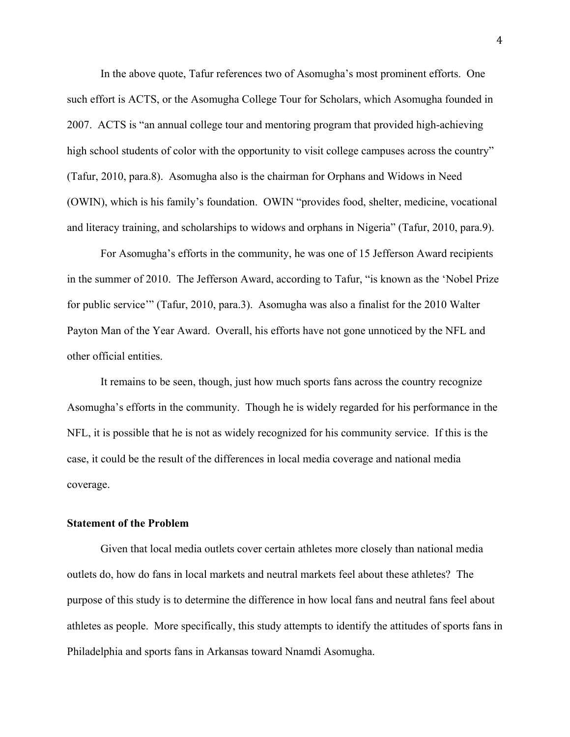In the above quote, Tafur references two of Asomugha's most prominent efforts. One such effort is ACTS, or the Asomugha College Tour for Scholars, which Asomugha founded in 2007. ACTS is "an annual college tour and mentoring program that provided high-achieving high school students of color with the opportunity to visit college campuses across the country" (Tafur, 2010, para.8). Asomugha also is the chairman for Orphans and Widows in Need (OWIN), which is his family's foundation. OWIN "provides food, shelter, medicine, vocational and literacy training, and scholarships to widows and orphans in Nigeria" (Tafur, 2010, para.9).

For Asomugha's efforts in the community, he was one of 15 Jefferson Award recipients in the summer of 2010. The Jefferson Award, according to Tafur, "is known as the 'Nobel Prize for public service'" (Tafur, 2010, para.3). Asomugha was also a finalist for the 2010 Walter Payton Man of the Year Award. Overall, his efforts have not gone unnoticed by the NFL and other official entities.

It remains to be seen, though, just how much sports fans across the country recognize Asomugha's efforts in the community. Though he is widely regarded for his performance in the NFL, it is possible that he is not as widely recognized for his community service. If this is the case, it could be the result of the differences in local media coverage and national media coverage.

**Statement of the Problem**

Given that local media outlets cover certain athletes more closely than national media outlets do, how do fans in local markets and neutral markets feel about these athletes? The purpose of this study is to determine the difference in how local fans and neutral fans feel about athletes as people. More specifically, this study attempts to identify the attitudes of sports fans in Philadelphia and sports fans in Arkansas toward Nnamdi Asomugha.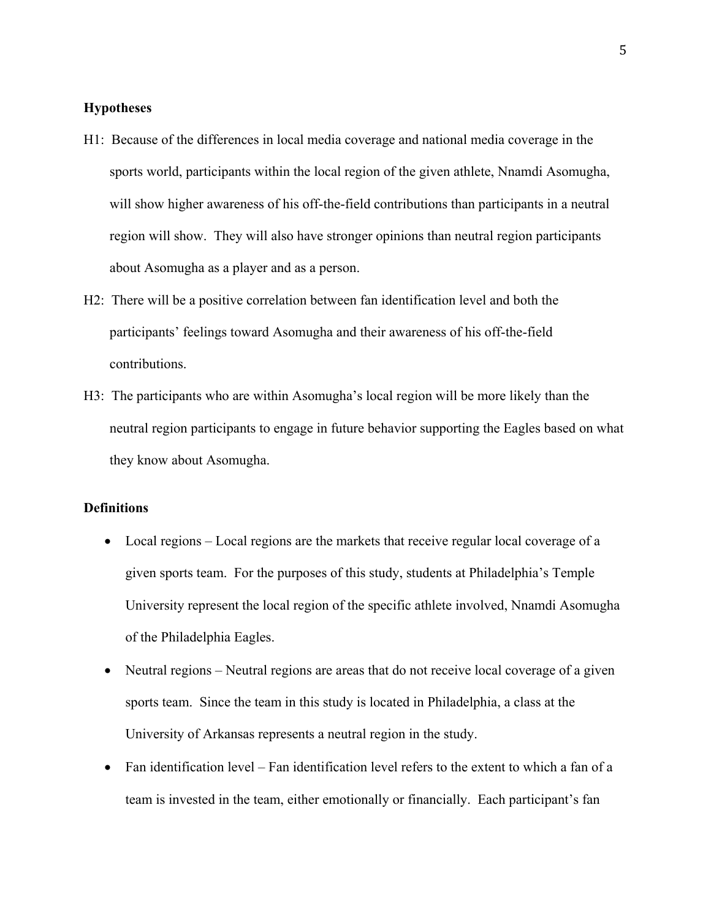### Hypotheses

H1: Because of the differences in local media coverage and national media coverage in the sports world, participants within the local region of the given athlete, Nnamdi Asomugha, will show higher awareness of his off-the-field contributions than participants in a neutral region will show. They will also have stronger opinions than neutral region participants about Asomugha as a player and as a person.

H2: There will be a positive correlation between fan identification level and both the participants' feelings toward Asomugha and their awareness of his off-the-field contributions.

H3: The participants who are within Asomugha's local region will be more likely than the neutral region participants to engage in future behavior supporting the Eagles based on what they know about Asomugha.

### Definitions

- Local regions – Local regions are the markets that receive regular local coverage of a given sports team. For the purposes of this study, students at Philadelphia's Temple University represent the local region of the specific athlete involved, Nnamdi Asomugha of the Philadelphia Eagles.
- Neutral regions – Neutral regions are areas that do not receive local coverage of a given sports team. Since the team in this study is located in Philadelphia, a class at the University of Arkansas represents a neutral region in the study.
- Fan identification level – Fan identification level refers to the extent to which a fan of a team is invested in the team, either emotionally or financially. Each participant's fan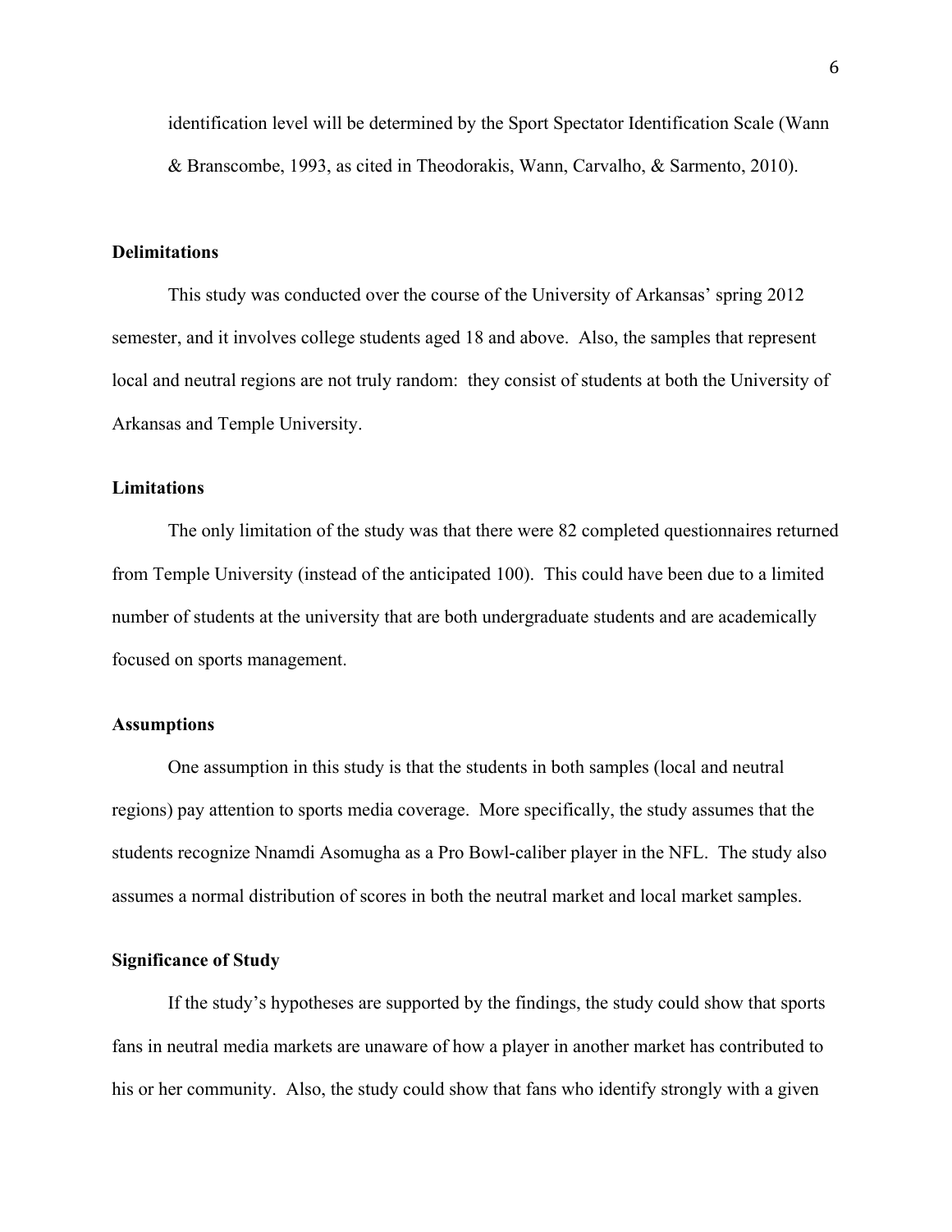identification level will be determined by the Sport Spectator Identification Scale (Wann & Branscombe, 1993, as cited in Theodorakis, Wann, Carvalho, & Sarmento, 2010).

### Delimitations

This study was conducted over the course of the University of Arkansas' spring 2012 semester, and it involves college students aged 18 and above. Also, the samples that represent local and neutral regions are not truly random: they consist of students at both the University of Arkansas and Temple University.

### Limitations

The only limitation of the study was that there were 82 completed questionnaires returned from Temple University (instead of the anticipated 100). This could have been due to a limited number of students at the university that are both undergraduate students and are academically focused on sports management.

### Assumptions

One assumption in this study is that the students in both samples (local and neutral regions) pay attention to sports media coverage. More specifically, the study assumes that the students recognize Nnamdi Asomugha as a Pro Bowl-caliber player in the NFL. The study also assumes a normal distribution of scores in both the neutral market and local market samples.

### Significance of Study

If the study's hypotheses are supported by the findings, the study could show that sports fans in neutral media markets are unaware of how a player in another market has contributed to his or her community. Also, the study could show that fans who identify strongly with a given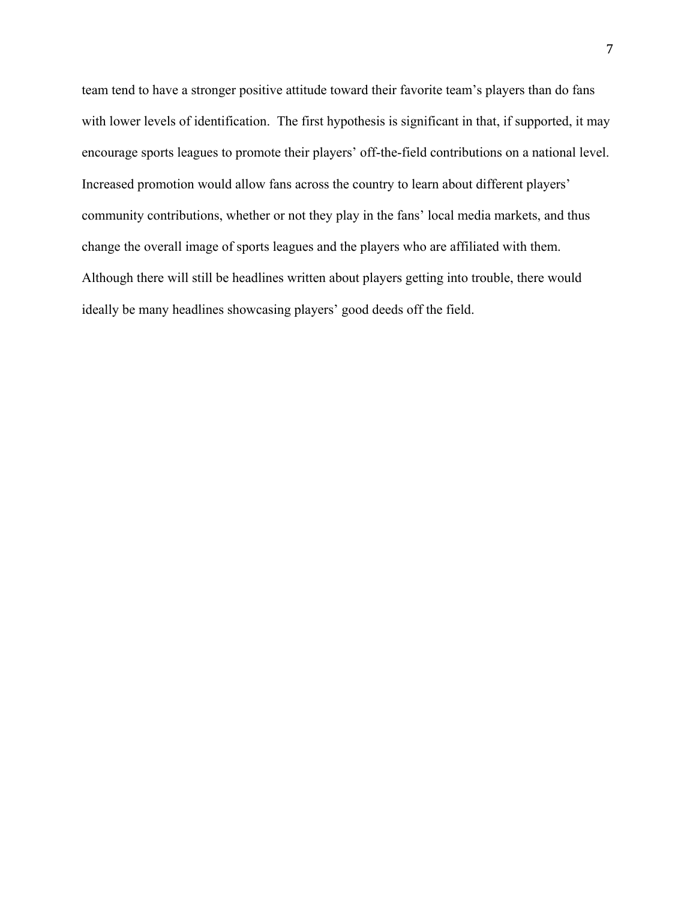team tend to have a stronger positive attitude toward their favorite team's players than do fans with lower levels of identification. The first hypothesis is significant in that, if supported, it may encourage sports leagues to promote their players' off-the-field contributions on a national level. Increased promotion would allow fans across the country to learn about different players' community contributions, whether or not they play in the fans' local media markets, and thus change the overall image of sports leagues and the players who are affiliated with them. Although there will still be headlines written about players getting into trouble, there would ideally be many headlines showcasing players' good deeds off the field.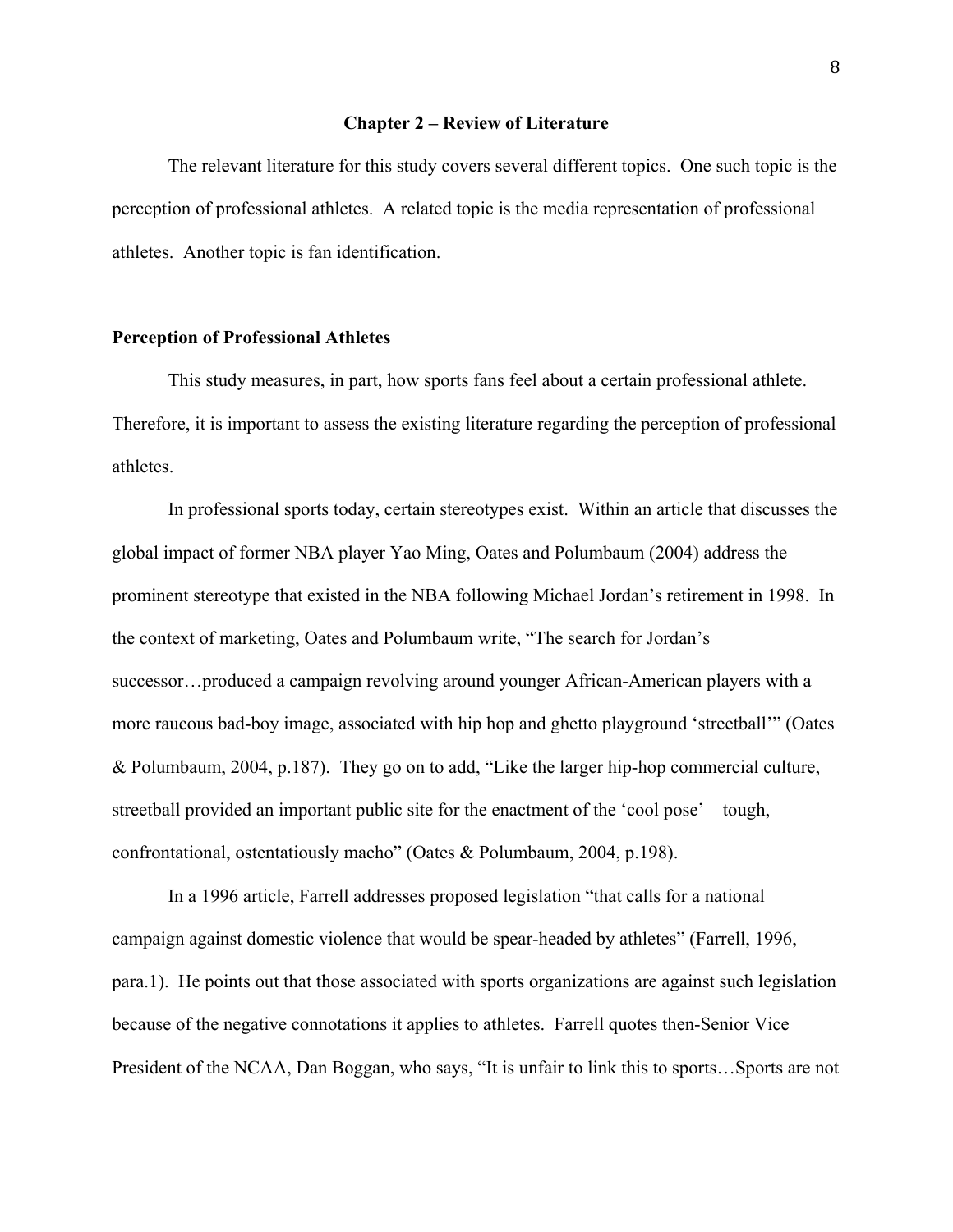## Chapter 2 – Review of Literature

The relevant literature for this study covers several different topics. One such topic is the perception of professional athletes. A related topic is the media representation of professional athletes. Another topic is fan identification.

### Perception of Professional Athletes

This study measures, in part, how sports fans feel about a certain professional athlete. Therefore, it is important to assess the existing literature regarding the perception of professional athletes.

In professional sports today, certain stereotypes exist. Within an article that discusses the global impact of former NBA player Yao Ming, Oates and Polumbaum (2004) address the prominent stereotype that existed in the NBA following Michael Jordan's retirement in 1998. In the context of marketing, Oates and Polumbaum write, "The search for Jordan's successor…produced a campaign revolving around younger African-American players with a more raucous bad-boy image, associated with hip hop and ghetto playground 'streetball'" (Oates & Polumbaum, 2004, p.187). They go on to add, "Like the larger hip-hop commercial culture, streetball provided an important public site for the enactment of the 'cool pose' – tough, confrontational, ostentatiously macho" (Oates & Polumbaum, 2004, p.198).

In a 1996 article, Farrell addresses proposed legislation "that calls for a national campaign against domestic violence that would be spear-headed by athletes" (Farrell, 1996, para.1). He points out that those associated with sports organizations are against such legislation because of the negative connotations it applies to athletes. Farrell quotes then-Senior Vice President of the NCAA, Dan Boggan, who says, "It is unfair to link this to sports…Sports are not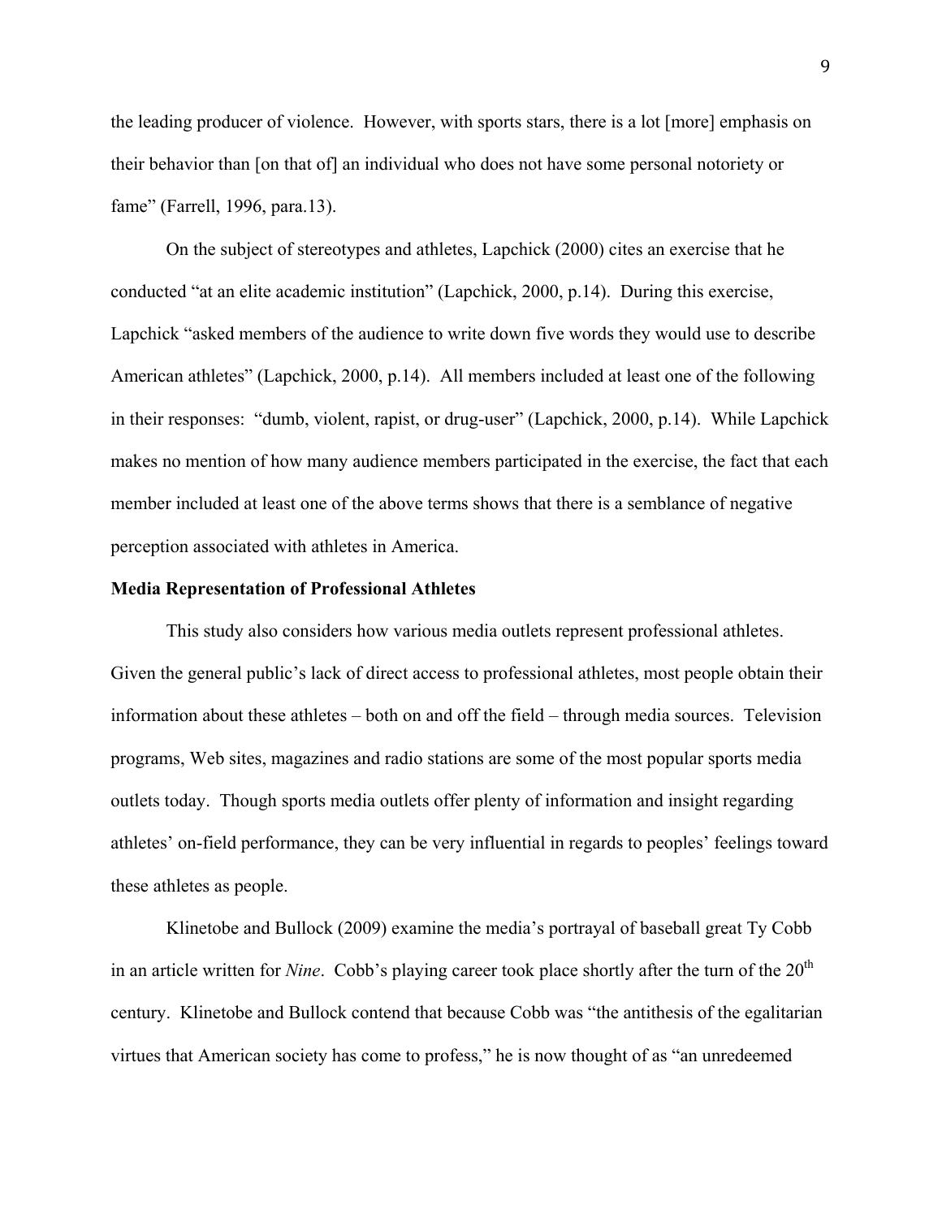the leading producer of violence. However, with sports stars, there is a lot [more] emphasis on their behavior than [on that of] an individual who does not have some personal notoriety or fame" (Farrell, 1996, para.13).

On the subject of stereotypes and athletes, Lapchick (2000) cites an exercise that he conducted "at an elite academic institution" (Lapchick, 2000, p.14). During this exercise, Lapchick "asked members of the audience to write down five words they would use to describe American athletes" (Lapchick, 2000, p.14). All members included at least one of the following in their responses: "dumb, violent, rapist, or drug-user" (Lapchick, 2000, p.14). While Lapchick makes no mention of how many audience members participated in the exercise, the fact that each member included at least one of the above terms shows that there is a semblance of negative perception associated with athletes in America.

**Media Representation of Professional Athletes**

This study also considers how various media outlets represent professional athletes. Given the general public's lack of direct access to professional athletes, most people obtain their information about these athletes – both on and off the field – through media sources. Television programs, Web sites, magazines and radio stations are some of the most popular sports media outlets today. Though sports media outlets offer plenty of information and insight regarding athletes' on-field performance, they can be very influential in regards to peoples' feelings toward these athletes as people.

Klinetobe and Bullock (2009) examine the media's portrayal of baseball great Ty Cobb in an article written for *Nine*. Cobb's playing career took place shortly after the turn of the 20th century. Klinetobe and Bullock contend that because Cobb was "the antithesis of the egalitarian virtues that American society has come to profess," he is now thought of as "an unredeemed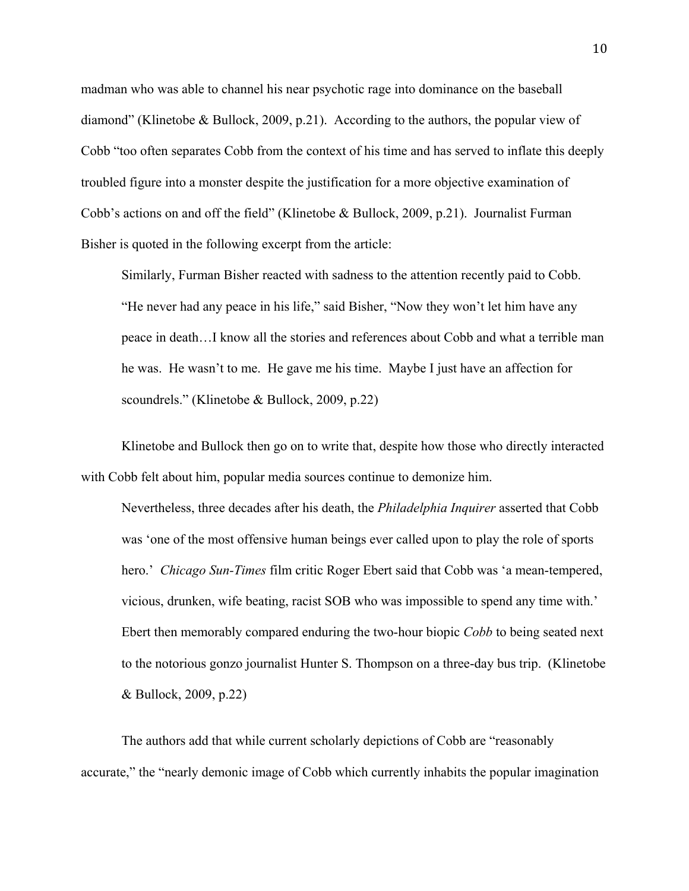madman who was able to channel his near psychotic rage into dominance on the baseball diamond" (Klinetobe & Bullock, 2009, p.21). According to the authors, the popular view of Cobb "too often separates Cobb from the context of his time and has served to inflate this deeply troubled figure into a monster despite the justification for a more objective examination of Cobb's actions on and off the field" (Klinetobe & Bullock, 2009, p.21). Journalist Furman Bisher is quoted in the following excerpt from the article:

> Similarly, Furman Bisher reacted with sadness to the attention recently paid to Cobb. "He never had any peace in his life," said Bisher, "Now they won't let him have any peace in death…I know all the stories and references about Cobb and what a terrible man he was. He wasn't to me. He gave me his time. Maybe I just have an affection for scoundrels." (Klinetobe & Bullock, 2009, p.22)

Klinetobe and Bullock then go on to write that, despite how those who directly interacted with Cobb felt about him, popular media sources continue to demonize him.

> Nevertheless, three decades after his death, the *Philadelphia Inquirer* asserted that Cobb was 'one of the most offensive human beings ever called upon to play the role of sports hero.' *Chicago Sun-Times* film critic Roger Ebert said that Cobb was 'a mean-tempered, vicious, drunken, wife beating, racist SOB who was impossible to spend any time with.' Ebert then memorably compared enduring the two-hour biopic *Cobb* to being seated next to the notorious gonzo journalist Hunter S. Thompson on a three-day bus trip. (Klinetobe & Bullock, 2009, p.22)

The authors add that while current scholarly depictions of Cobb are "reasonably accurate," the "nearly demonic image of Cobb which currently inhabits the popular imagination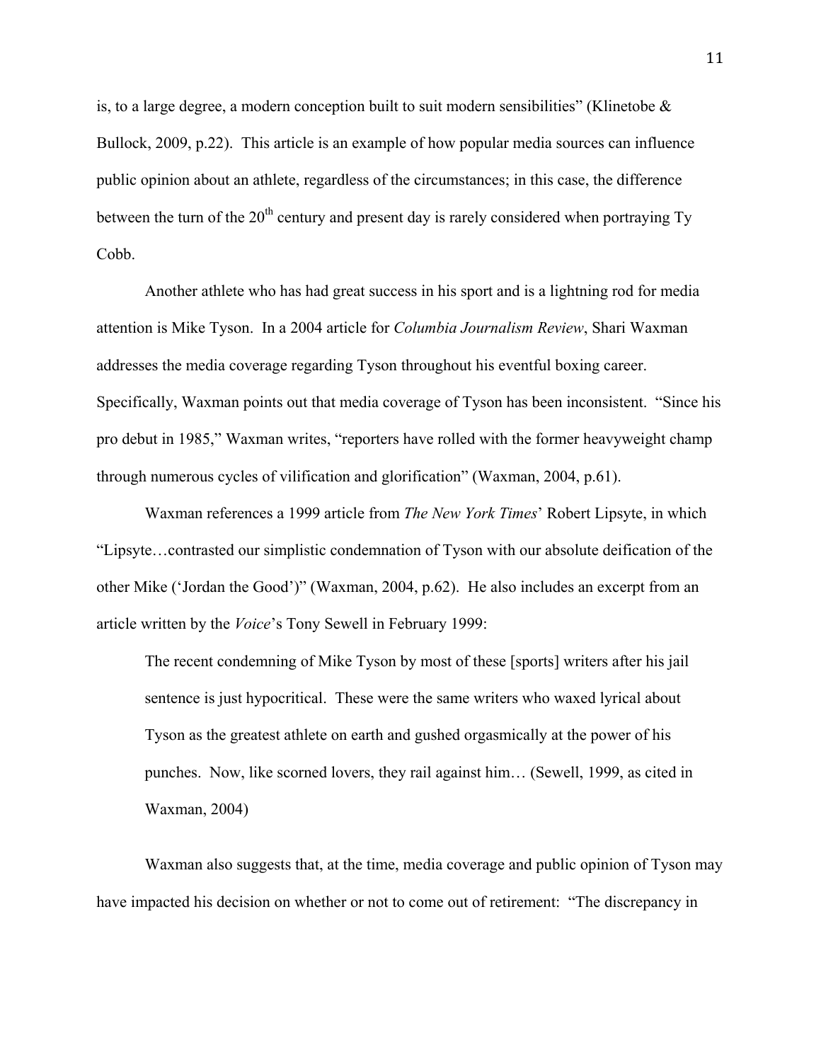is, to a large degree, a modern conception built to suit modern sensibilities" (Klinetobe & Bullock, 2009, p.22). This article is an example of how popular media sources can influence public opinion about an athlete, regardless of the circumstances; in this case, the difference between the turn of the 20th century and present day is rarely considered when portraying Ty Cobb.

Another athlete who has had great success in his sport and is a lightning rod for media attention is Mike Tyson. In a 2004 article for *Columbia Journalism Review*, Shari Waxman addresses the media coverage regarding Tyson throughout his eventful boxing career. Specifically, Waxman points out that media coverage of Tyson has been inconsistent. "Since his pro debut in 1985," Waxman writes, "reporters have rolled with the former heavyweight champ through numerous cycles of vilification and glorification" (Waxman, 2004, p.61).

Waxman references a 1999 article from *The New York Times*' Robert Lipsyte, in which "Lipsyte…contrasted our simplistic condemnation of Tyson with our absolute deification of the other Mike ('Jordan the Good')" (Waxman, 2004, p.62). He also includes an excerpt from an article written by the *Voice*'s Tony Sewell in February 1999:

> The recent condemning of Mike Tyson by most of these [sports] writers after his jail sentence is just hypocritical. These were the same writers who waxed lyrical about Tyson as the greatest athlete on earth and gushed orgasmically at the power of his punches. Now, like scorned lovers, they rail against him… (Sewell, 1999, as cited in Waxman, 2004)

Waxman also suggests that, at the time, media coverage and public opinion of Tyson may have impacted his decision on whether or not to come out of retirement: "The discrepancy in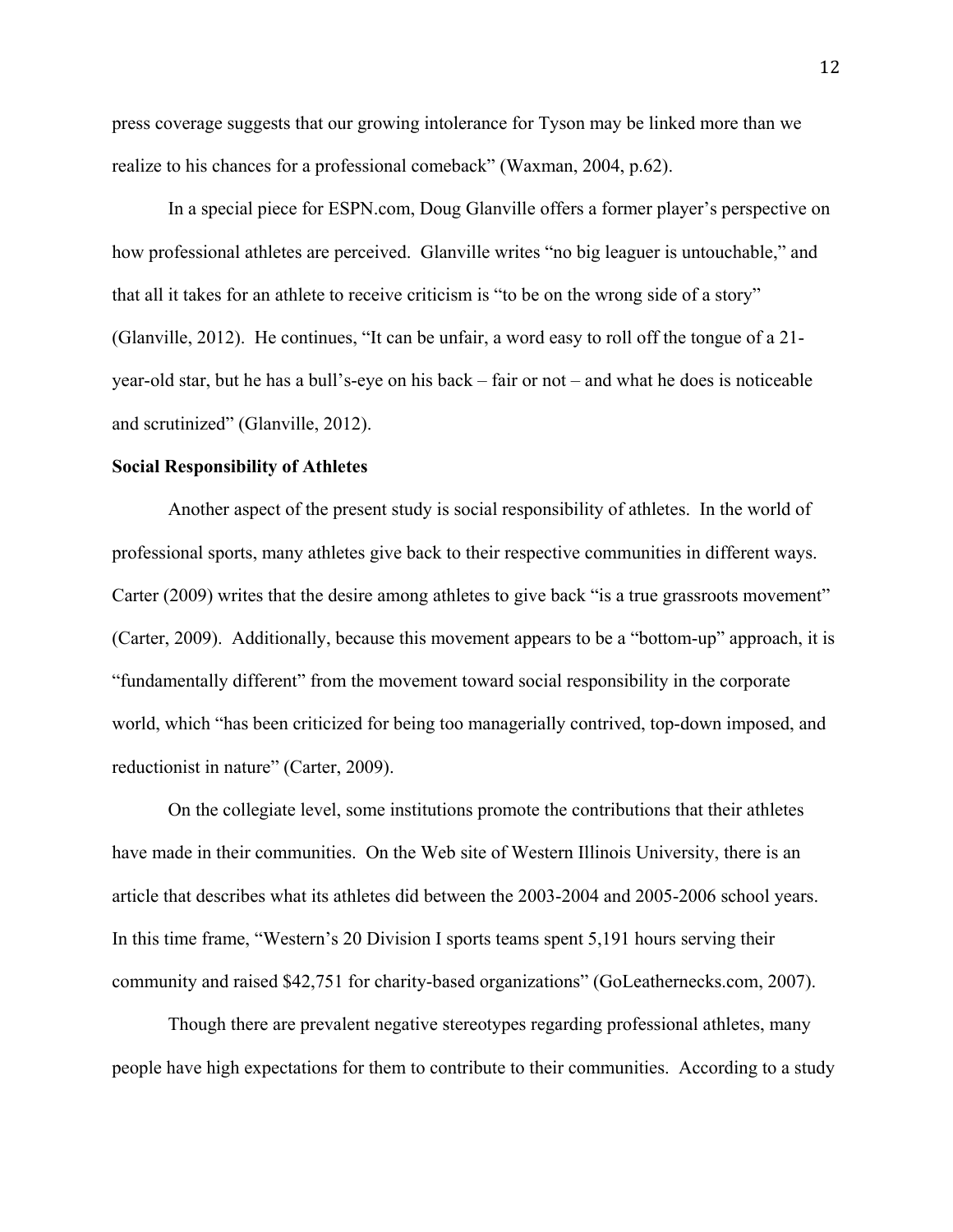press coverage suggests that our growing intolerance for Tyson may be linked more than we realize to his chances for a professional comeback" (Waxman, 2004, p.62).

In a special piece for ESPN.com, Doug Glanville offers a former player's perspective on how professional athletes are perceived. Glanville writes "no big leaguer is untouchable," and that all it takes for an athlete to receive criticism is "to be on the wrong side of a story" (Glanville, 2012). He continues, "It can be unfair, a word easy to roll off the tongue of a 21-year-old star, but he has a bull's-eye on his back – fair or not – and what he does is noticeable and scrutinized" (Glanville, 2012).

**Social Responsibility of Athletes**

Another aspect of the present study is social responsibility of athletes. In the world of professional sports, many athletes give back to their respective communities in different ways. Carter (2009) writes that the desire among athletes to give back "is a true grassroots movement" (Carter, 2009). Additionally, because this movement appears to be a "bottom-up" approach, it is "fundamentally different" from the movement toward social responsibility in the corporate world, which "has been criticized for being too managerially contrived, top-down imposed, and reductionist in nature" (Carter, 2009).

On the collegiate level, some institutions promote the contributions that their athletes have made in their communities. On the Web site of Western Illinois University, there is an article that describes what its athletes did between the 2003-2004 and 2005-2006 school years. In this time frame, "Western's 20 Division I sports teams spent 5,191 hours serving their community and raised $42,751 for charity-based organizations" (GoLeathernecks.com, 2007).

Though there are prevalent negative stereotypes regarding professional athletes, many people have high expectations for them to contribute to their communities. According to a study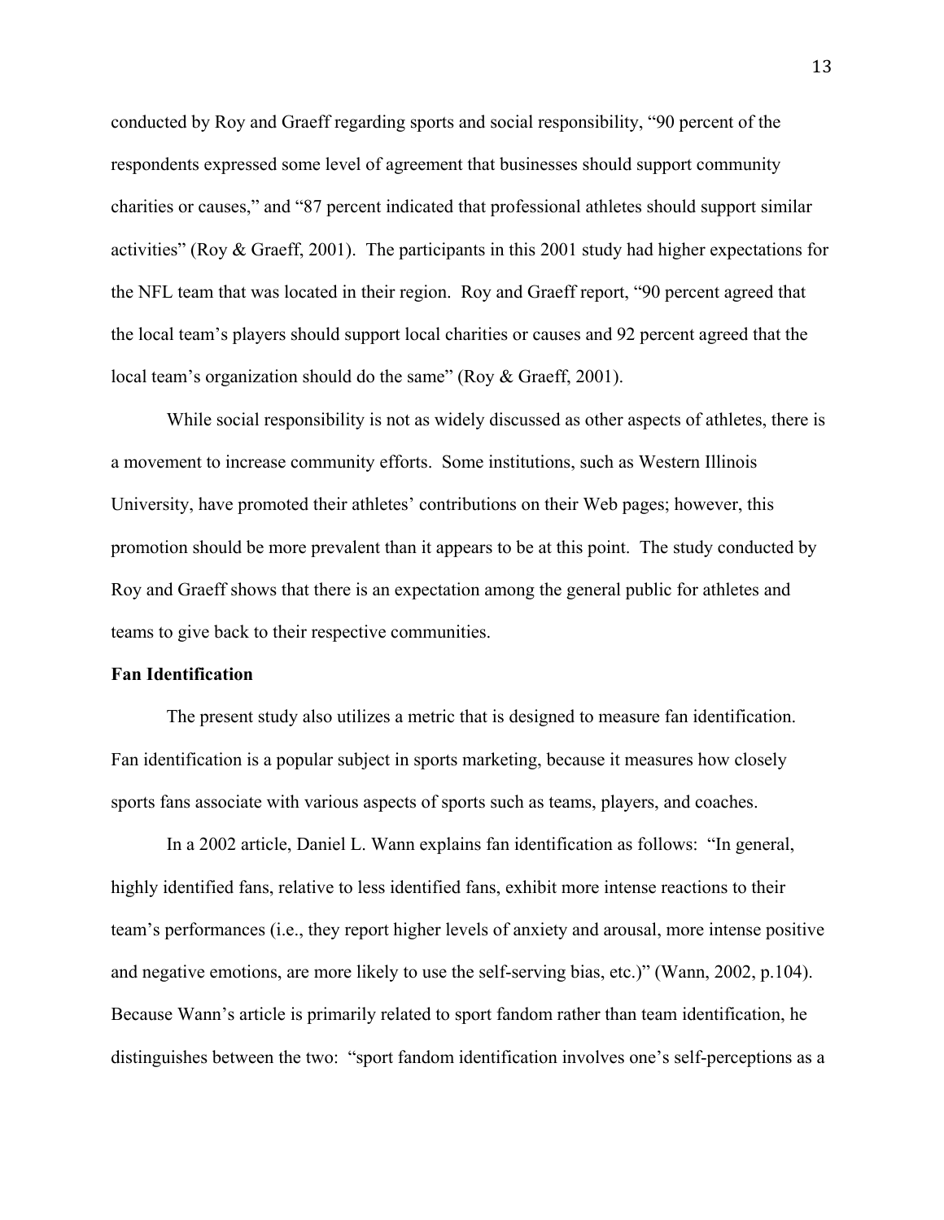conducted by Roy and Graeff regarding sports and social responsibility, "90 percent of the respondents expressed some level of agreement that businesses should support community charities or causes," and "87 percent indicated that professional athletes should support similar activities" (Roy & Graeff, 2001). The participants in this 2001 study had higher expectations for the NFL team that was located in their region. Roy and Graeff report, "90 percent agreed that the local team's players should support local charities or causes and 92 percent agreed that the local team's organization should do the same" (Roy & Graeff, 2001).

While social responsibility is not as widely discussed as other aspects of athletes, there is a movement to increase community efforts. Some institutions, such as Western Illinois University, have promoted their athletes' contributions on their Web pages; however, this promotion should be more prevalent than it appears to be at this point. The study conducted by Roy and Graeff shows that there is an expectation among the general public for athletes and teams to give back to their respective communities.

**Fan Identification**

The present study also utilizes a metric that is designed to measure fan identification. Fan identification is a popular subject in sports marketing, because it measures how closely sports fans associate with various aspects of sports such as teams, players, and coaches.

In a 2002 article, Daniel L. Wann explains fan identification as follows: "In general, highly identified fans, relative to less identified fans, exhibit more intense reactions to their team's performances (i.e., they report higher levels of anxiety and arousal, more intense positive and negative emotions, are more likely to use the self-serving bias, etc.)" (Wann, 2002, p.104). Because Wann's article is primarily related to sport fandom rather than team identification, he distinguishes between the two: "sport fandom identification involves one's self-perceptions as a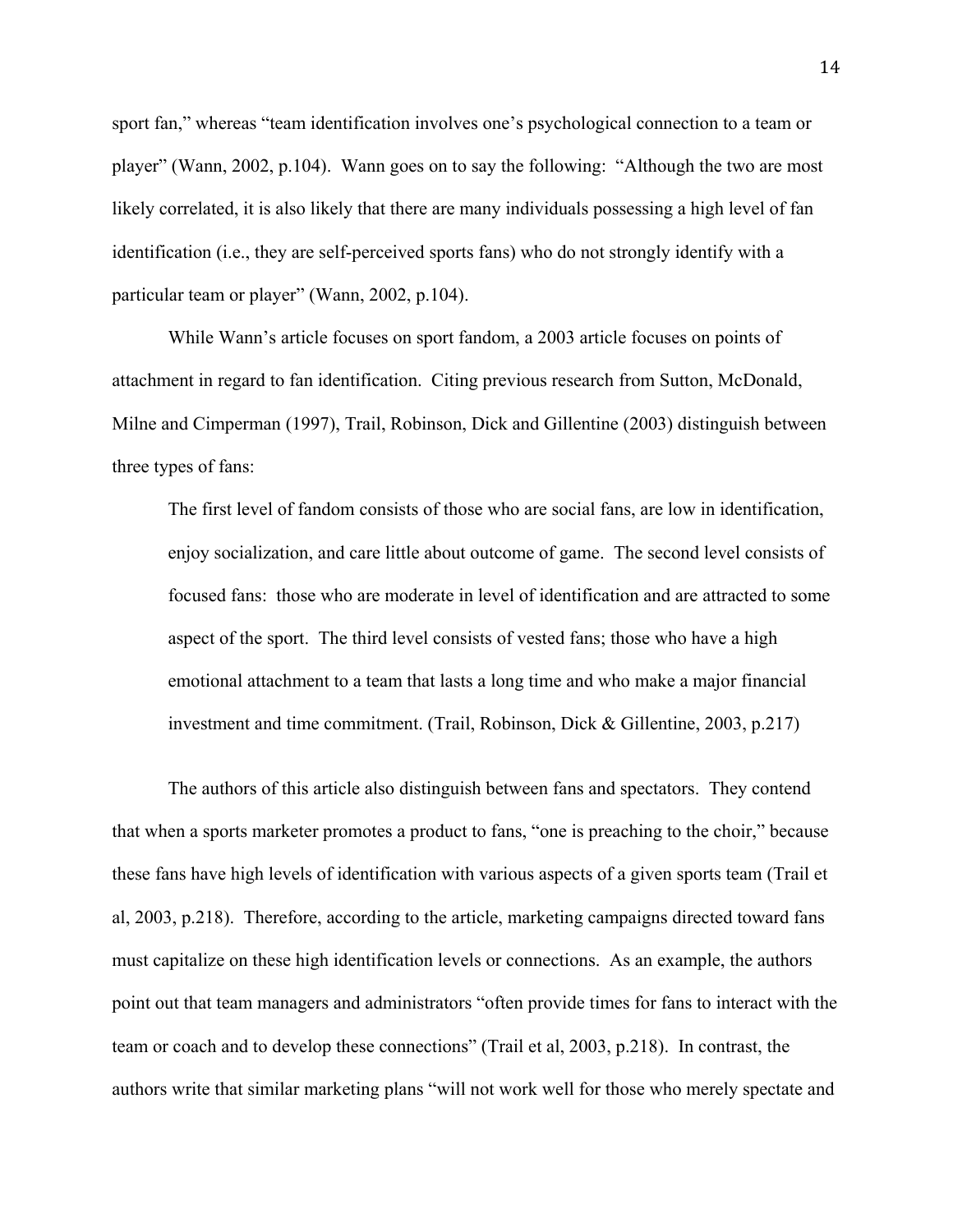sport fan," whereas "team identification involves one's psychological connection to a team or player" (Wann, 2002, p.104). Wann goes on to say the following: "Although the two are most likely correlated, it is also likely that there are many individuals possessing a high level of fan identification (i.e., they are self-perceived sports fans) who do not strongly identify with a particular team or player" (Wann, 2002, p.104).

While Wann's article focuses on sport fandom, a 2003 article focuses on points of attachment in regard to fan identification. Citing previous research from Sutton, McDonald, Milne and Cimperman (1997), Trail, Robinson, Dick and Gillentine (2003) distinguish between three types of fans:

> The first level of fandom consists of those who are social fans, are low in identification, enjoy socialization, and care little about outcome of game. The second level consists of focused fans: those who are moderate in level of identification and are attracted to some aspect of the sport. The third level consists of vested fans; those who have a high emotional attachment to a team that lasts a long time and who make a major financial investment and time commitment. (Trail, Robinson, Dick & Gillentine, 2003, p.217)

The authors of this article also distinguish between fans and spectators. They contend that when a sports marketer promotes a product to fans, "one is preaching to the choir," because these fans have high levels of identification with various aspects of a given sports team (Trail et al, 2003, p.218). Therefore, according to the article, marketing campaigns directed toward fans must capitalize on these high identification levels or connections. As an example, the authors point out that team managers and administrators "often provide times for fans to interact with the team or coach and to develop these connections" (Trail et al, 2003, p.218). In contrast, the authors write that similar marketing plans "will not work well for those who merely spectate and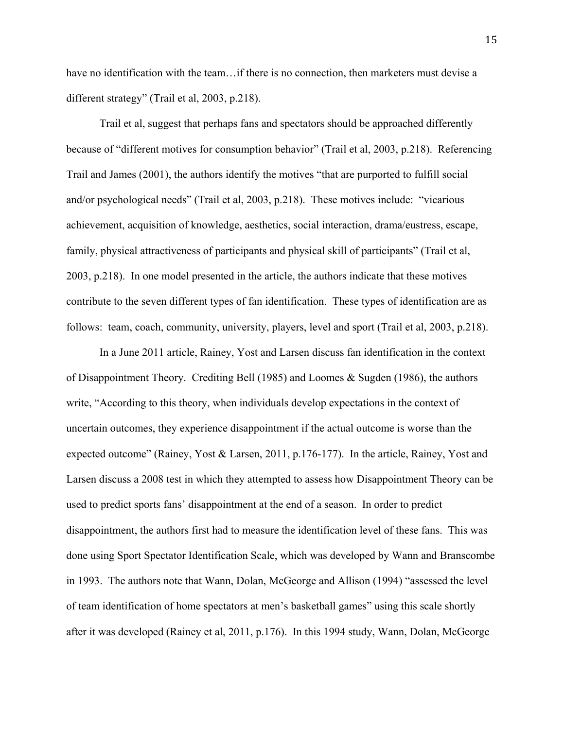have no identification with the team…if there is no connection, then marketers must devise a different strategy" (Trail et al, 2003, p.218).

Trail et al, suggest that perhaps fans and spectators should be approached differently because of "different motives for consumption behavior" (Trail et al, 2003, p.218). Referencing Trail and James (2001), the authors identify the motives "that are purported to fulfill social and/or psychological needs" (Trail et al, 2003, p.218). These motives include: "vicarious achievement, acquisition of knowledge, aesthetics, social interaction, drama/eustress, escape, family, physical attractiveness of participants and physical skill of participants" (Trail et al, 2003, p.218). In one model presented in the article, the authors indicate that these motives contribute to the seven different types of fan identification. These types of identification are as follows: team, coach, community, university, players, level and sport (Trail et al, 2003, p.218).

In a June 2011 article, Rainey, Yost and Larsen discuss fan identification in the context of Disappointment Theory. Crediting Bell (1985) and Loomes & Sugden (1986), the authors write, "According to this theory, when individuals develop expectations in the context of uncertain outcomes, they experience disappointment if the actual outcome is worse than the expected outcome" (Rainey, Yost & Larsen, 2011, p.176-177). In the article, Rainey, Yost and Larsen discuss a 2008 test in which they attempted to assess how Disappointment Theory can be used to predict sports fans' disappointment at the end of a season. In order to predict disappointment, the authors first had to measure the identification level of these fans. This was done using Sport Spectator Identification Scale, which was developed by Wann and Branscombe in 1993. The authors note that Wann, Dolan, McGeorge and Allison (1994) "assessed the level of team identification of home spectators at men's basketball games" using this scale shortly after it was developed (Rainey et al, 2011, p.176). In this 1994 study, Wann, Dolan, McGeorge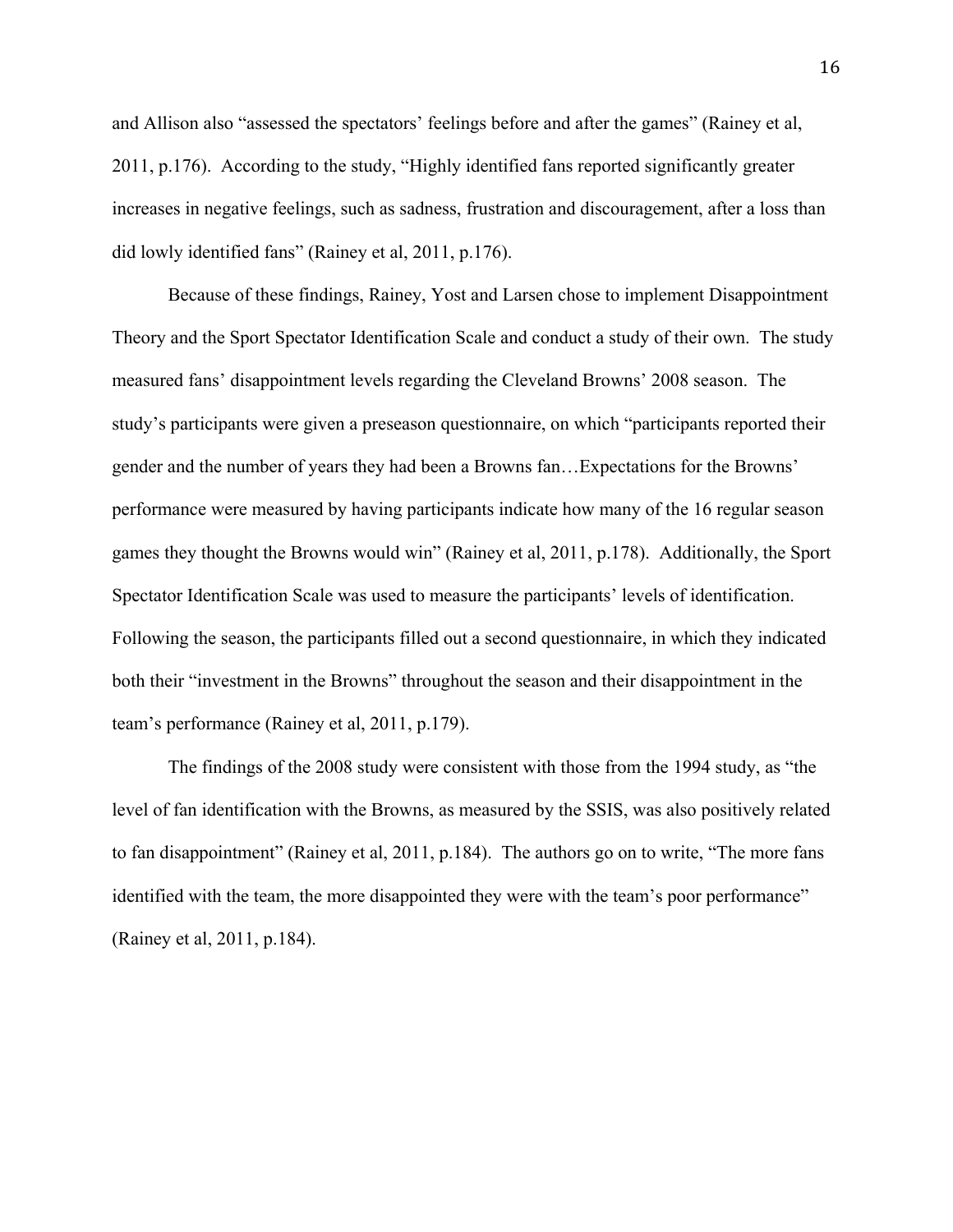and Allison also "assessed the spectators' feelings before and after the games" (Rainey et al, 2011, p.176). According to the study, "Highly identified fans reported significantly greater increases in negative feelings, such as sadness, frustration and discouragement, after a loss than did lowly identified fans" (Rainey et al, 2011, p.176).

Because of these findings, Rainey, Yost and Larsen chose to implement Disappointment Theory and the Sport Spectator Identification Scale and conduct a study of their own. The study measured fans' disappointment levels regarding the Cleveland Browns' 2008 season. The study's participants were given a preseason questionnaire, on which "participants reported their gender and the number of years they had been a Browns fan…Expectations for the Browns' performance were measured by having participants indicate how many of the 16 regular season games they thought the Browns would win" (Rainey et al, 2011, p.178). Additionally, the Sport Spectator Identification Scale was used to measure the participants' levels of identification. Following the season, the participants filled out a second questionnaire, in which they indicated both their "investment in the Browns" throughout the season and their disappointment in the team's performance (Rainey et al, 2011, p.179).

The findings of the 2008 study were consistent with those from the 1994 study, as "the level of fan identification with the Browns, as measured by the SSIS, was also positively related to fan disappointment" (Rainey et al, 2011, p.184). The authors go on to write, "The more fans identified with the team, the more disappointed they were with the team's poor performance" (Rainey et al, 2011, p.184).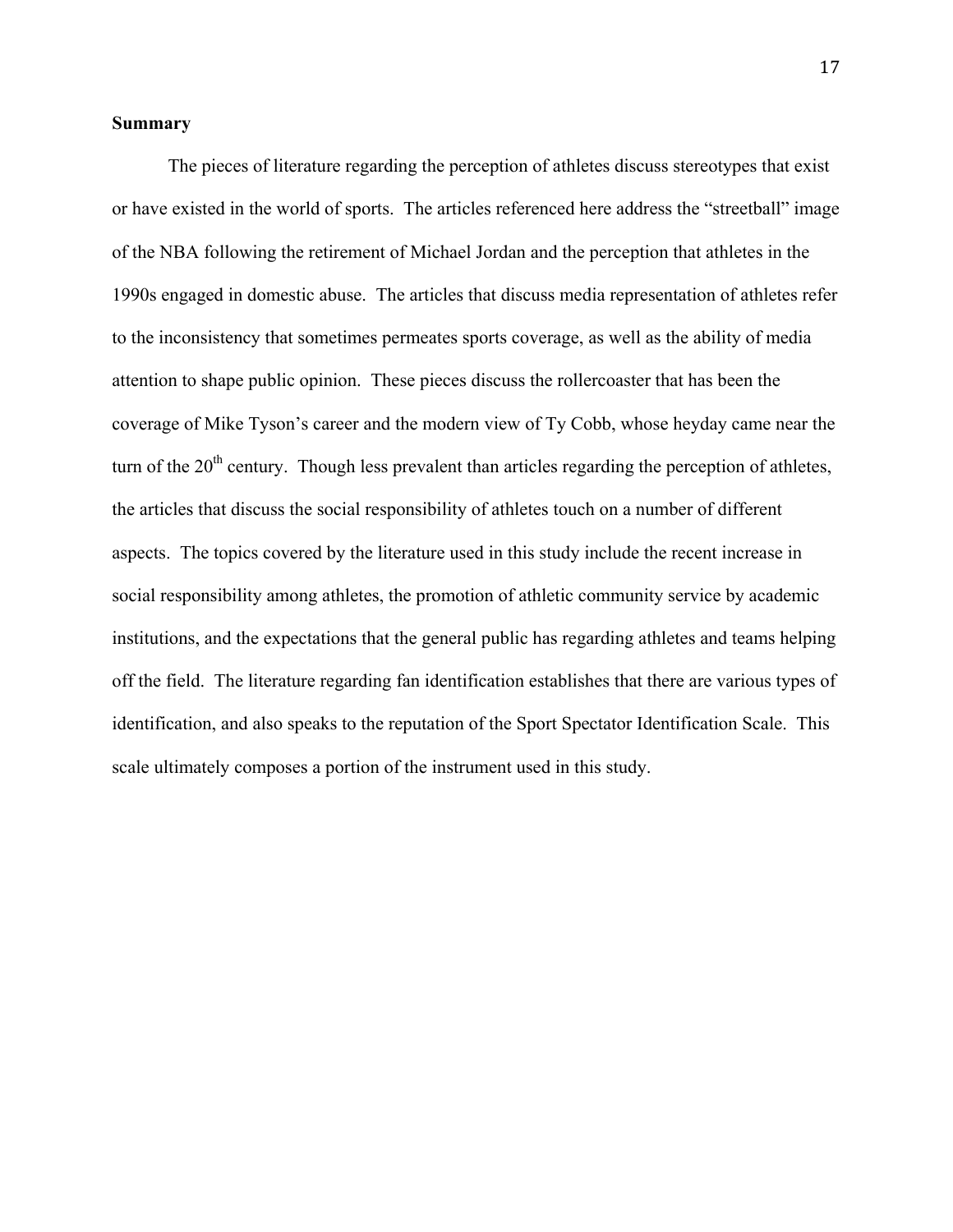## Summary

The pieces of literature regarding the perception of athletes discuss stereotypes that exist or have existed in the world of sports. The articles referenced here address the "streetball" image of the NBA following the retirement of Michael Jordan and the perception that athletes in the 1990s engaged in domestic abuse. The articles that discuss media representation of athletes refer to the inconsistency that sometimes permeates sports coverage, as well as the ability of media attention to shape public opinion. These pieces discuss the rollercoaster that has been the coverage of Mike Tyson's career and the modern view of Ty Cobb, whose heyday came near the turn of the 20th century. Though less prevalent than articles regarding the perception of athletes, the articles that discuss the social responsibility of athletes touch on a number of different aspects. The topics covered by the literature used in this study include the recent increase in social responsibility among athletes, the promotion of athletic community service by academic institutions, and the expectations that the general public has regarding athletes and teams helping off the field. The literature regarding fan identification establishes that there are various types of identification, and also speaks to the reputation of the Sport Spectator Identification Scale. This scale ultimately composes a portion of the instrument used in this study.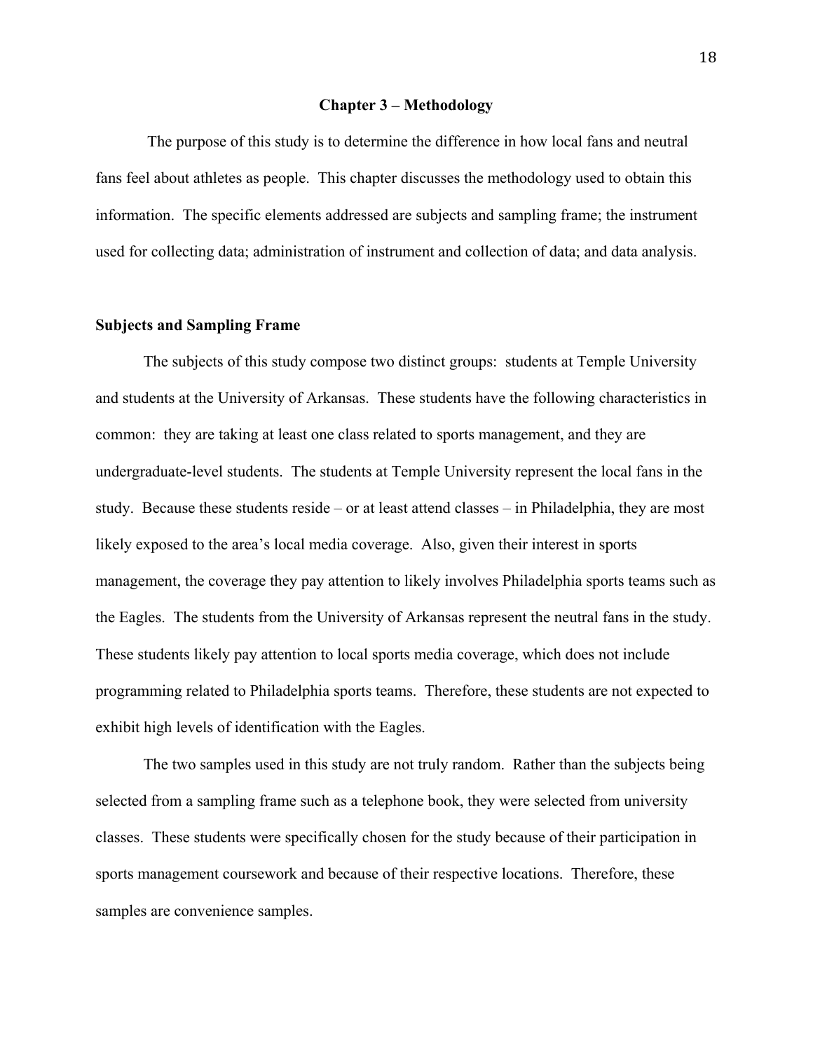# Chapter 3 – Methodology

The purpose of this study is to determine the difference in how local fans and neutral fans feel about athletes as people. This chapter discusses the methodology used to obtain this information. The specific elements addressed are subjects and sampling frame; the instrument used for collecting data; administration of instrument and collection of data; and data analysis.

## Subjects and Sampling Frame

The subjects of this study compose two distinct groups: students at Temple University and students at the University of Arkansas. These students have the following characteristics in common: they are taking at least one class related to sports management, and they are undergraduate-level students. The students at Temple University represent the local fans in the study. Because these students reside – or at least attend classes – in Philadelphia, they are most likely exposed to the area's local media coverage. Also, given their interest in sports management, the coverage they pay attention to likely involves Philadelphia sports teams such as the Eagles. The students from the University of Arkansas represent the neutral fans in the study. These students likely pay attention to local sports media coverage, which does not include programming related to Philadelphia sports teams. Therefore, these students are not expected to exhibit high levels of identification with the Eagles.

The two samples used in this study are not truly random. Rather than the subjects being selected from a sampling frame such as a telephone book, they were selected from university classes. These students were specifically chosen for the study because of their participation in sports management coursework and because of their respective locations. Therefore, these samples are convenience samples.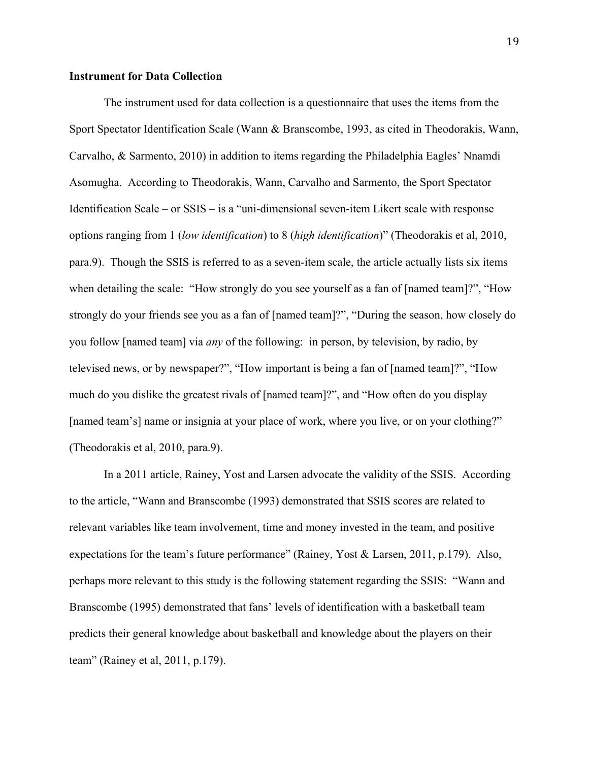**Instrument for Data Collection**

The instrument used for data collection is a questionnaire that uses the items from the Sport Spectator Identification Scale (Wann & Branscombe, 1993, as cited in Theodorakis, Wann, Carvalho, & Sarmento, 2010) in addition to items regarding the Philadelphia Eagles' Nnamdi Asomugha. According to Theodorakis, Wann, Carvalho and Sarmento, the Sport Spectator Identification Scale – or SSIS – is a "uni-dimensional seven-item Likert scale with response options ranging from 1 (*low identification*) to 8 (*high identification*)" (Theodorakis et al, 2010, para.9). Though the SSIS is referred to as a seven-item scale, the article actually lists six items when detailing the scale: "How strongly do you see yourself as a fan of [named team]?", "How strongly do your friends see you as a fan of [named team]?", "During the season, how closely do you follow [named team] via *any* of the following: in person, by television, by radio, by televised news, or by newspaper?", "How important is being a fan of [named team]?", "How much do you dislike the greatest rivals of [named team]?", and "How often do you display [named team's] name or insignia at your place of work, where you live, or on your clothing?" (Theodorakis et al, 2010, para.9).

In a 2011 article, Rainey, Yost and Larsen advocate the validity of the SSIS. According to the article, "Wann and Branscombe (1993) demonstrated that SSIS scores are related to relevant variables like team involvement, time and money invested in the team, and positive expectations for the team's future performance" (Rainey, Yost & Larsen, 2011, p.179). Also, perhaps more relevant to this study is the following statement regarding the SSIS: "Wann and Branscombe (1995) demonstrated that fans' levels of identification with a basketball team predicts their general knowledge about basketball and knowledge about the players on their team" (Rainey et al, 2011, p.179).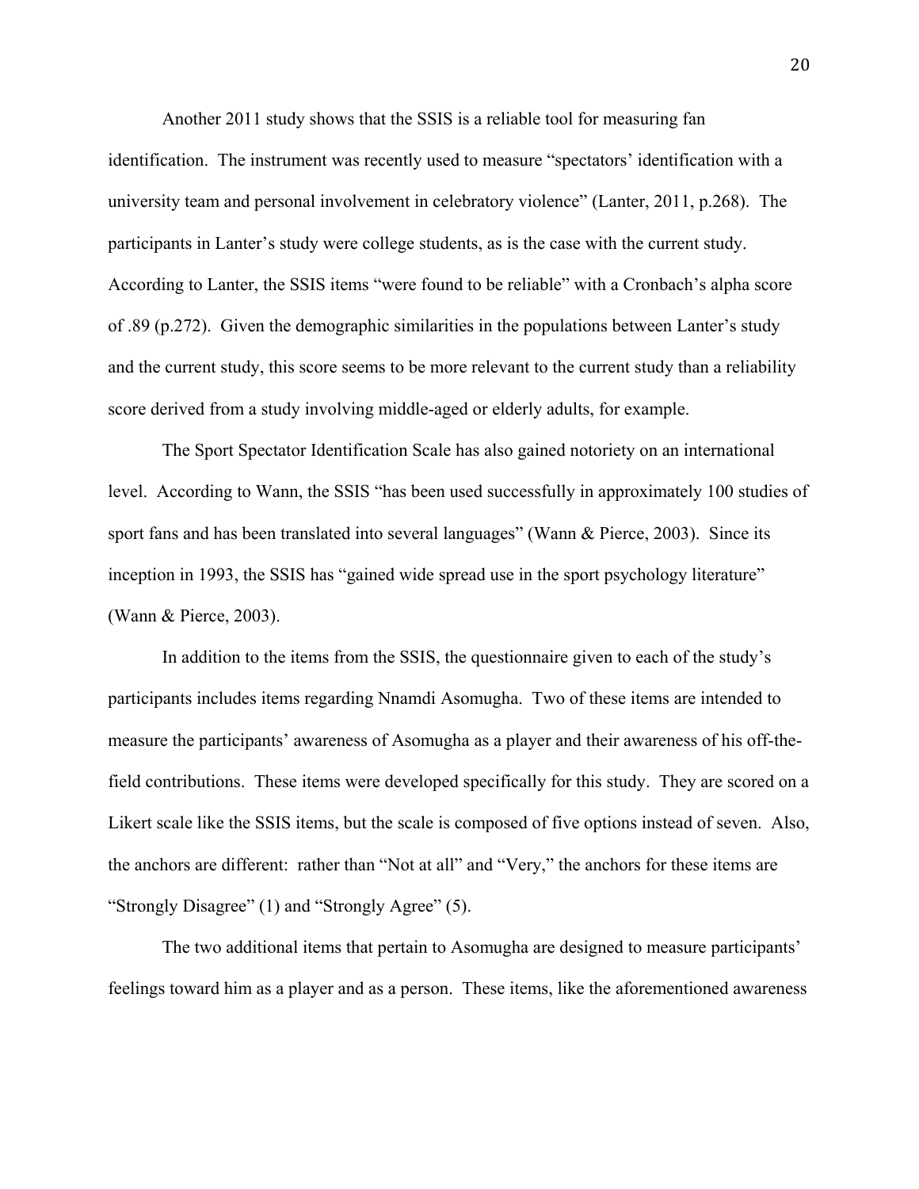Another 2011 study shows that the SSIS is a reliable tool for measuring fan identification. The instrument was recently used to measure "spectators' identification with a university team and personal involvement in celebratory violence" (Lanter, 2011, p.268). The participants in Lanter's study were college students, as is the case with the current study. According to Lanter, the SSIS items "were found to be reliable" with a Cronbach's alpha score of .89 (p.272). Given the demographic similarities in the populations between Lanter's study and the current study, this score seems to be more relevant to the current study than a reliability score derived from a study involving middle-aged or elderly adults, for example.

The Sport Spectator Identification Scale has also gained notoriety on an international level. According to Wann, the SSIS "has been used successfully in approximately 100 studies of sport fans and has been translated into several languages" (Wann & Pierce, 2003). Since its inception in 1993, the SSIS has "gained wide spread use in the sport psychology literature" (Wann & Pierce, 2003).

In addition to the items from the SSIS, the questionnaire given to each of the study's participants includes items regarding Nnamdi Asomugha. Two of these items are intended to measure the participants' awareness of Asomugha as a player and their awareness of his off-the-field contributions. These items were developed specifically for this study. They are scored on a Likert scale like the SSIS items, but the scale is composed of five options instead of seven. Also, the anchors are different: rather than "Not at all" and "Very," the anchors for these items are "Strongly Disagree" (1) and "Strongly Agree" (5).

The two additional items that pertain to Asomugha are designed to measure participants' feelings toward him as a player and as a person. These items, like the aforementioned awareness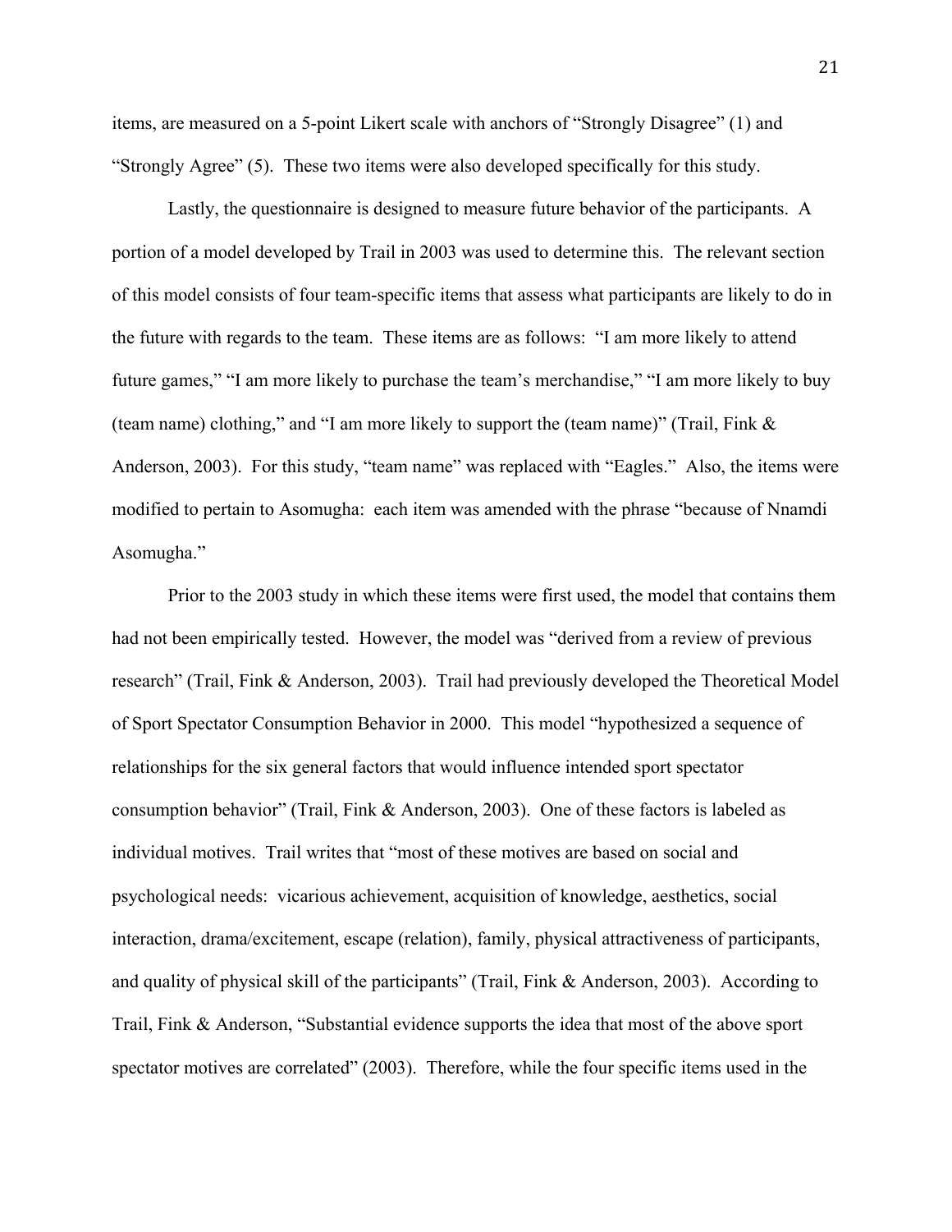items, are measured on a 5-point Likert scale with anchors of "Strongly Disagree" (1) and "Strongly Agree" (5). These two items were also developed specifically for this study.

Lastly, the questionnaire is designed to measure future behavior of the participants. A portion of a model developed by Trail in 2003 was used to determine this. The relevant section of this model consists of four team-specific items that assess what participants are likely to do in the future with regards to the team. These items are as follows: "I am more likely to attend future games," "I am more likely to purchase the team's merchandise," "I am more likely to buy (team name) clothing," and "I am more likely to support the (team name)" (Trail, Fink & Anderson, 2003). For this study, "team name" was replaced with "Eagles." Also, the items were modified to pertain to Asomugha: each item was amended with the phrase "because of Nnamdi Asomugha."

Prior to the 2003 study in which these items were first used, the model that contains them had not been empirically tested. However, the model was "derived from a review of previous research" (Trail, Fink & Anderson, 2003). Trail had previously developed the Theoretical Model of Sport Spectator Consumption Behavior in 2000. This model "hypothesized a sequence of relationships for the six general factors that would influence intended sport spectator consumption behavior" (Trail, Fink & Anderson, 2003). One of these factors is labeled as individual motives. Trail writes that "most of these motives are based on social and psychological needs: vicarious achievement, acquisition of knowledge, aesthetics, social interaction, drama/excitement, escape (relation), family, physical attractiveness of participants, and quality of physical skill of the participants" (Trail, Fink & Anderson, 2003). According to Trail, Fink & Anderson, "Substantial evidence supports the idea that most of the above sport spectator motives are correlated" (2003). Therefore, while the four specific items used in the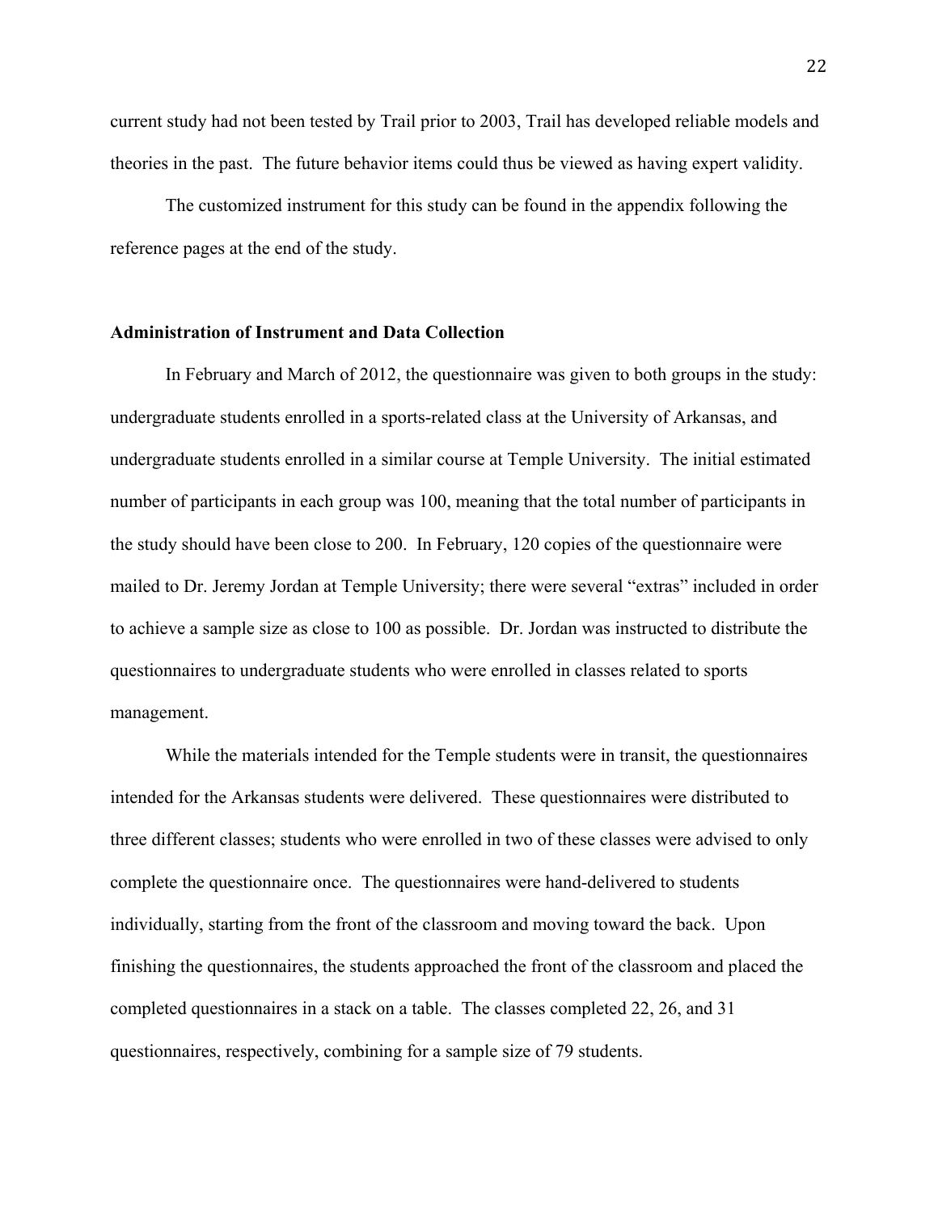current study had not been tested by Trail prior to 2003, Trail has developed reliable models and theories in the past. The future behavior items could thus be viewed as having expert validity.

The customized instrument for this study can be found in the appendix following the reference pages at the end of the study.

**Administration of Instrument and Data Collection**

In February and March of 2012, the questionnaire was given to both groups in the study: undergraduate students enrolled in a sports-related class at the University of Arkansas, and undergraduate students enrolled in a similar course at Temple University. The initial estimated number of participants in each group was 100, meaning that the total number of participants in the study should have been close to 200. In February, 120 copies of the questionnaire were mailed to Dr. Jeremy Jordan at Temple University; there were several "extras" included in order to achieve a sample size as close to 100 as possible. Dr. Jordan was instructed to distribute the questionnaires to undergraduate students who were enrolled in classes related to sports management.

While the materials intended for the Temple students were in transit, the questionnaires intended for the Arkansas students were delivered. These questionnaires were distributed to three different classes; students who were enrolled in two of these classes were advised to only complete the questionnaire once. The questionnaires were hand-delivered to students individually, starting from the front of the classroom and moving toward the back. Upon finishing the questionnaires, the students approached the front of the classroom and placed the completed questionnaires in a stack on a table. The classes completed 22, 26, and 31 questionnaires, respectively, combining for a sample size of 79 students.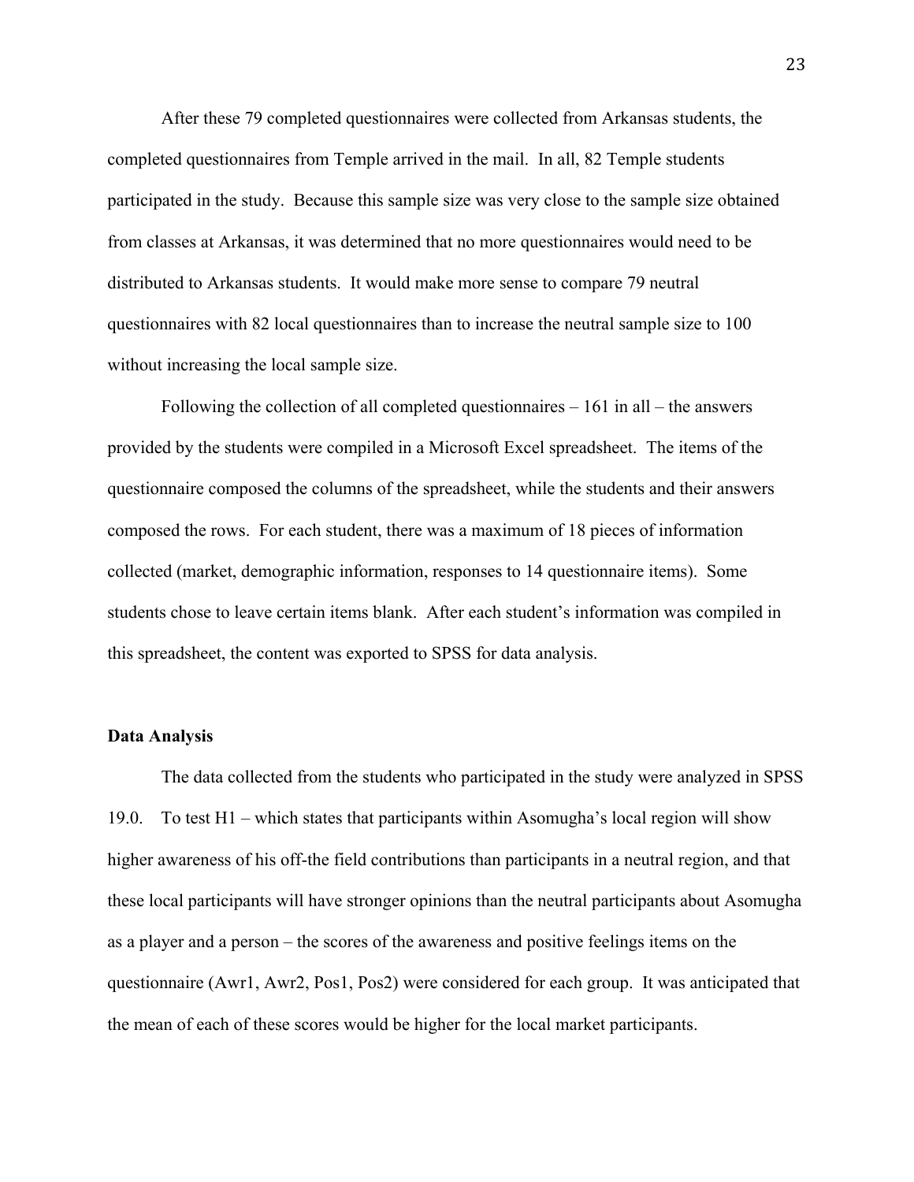After these 79 completed questionnaires were collected from Arkansas students, the completed questionnaires from Temple arrived in the mail. In all, 82 Temple students participated in the study. Because this sample size was very close to the sample size obtained from classes at Arkansas, it was determined that no more questionnaires would need to be distributed to Arkansas students. It would make more sense to compare 79 neutral questionnaires with 82 local questionnaires than to increase the neutral sample size to 100 without increasing the local sample size.

Following the collection of all completed questionnaires – 161 in all – the answers provided by the students were compiled in a Microsoft Excel spreadsheet. The items of the questionnaire composed the columns of the spreadsheet, while the students and their answers composed the rows. For each student, there was a maximum of 18 pieces of information collected (market, demographic information, responses to 14 questionnaire items). Some students chose to leave certain items blank. After each student's information was compiled in this spreadsheet, the content was exported to SPSS for data analysis.

**Data Analysis**

The data collected from the students who participated in the study were analyzed in SPSS 19.0. To test H1 – which states that participants within Asomugha's local region will show higher awareness of his off-the field contributions than participants in a neutral region, and that these local participants will have stronger opinions than the neutral participants about Asomugha as a player and a person – the scores of the awareness and positive feelings items on the questionnaire (Awr1, Awr2, Pos1, Pos2) were considered for each group. It was anticipated that the mean of each of these scores would be higher for the local market participants.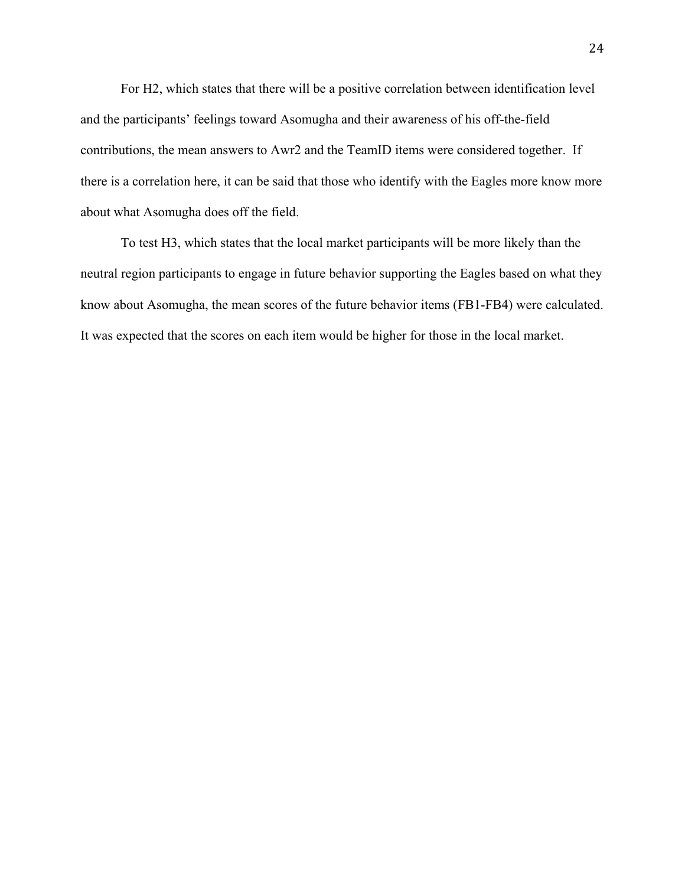For H2, which states that there will be a positive correlation between identification level and the participants' feelings toward Asomugha and their awareness of his off-the-field contributions, the mean answers to Awr2 and the TeamID items were considered together. If there is a correlation here, it can be said that those who identify with the Eagles more know more about what Asomugha does off the field.

To test H3, which states that the local market participants will be more likely than the neutral region participants to engage in future behavior supporting the Eagles based on what they know about Asomugha, the mean scores of the future behavior items (FB1-FB4) were calculated. It was expected that the scores on each item would be higher for those in the local market.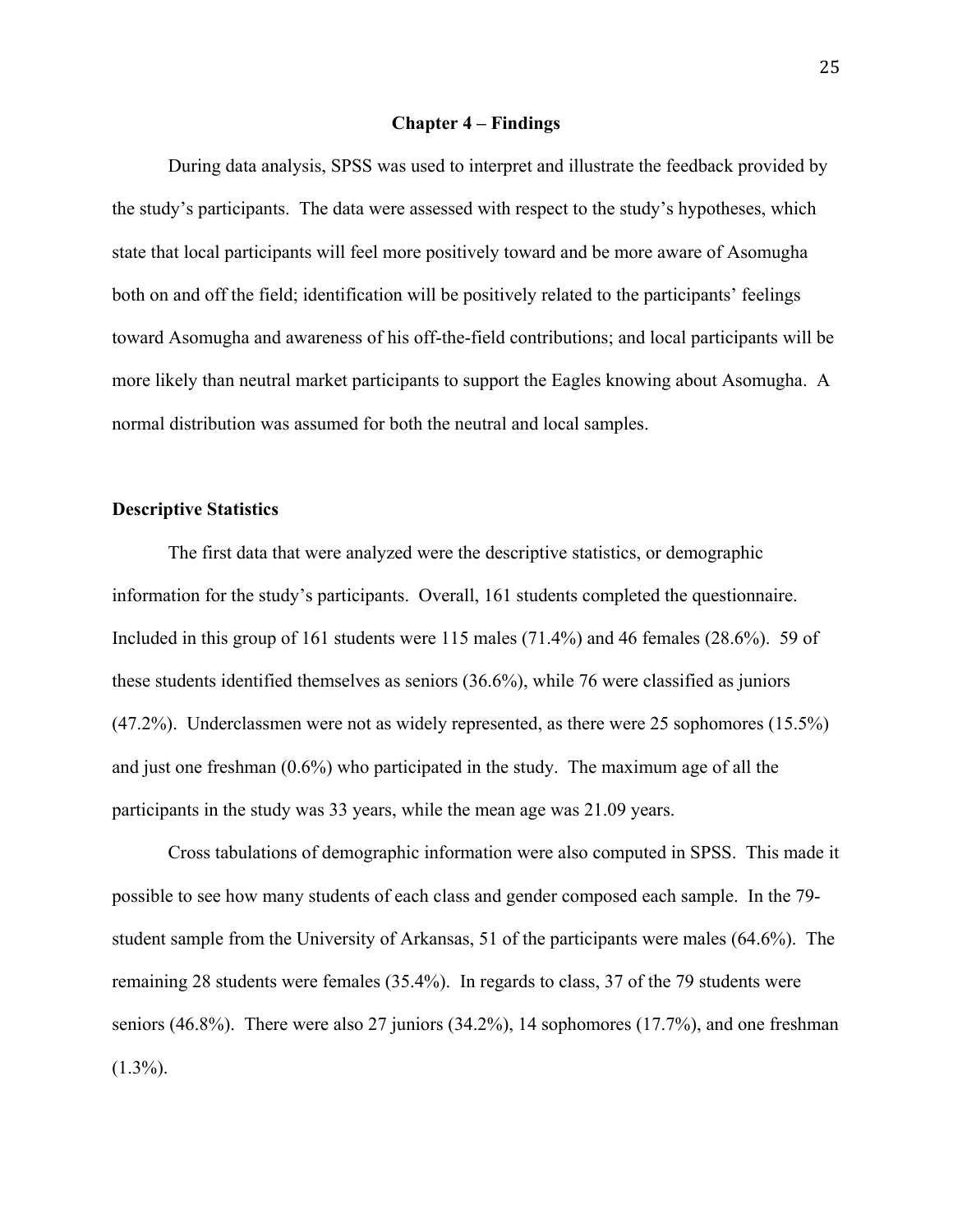# Chapter 4 – Findings

During data analysis, SPSS was used to interpret and illustrate the feedback provided by the study's participants. The data were assessed with respect to the study's hypotheses, which state that local participants will feel more positively toward and be more aware of Asomugha both on and off the field; identification will be positively related to the participants' feelings toward Asomugha and awareness of his off-the-field contributions; and local participants will be more likely than neutral market participants to support the Eagles knowing about Asomugha. A normal distribution was assumed for both the neutral and local samples.

## Descriptive Statistics

The first data that were analyzed were the descriptive statistics, or demographic information for the study's participants. Overall, 161 students completed the questionnaire. Included in this group of 161 students were 115 males (71.4%) and 46 females (28.6%). 59 of these students identified themselves as seniors (36.6%), while 76 were classified as juniors (47.2%). Underclassmen were not as widely represented, as there were 25 sophomores (15.5%) and just one freshman (0.6%) who participated in the study. The maximum age of all the participants in the study was 33 years, while the mean age was 21.09 years.

Cross tabulations of demographic information were also computed in SPSS. This made it possible to see how many students of each class and gender composed each sample. In the 79-student sample from the University of Arkansas, 51 of the participants were males (64.6%). The remaining 28 students were females (35.4%). In regards to class, 37 of the 79 students were seniors (46.8%). There were also 27 juniors (34.2%), 14 sophomores (17.7%), and one freshman (1.3%).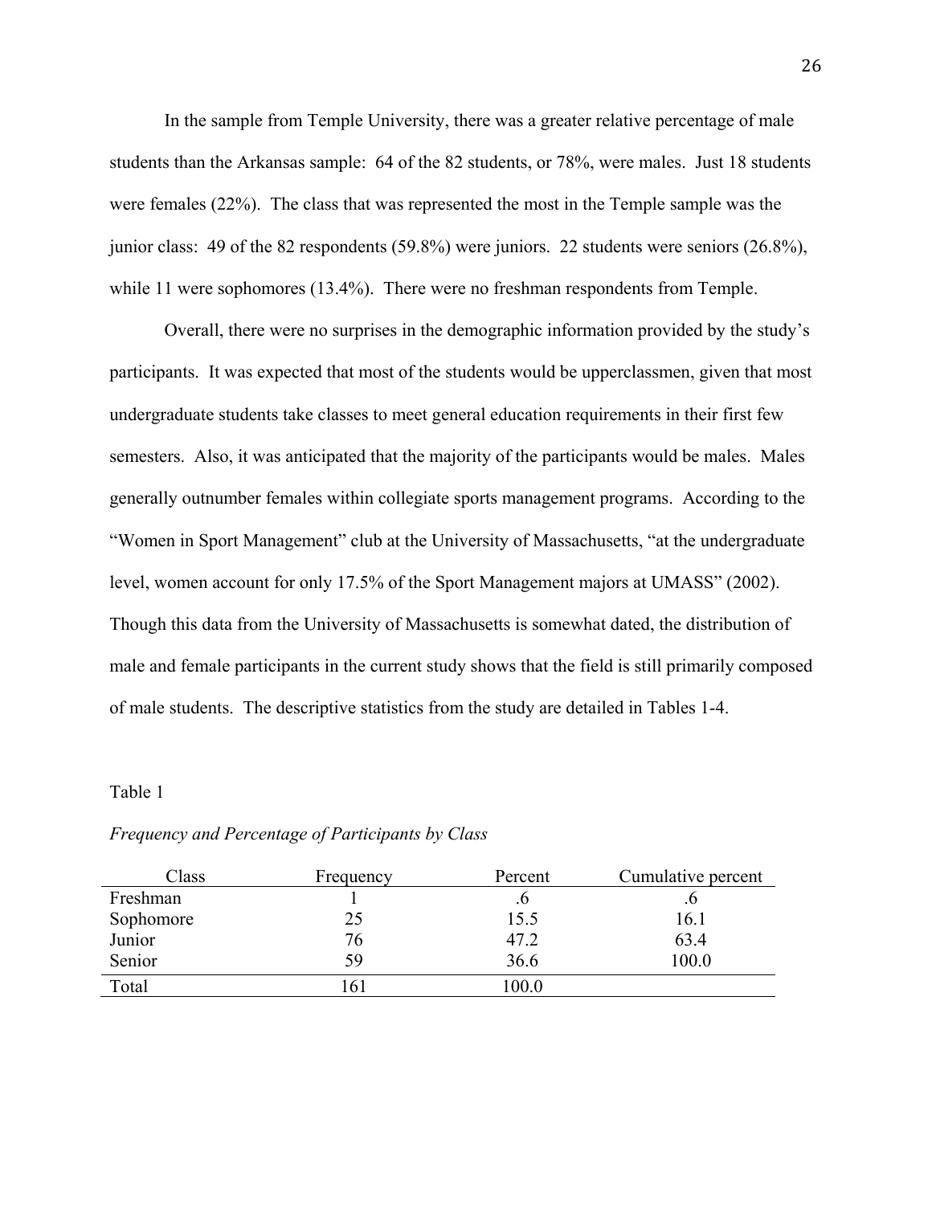In the sample from Temple University, there was a greater relative percentage of male students than the Arkansas sample: 64 of the 82 students, or 78%, were males. Just 18 students were females (22%). The class that was represented the most in the Temple sample was the junior class: 49 of the 82 respondents (59.8%) were juniors. 22 students were seniors (26.8%), while 11 were sophomores (13.4%). There were no freshman respondents from Temple.

Overall, there were no surprises in the demographic information provided by the study's participants. It was expected that most of the students would be upperclassmen, given that most undergraduate students take classes to meet general education requirements in their first few semesters. Also, it was anticipated that the majority of the participants would be males. Males generally outnumber females within collegiate sports management programs. According to the "Women in Sport Management" club at the University of Massachusetts, "at the undergraduate level, women account for only 17.5% of the Sport Management majors at UMASS" (2002). Though this data from the University of Massachusetts is somewhat dated, the distribution of male and female participants in the current study shows that the field is still primarily composed of male students. The descriptive statistics from the study are detailed in Tables 1-4.

Table 1

*Frequency and Percentage of Participants by Class*

| Class | Frequency | Percent | Cumulative percent |
|---|---|---|---|
| Freshman | 1 | .6 | .6 |
| Sophomore | 25 | 15.5 | 16.1 |
| Junior | 76 | 47.2 | 63.4 |
| Senior | 59 | 36.6 | 100.0 |
| Total | 161 | 100.0 | |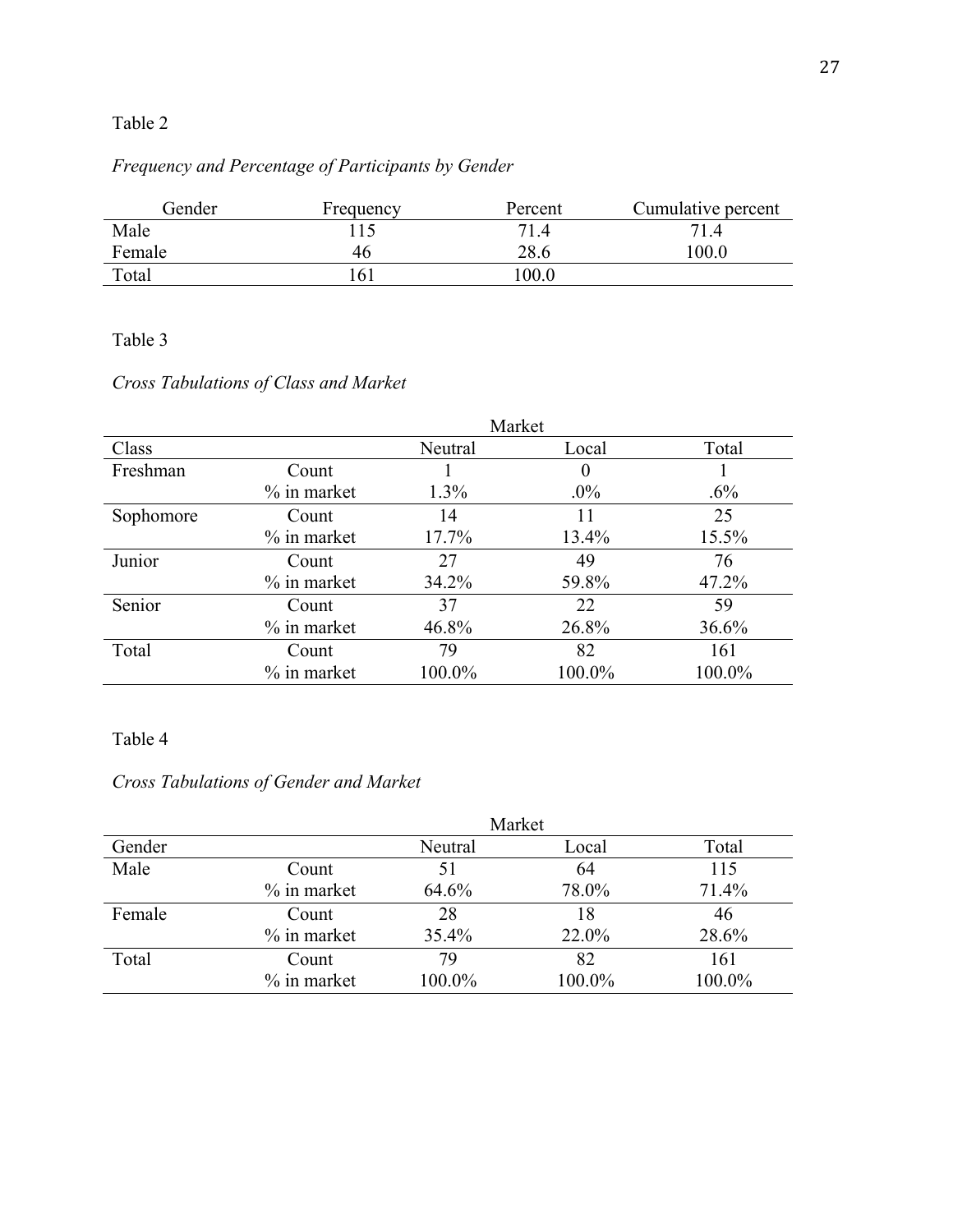Table 2

*Frequency and Percentage of Participants by Gender*

| Gender | Frequency | Percent | Cumulative percent |
|---|---|---|---|
| Male | 115 | 71.4 | 71.4 |
| Female | 46 | 28.6 | 100.0 |
| Total | 161 | 100.0 | |

Table 3

*Cross Tabulations of Class and Market*

| | | Market | | |
|---|---|---|---|---|
| Class | | Neutral | Local | Total |
| Freshman | Count | 1 | 0 | 1 |
| | % in market | 1.3% | .0% | .6% |
| Sophomore | Count | 14 | 11 | 25 |
| | % in market | 17.7% | 13.4% | 15.5% |
| Junior | Count | 27 | 49 | 76 |
| | % in market | 34.2% | 59.8% | 47.2% |
| Senior | Count | 37 | 22 | 59 |
| | % in market | 46.8% | 26.8% | 36.6% |
| Total | Count | 79 | 82 | 161 |
| | % in market | 100.0% | 100.0% | 100.0% |

Table 4

*Cross Tabulations of Gender and Market*

| | | Market | | |
|---|---|---|---|---|
| Gender | | Neutral | Local | Total |
| Male | Count | 51 | 64 | 115 |
| | % in market | 64.6% | 78.0% | 71.4% |
| Female | Count | 28 | 18 | 46 |
| | % in market | 35.4% | 22.0% | 28.6% |
| Total | Count | 79 | 82 | 161 |
| | % in market | 100.0% | 100.0% | 100.0% |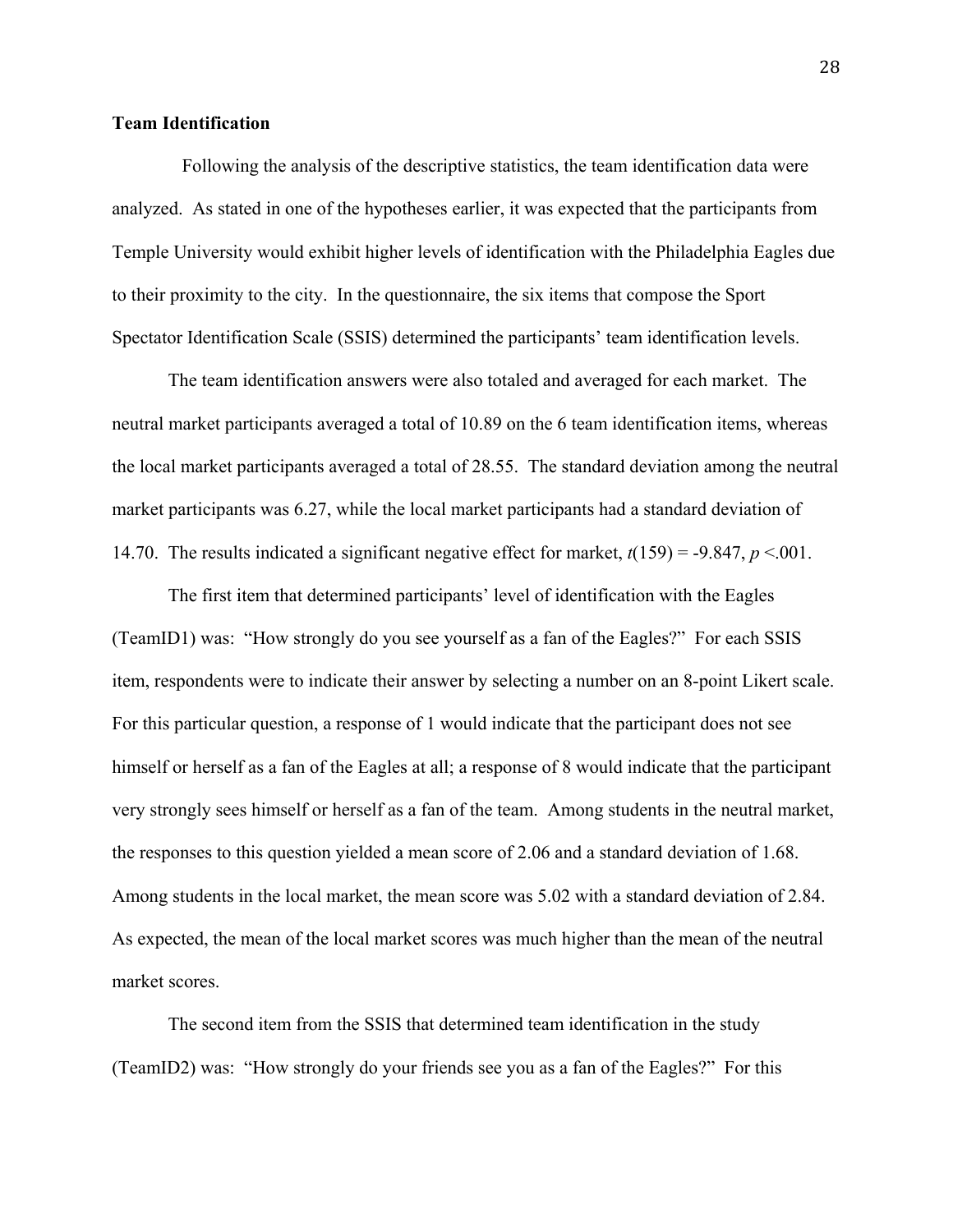**Team Identification**

Following the analysis of the descriptive statistics, the team identification data were analyzed. As stated in one of the hypotheses earlier, it was expected that the participants from Temple University would exhibit higher levels of identification with the Philadelphia Eagles due to their proximity to the city. In the questionnaire, the six items that compose the Sport Spectator Identification Scale (SSIS) determined the participants' team identification levels.

The team identification answers were also totaled and averaged for each market. The neutral market participants averaged a total of 10.89 on the 6 team identification items, whereas the local market participants averaged a total of 28.55. The standard deviation among the neutral market participants was 6.27, while the local market participants had a standard deviation of 14.70. The results indicated a significant negative effect for market, $t(159) = -9.847$, $p < .001$.

The first item that determined participants' level of identification with the Eagles (TeamID1) was: "How strongly do you see yourself as a fan of the Eagles?" For each SSIS item, respondents were to indicate their answer by selecting a number on an 8-point Likert scale. For this particular question, a response of 1 would indicate that the participant does not see himself or herself as a fan of the Eagles at all; a response of 8 would indicate that the participant very strongly sees himself or herself as a fan of the team. Among students in the neutral market, the responses to this question yielded a mean score of 2.06 and a standard deviation of 1.68. Among students in the local market, the mean score was 5.02 with a standard deviation of 2.84. As expected, the mean of the local market scores was much higher than the mean of the neutral market scores.

The second item from the SSIS that determined team identification in the study (TeamID2) was: "How strongly do your friends see you as a fan of the Eagles?" For this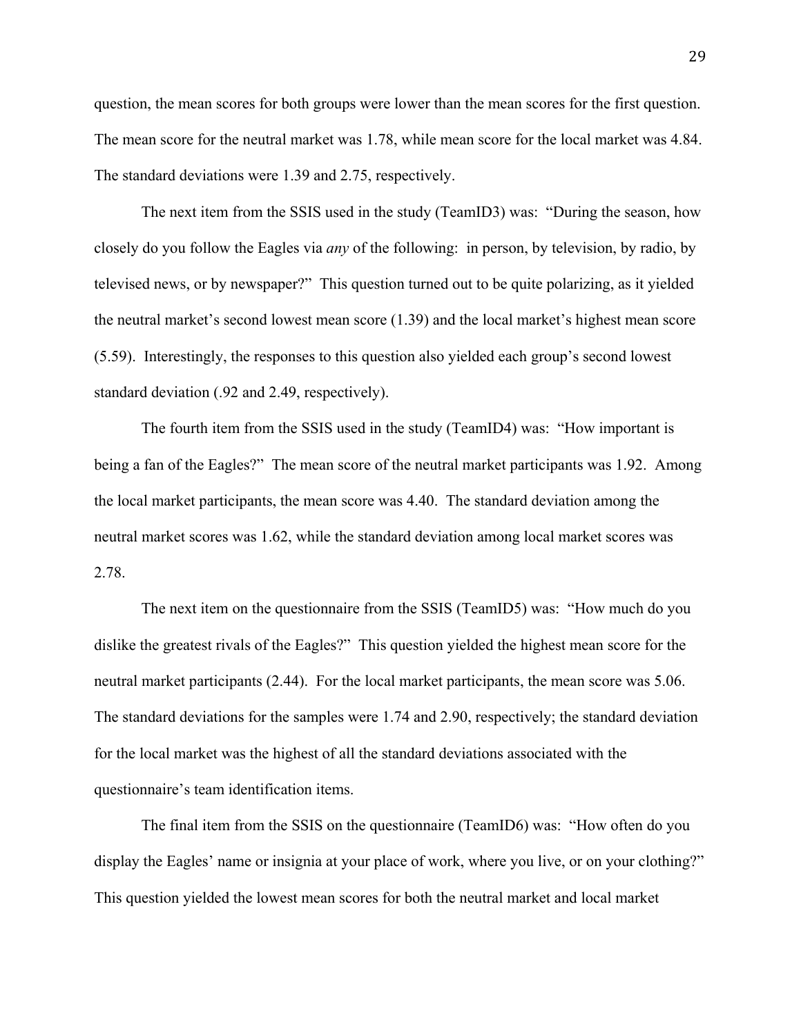question, the mean scores for both groups were lower than the mean scores for the first question. The mean score for the neutral market was 1.78, while mean score for the local market was 4.84. The standard deviations were 1.39 and 2.75, respectively.

The next item from the SSIS used in the study (TeamID3) was: "During the season, how closely do you follow the Eagles via *any* of the following: in person, by television, by radio, by televised news, or by newspaper?" This question turned out to be quite polarizing, as it yielded the neutral market's second lowest mean score (1.39) and the local market's highest mean score (5.59). Interestingly, the responses to this question also yielded each group's second lowest standard deviation (.92 and 2.49, respectively).

The fourth item from the SSIS used in the study (TeamID4) was: "How important is being a fan of the Eagles?" The mean score of the neutral market participants was 1.92. Among the local market participants, the mean score was 4.40. The standard deviation among the neutral market scores was 1.62, while the standard deviation among local market scores was 2.78.

The next item on the questionnaire from the SSIS (TeamID5) was: "How much do you dislike the greatest rivals of the Eagles?" This question yielded the highest mean score for the neutral market participants (2.44). For the local market participants, the mean score was 5.06. The standard deviations for the samples were 1.74 and 2.90, respectively; the standard deviation for the local market was the highest of all the standard deviations associated with the questionnaire's team identification items.

The final item from the SSIS on the questionnaire (TeamID6) was: "How often do you display the Eagles' name or insignia at your place of work, where you live, or on your clothing?" This question yielded the lowest mean scores for both the neutral market and local market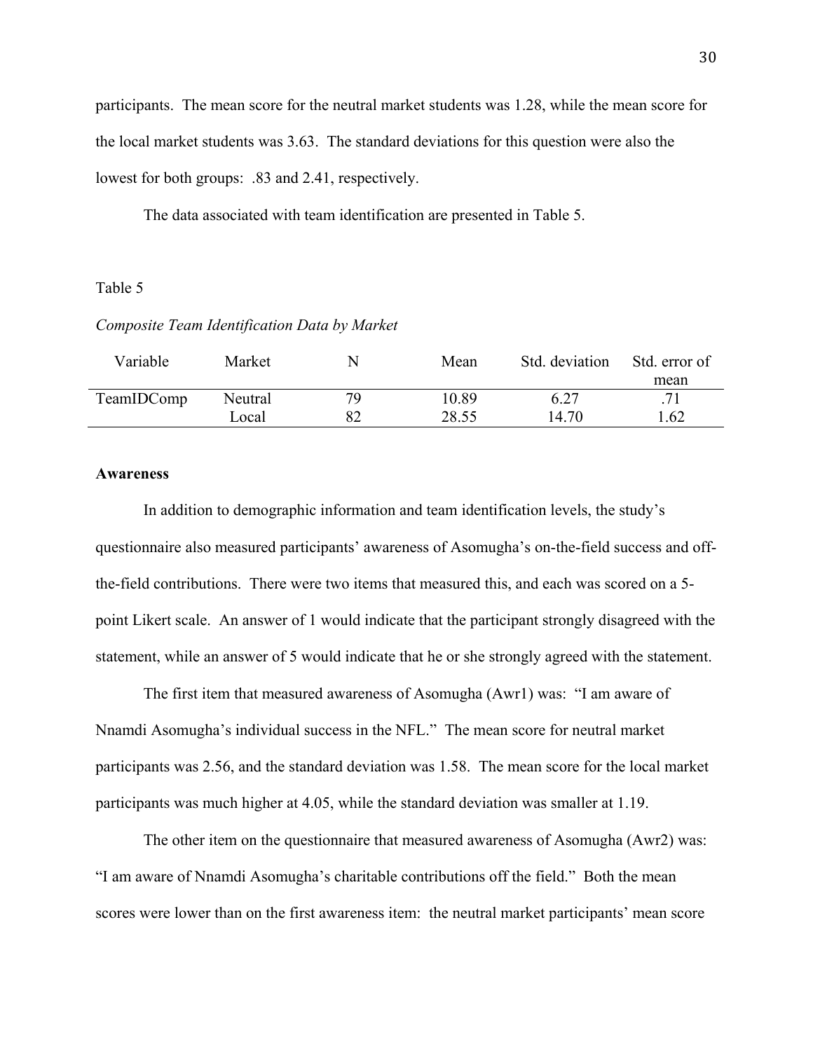participants. The mean score for the neutral market students was 1.28, while the mean score for the local market students was 3.63. The standard deviations for this question were also the lowest for both groups: .83 and 2.41, respectively.

The data associated with team identification are presented in Table 5.

Table 5

*Composite Team Identification Data by Market*

| Variable | Market | N | Mean | Std. deviation | Std. error of mean |
|---|---|---|---|---|---|
| TeamIDComp | Neutral | 79 | 10.89 | 6.27 | .71 |
| | Local | 82 | 28.55 | 14.70 | 1.62 |

**Awareness**

In addition to demographic information and team identification levels, the study's questionnaire also measured participants' awareness of Asomugha's on-the-field success and off-the-field contributions. There were two items that measured this, and each was scored on a 5-point Likert scale. An answer of 1 would indicate that the participant strongly disagreed with the statement, while an answer of 5 would indicate that he or she strongly agreed with the statement.

The first item that measured awareness of Asomugha (Awr1) was: "I am aware of Nnamdi Asomugha's individual success in the NFL." The mean score for neutral market participants was 2.56, and the standard deviation was 1.58. The mean score for the local market participants was much higher at 4.05, while the standard deviation was smaller at 1.19.

The other item on the questionnaire that measured awareness of Asomugha (Awr2) was: "I am aware of Nnamdi Asomugha's charitable contributions off the field." Both the mean scores were lower than on the first awareness item: the neutral market participants' mean score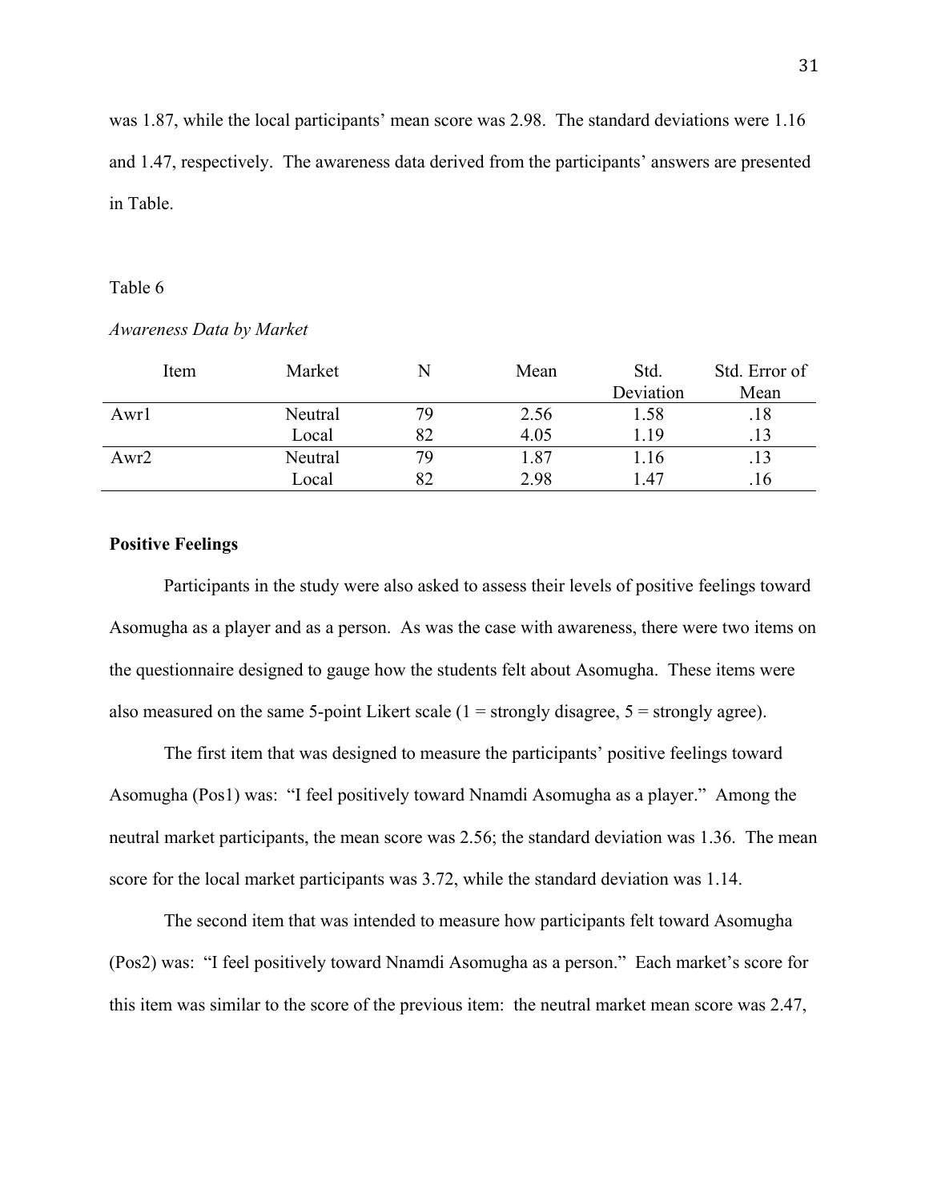was 1.87, while the local participants' mean score was 2.98. The standard deviations were 1.16 and 1.47, respectively. The awareness data derived from the participants' answers are presented in Table.

Table 6

*Awareness Data by Market*

| Item | Market | N | Mean | Std. Deviation | Std. Error of Mean |
|---|---|---|---|---|---|
| Awr1 | Neutral | 79 | 2.56 | 1.58 | .18 |
| | Local | 82 | 4.05 | 1.19 | .13 |
| Awr2 | Neutral | 79 | 1.87 | 1.16 | .13 |
| | Local | 82 | 2.98 | 1.47 | .16 |

**Positive Feelings**

Participants in the study were also asked to assess their levels of positive feelings toward Asomugha as a player and as a person. As was the case with awareness, there were two items on the questionnaire designed to gauge how the students felt about Asomugha. These items were also measured on the same 5-point Likert scale (1 = strongly disagree, 5 = strongly agree).

The first item that was designed to measure the participants' positive feelings toward Asomugha (Pos1) was: "I feel positively toward Nnamdi Asomugha as a player." Among the neutral market participants, the mean score was 2.56; the standard deviation was 1.36. The mean score for the local market participants was 3.72, while the standard deviation was 1.14.

The second item that was intended to measure how participants felt toward Asomugha (Pos2) was: "I feel positively toward Nnamdi Asomugha as a person." Each market's score for this item was similar to the score of the previous item: the neutral market mean score was 2.47,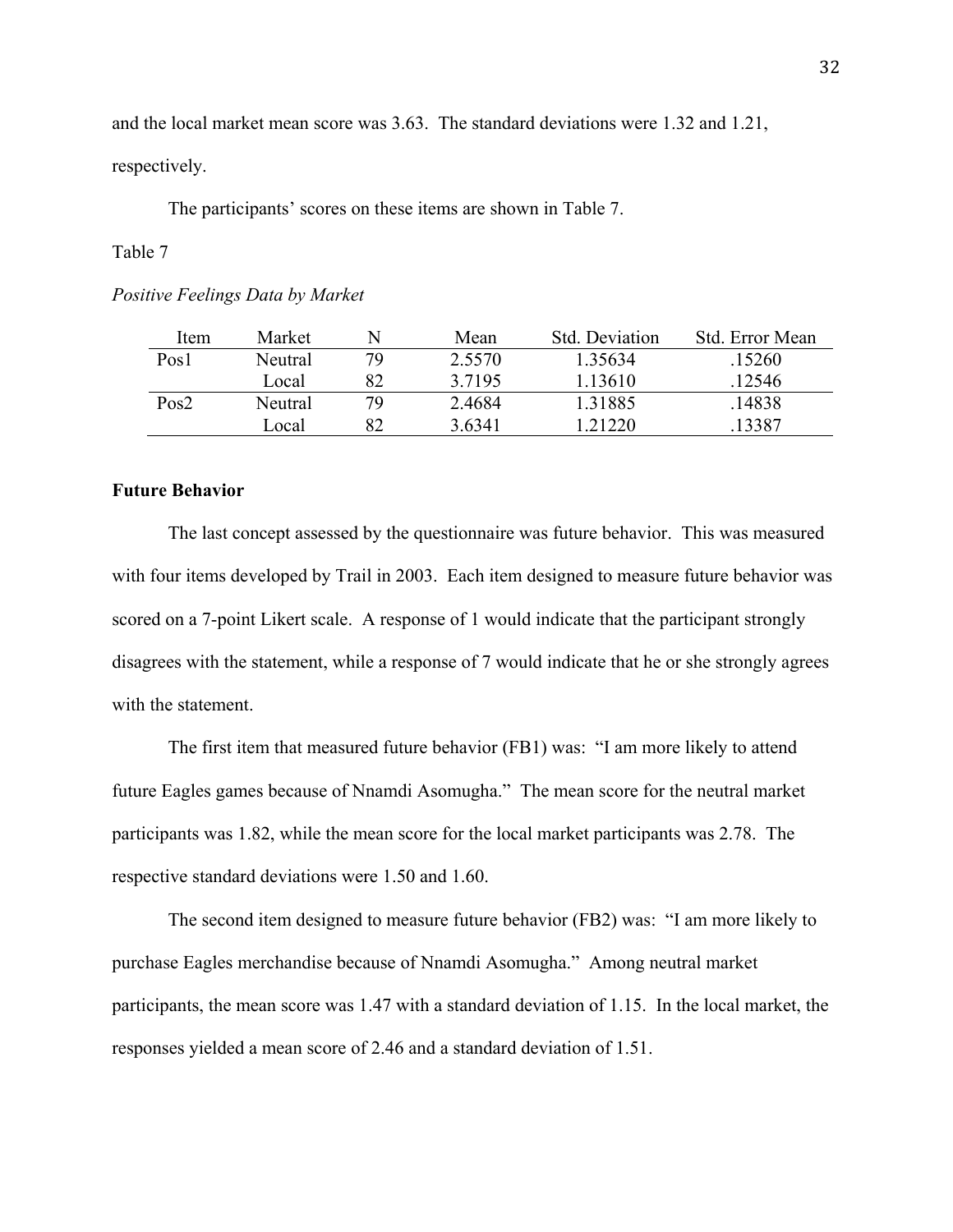and the local market mean score was 3.63. The standard deviations were 1.32 and 1.21, respectively.

The participants' scores on these items are shown in Table 7.

Table 7

*Positive Feelings Data by Market*

| Item | Market | N | Mean | Std. Deviation | Std. Error Mean |
|---|---|---|---|---|---|
| Pos1 | Neutral | 79 | 2.5570 | 1.35634 | .15260 |
| | Local | 82 | 3.7195 | 1.13610 | .12546 |
| Pos2 | Neutral | 79 | 2.4684 | 1.31885 | .14838 |
| | Local | 82 | 3.6341 | 1.21220 | .13387 |

**Future Behavior**

The last concept assessed by the questionnaire was future behavior. This was measured with four items developed by Trail in 2003. Each item designed to measure future behavior was scored on a 7-point Likert scale. A response of 1 would indicate that the participant strongly disagrees with the statement, while a response of 7 would indicate that he or she strongly agrees with the statement.

The first item that measured future behavior (FB1) was: "I am more likely to attend future Eagles games because of Nnamdi Asomugha." The mean score for the neutral market participants was 1.82, while the mean score for the local market participants was 2.78. The respective standard deviations were 1.50 and 1.60.

The second item designed to measure future behavior (FB2) was: "I am more likely to purchase Eagles merchandise because of Nnamdi Asomugha." Among neutral market participants, the mean score was 1.47 with a standard deviation of 1.15. In the local market, the responses yielded a mean score of 2.46 and a standard deviation of 1.51.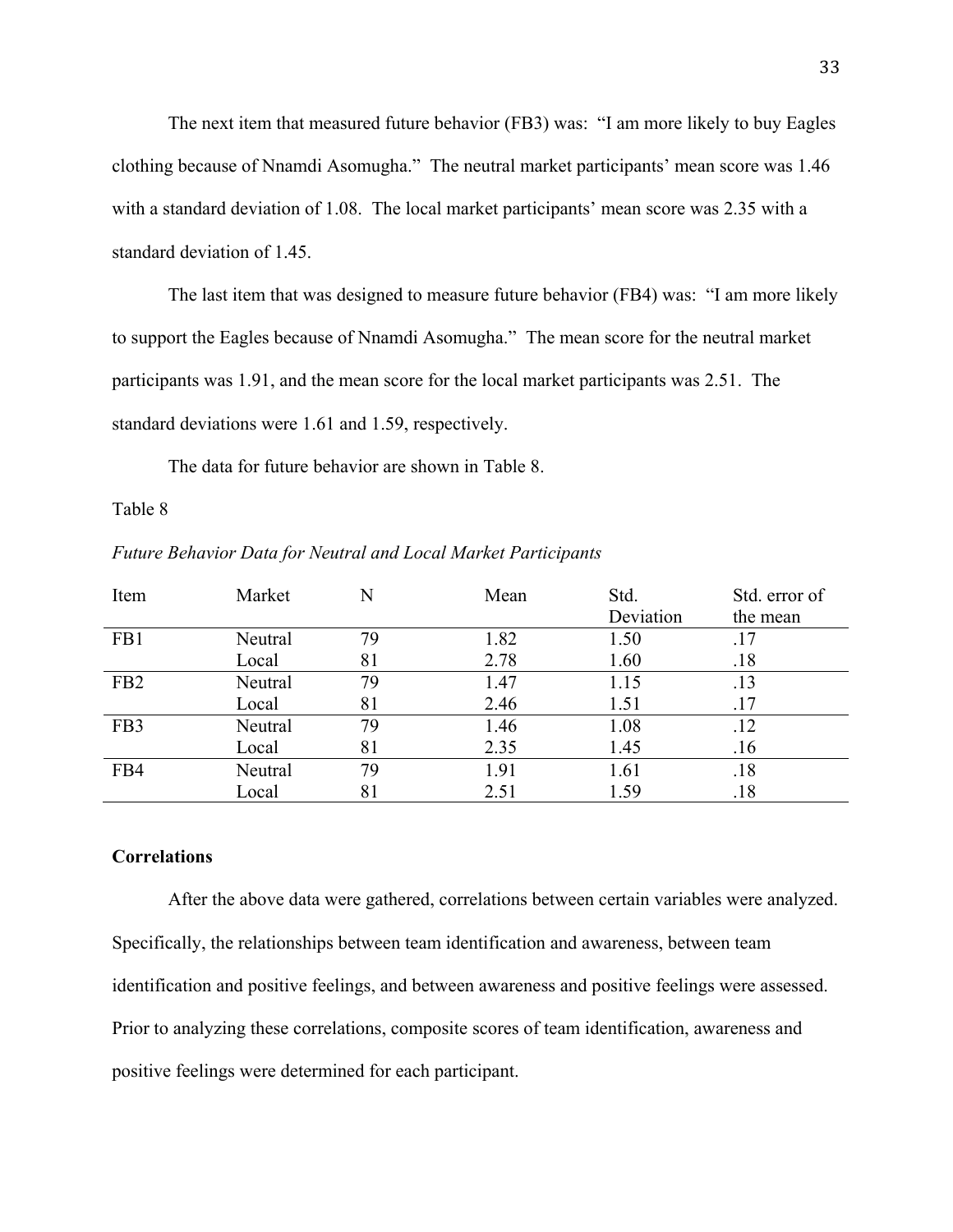The next item that measured future behavior (FB3) was: "I am more likely to buy Eagles clothing because of Nnamdi Asomugha." The neutral market participants' mean score was 1.46 with a standard deviation of 1.08. The local market participants' mean score was 2.35 with a standard deviation of 1.45.

The last item that was designed to measure future behavior (FB4) was: "I am more likely to support the Eagles because of Nnamdi Asomugha." The mean score for the neutral market participants was 1.91, and the mean score for the local market participants was 2.51. The standard deviations were 1.61 and 1.59, respectively.

The data for future behavior are shown in Table 8.

Table 8

*Future Behavior Data for Neutral and Local Market Participants*

| Item | Market | N | Mean | Std. Deviation | Std. error of the mean |
|---|---|---|---|---|---|
| FB1 | Neutral | 79 | 1.82 | 1.50 | .17 |
| | Local | 81 | 2.78 | 1.60 | .18 |
| FB2 | Neutral | 79 | 1.47 | 1.15 | .13 |
| | Local | 81 | 2.46 | 1.51 | .17 |
| FB3 | Neutral | 79 | 1.46 | 1.08 | .12 |
| | Local | 81 | 2.35 | 1.45 | .16 |
| FB4 | Neutral | 79 | 1.91 | 1.61 | .18 |
| | Local | 81 | 2.51 | 1.59 | .18 |

**Correlations**

After the above data were gathered, correlations between certain variables were analyzed. Specifically, the relationships between team identification and awareness, between team identification and positive feelings, and between awareness and positive feelings were assessed. Prior to analyzing these correlations, composite scores of team identification, awareness and positive feelings were determined for each participant.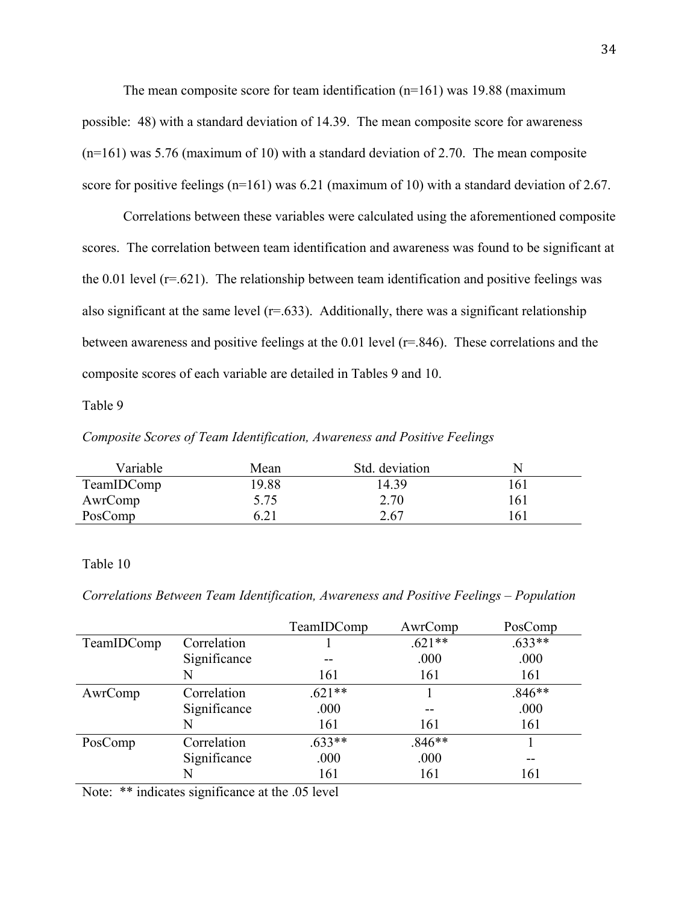The mean composite score for team identification (n=161) was 19.88 (maximum possible: 48) with a standard deviation of 14.39. The mean composite score for awareness (n=161) was 5.76 (maximum of 10) with a standard deviation of 2.70. The mean composite score for positive feelings (n=161) was 6.21 (maximum of 10) with a standard deviation of 2.67.

Correlations between these variables were calculated using the aforementioned composite scores. The correlation between team identification and awareness was found to be significant at the 0.01 level (r=.621). The relationship between team identification and positive feelings was also significant at the same level (r=.633). Additionally, there was a significant relationship between awareness and positive feelings at the 0.01 level (r=.846). These correlations and the composite scores of each variable are detailed in Tables 9 and 10.

Table 9

*Composite Scores of Team Identification, Awareness and Positive Feelings*

| Variable | Mean | Std. deviation | N |
|---|---|---|---|
| TeamIDComp | 19.88 | 14.39 | 161 |
| AwrComp | 5.75 | 2.70 | 161 |
| PosComp | 6.21 | 2.67 | 161 |

Table 10

*Correlations Between Team Identification, Awareness and Positive Feelings – Population*

| | | TeamIDComp | AwrComp | PosComp |
|---|---|---|---|---|
| TeamIDComp | Correlation | 1 | .621** | .633** |
| | Significance | -- | .000 | .000 |
| | N | 161 | 161 | 161 |
| AwrComp | Correlation | .621** | 1 | .846** |
| | Significance | .000 | -- | .000 |
| | N | 161 | 161 | 161 |
| PosComp | Correlation | .633** | .846** | 1 |
| | Significance | .000 | .000 | -- |
| | N | 161 | 161 | 161 |

Note: ** indicates significance at the .05 level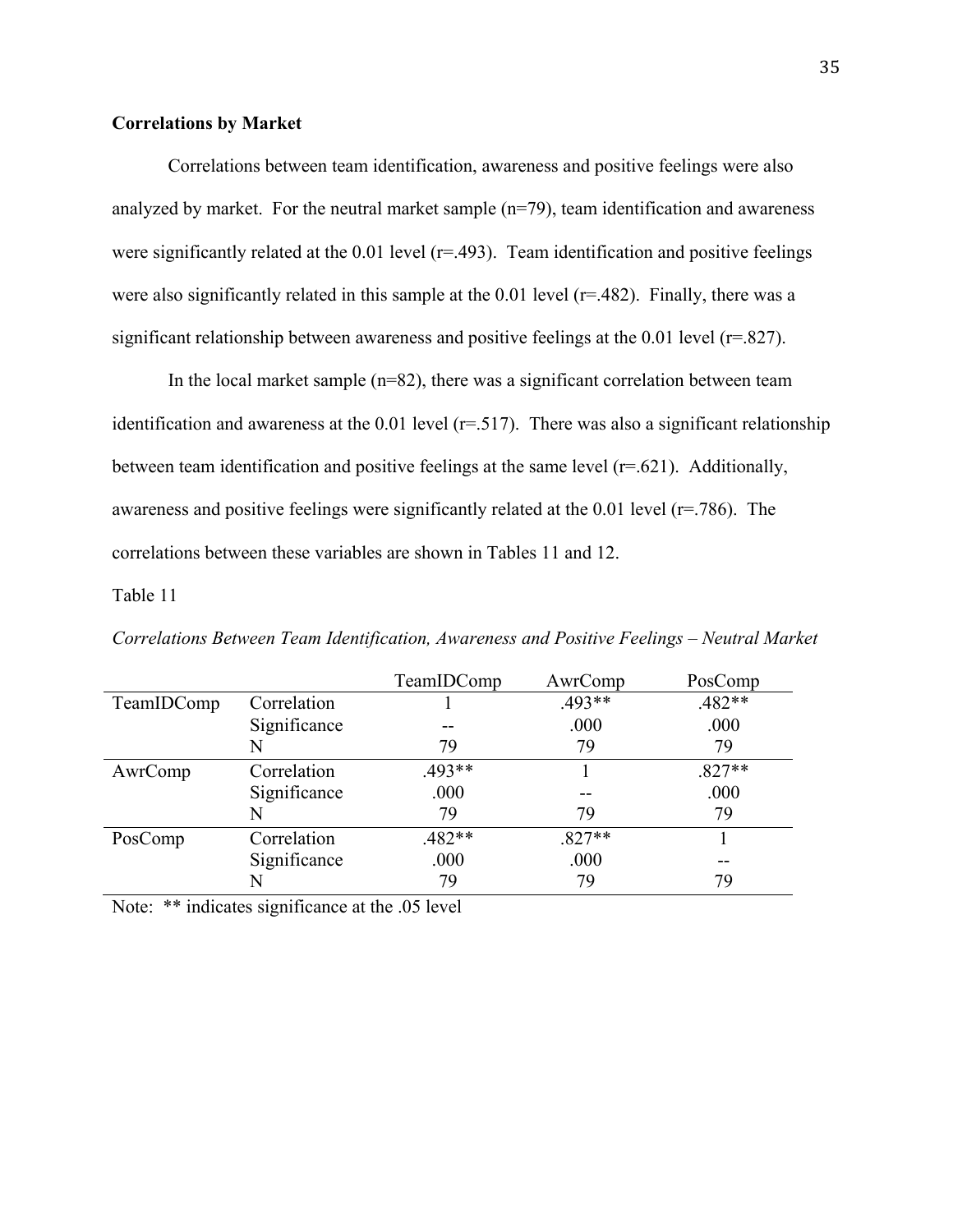**Correlations by Market**

Correlations between team identification, awareness and positive feelings were also analyzed by market. For the neutral market sample (n=79), team identification and awareness were significantly related at the 0.01 level (r=.493). Team identification and positive feelings were also significantly related in this sample at the 0.01 level (r=.482). Finally, there was a significant relationship between awareness and positive feelings at the 0.01 level (r=.827).

In the local market sample (n=82), there was a significant correlation between team identification and awareness at the 0.01 level (r=.517). There was also a significant relationship between team identification and positive feelings at the same level (r=.621). Additionally, awareness and positive feelings were significantly related at the 0.01 level (r=.786). The correlations between these variables are shown in Tables 11 and 12.

Table 11

*Correlations Between Team Identification, Awareness and Positive Feelings – Neutral Market*

| | | TeamIDComp | AwrComp | PosComp |
|---|---|---|---|---|
| TeamIDComp | Correlation | 1 | .493** | .482** |
| | Significance | -- | .000 | .000 |
| | N | 79 | 79 | 79 |
| AwrComp | Correlation | .493** | 1 | .827** |
| | Significance | .000 | -- | .000 |
| | N | 79 | 79 | 79 |
| PosComp | Correlation | .482** | .827** | 1 |
| | Significance | .000 | .000 | -- |
| | N | 79 | 79 | 79 |

Note: ** indicates significance at the .05 level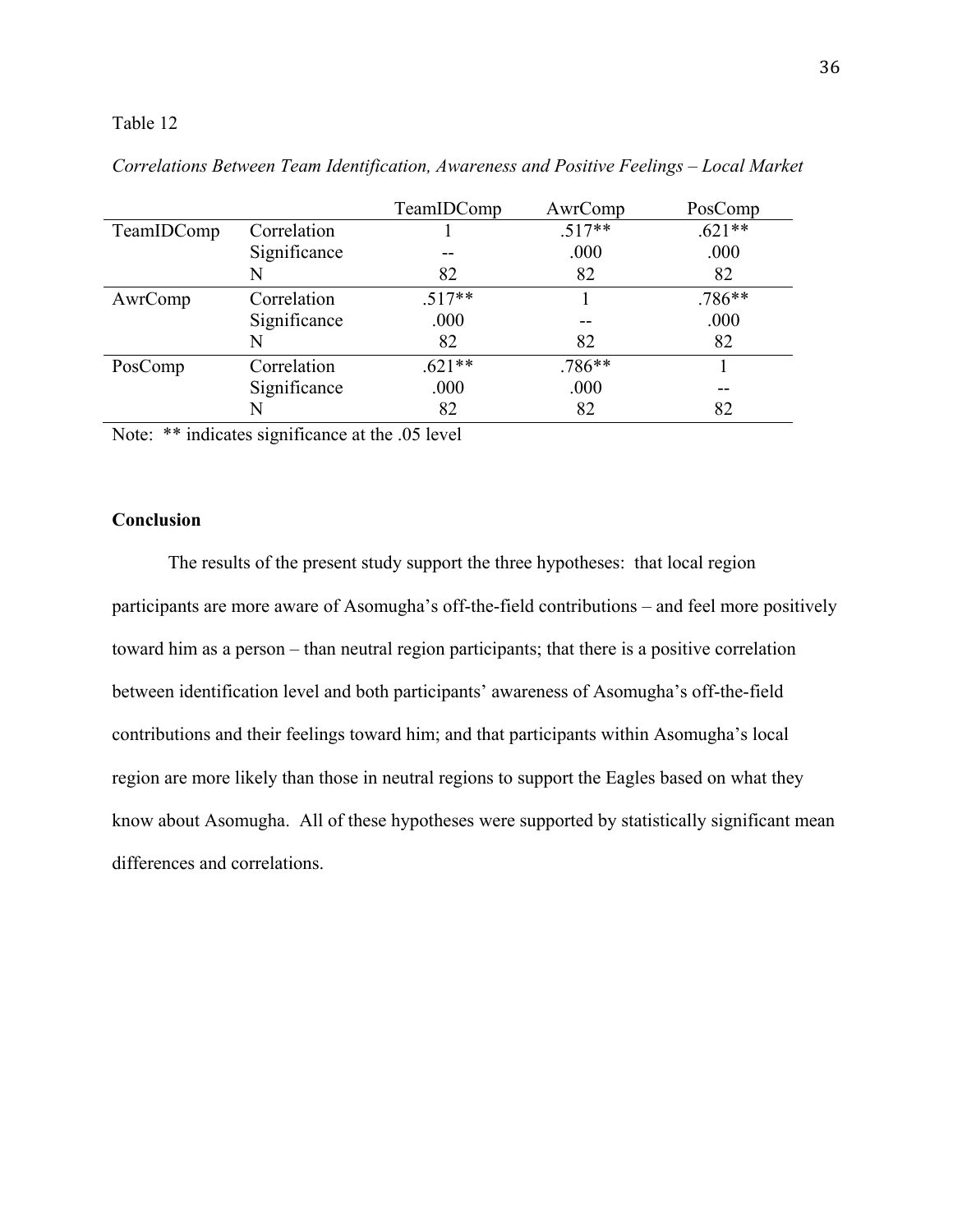Table 12

*Correlations Between Team Identification, Awareness and Positive Feelings – Local Market*

| | | TeamIDComp | AwrComp | PosComp |
|---|---|---|---|---|
| TeamIDComp | Correlation | 1 | .517** | .621** |
| | Significance | -- | .000 | .000 |
| | N | 82 | 82 | 82 |
| AwrComp | Correlation | .517** | 1 | .786** |
| | Significance | .000 | -- | .000 |
| | N | 82 | 82 | 82 |
| PosComp | Correlation | .621** | .786** | 1 |
| | Significance | .000 | .000 | -- |
| | N | 82 | 82 | 82 |

Note: ** indicates significance at the .05 level

**Conclusion**

The results of the present study support the three hypotheses: that local region participants are more aware of Asomugha's off-the-field contributions – and feel more positively toward him as a person – than neutral region participants; that there is a positive correlation between identification level and both participants' awareness of Asomugha's off-the-field contributions and their feelings toward him; and that participants within Asomugha's local region are more likely than those in neutral regions to support the Eagles based on what they know about Asomugha. All of these hypotheses were supported by statistically significant mean differences and correlations.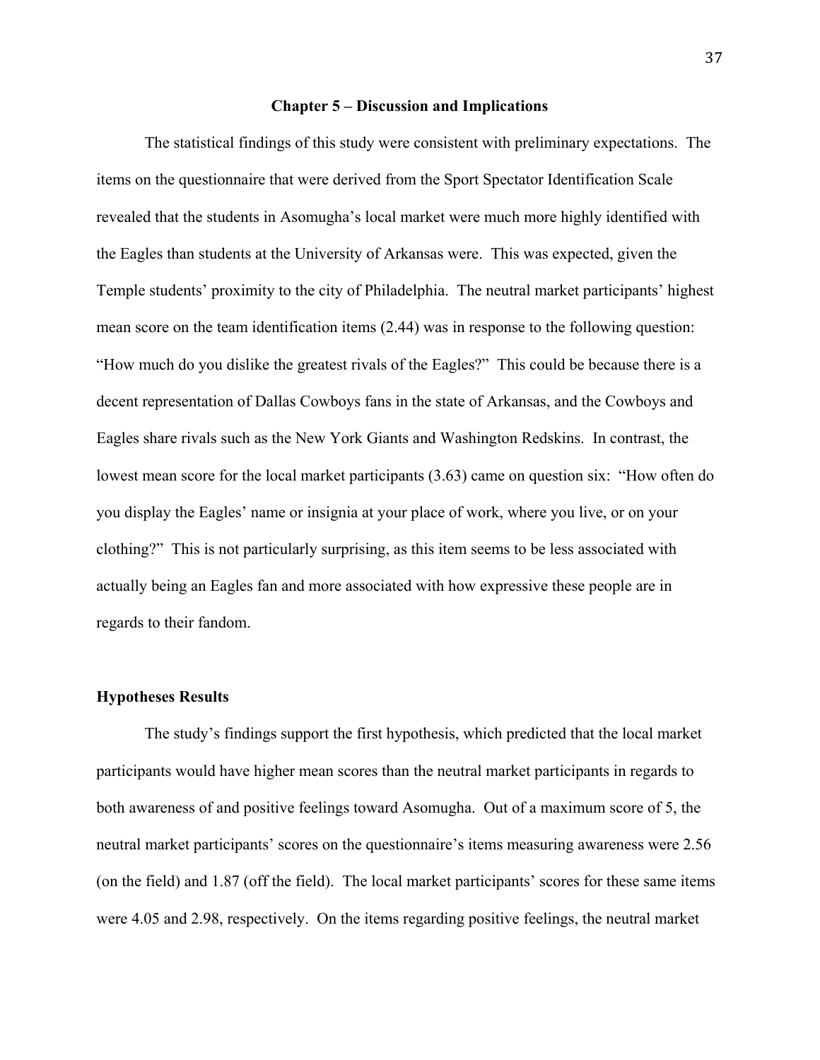## Chapter 5 – Discussion and Implications

The statistical findings of this study were consistent with preliminary expectations. The items on the questionnaire that were derived from the Sport Spectator Identification Scale revealed that the students in Asomugha's local market were much more highly identified with the Eagles than students at the University of Arkansas were. This was expected, given the Temple students' proximity to the city of Philadelphia. The neutral market participants' highest mean score on the team identification items (2.44) was in response to the following question: "How much do you dislike the greatest rivals of the Eagles?" This could be because there is a decent representation of Dallas Cowboys fans in the state of Arkansas, and the Cowboys and Eagles share rivals such as the New York Giants and Washington Redskins. In contrast, the lowest mean score for the local market participants (3.63) came on question six: "How often do you display the Eagles' name or insignia at your place of work, where you live, or on your clothing?" This is not particularly surprising, as this item seems to be less associated with actually being an Eagles fan and more associated with how expressive these people are in regards to their fandom.

### Hypotheses Results

The study's findings support the first hypothesis, which predicted that the local market participants would have higher mean scores than the neutral market participants in regards to both awareness of and positive feelings toward Asomugha. Out of a maximum score of 5, the neutral market participants' scores on the questionnaire's items measuring awareness were 2.56 (on the field) and 1.87 (off the field). The local market participants' scores for these same items were 4.05 and 2.98, respectively. On the items regarding positive feelings, the neutral market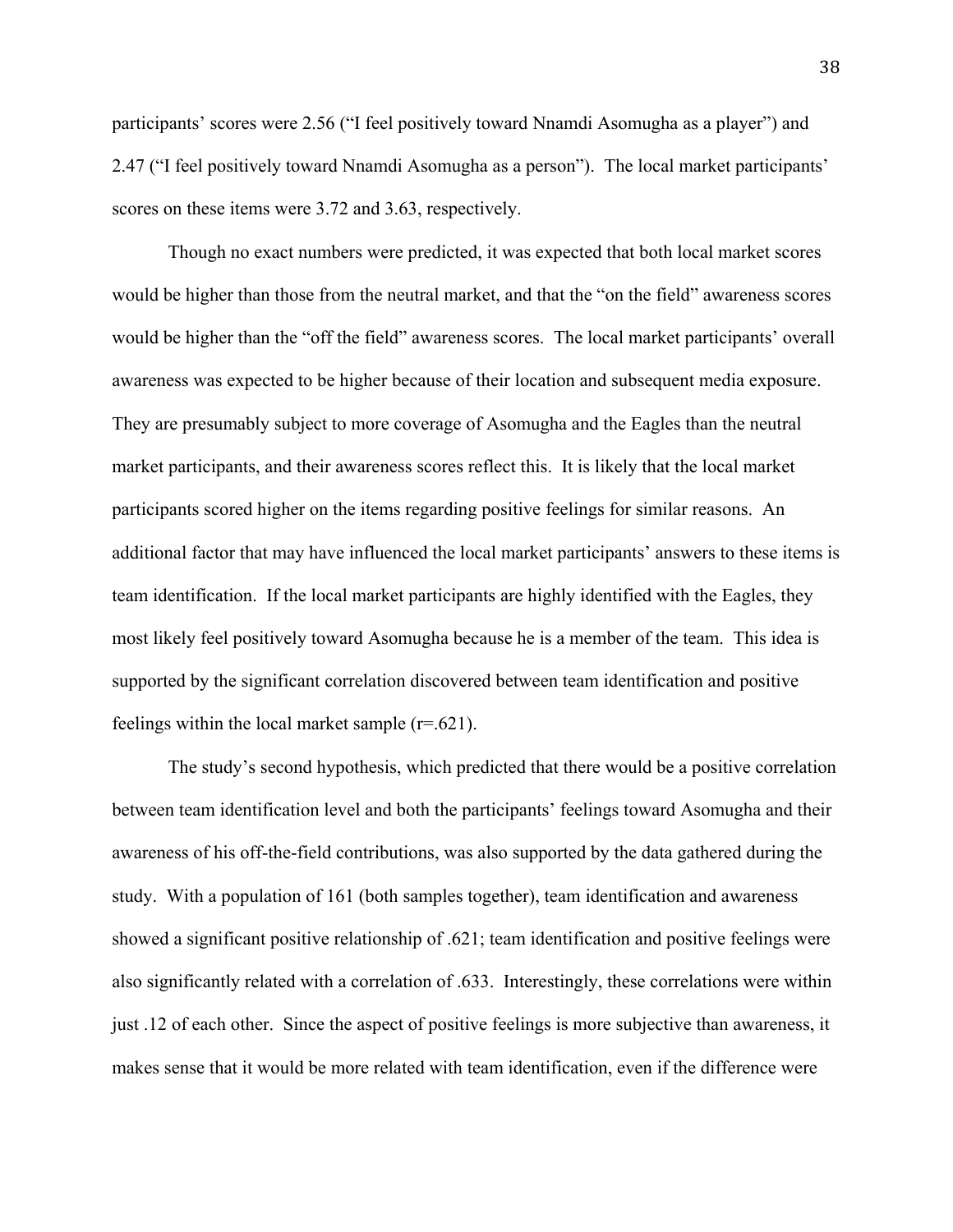participants' scores were 2.56 ("I feel positively toward Nnamdi Asomugha as a player") and 2.47 ("I feel positively toward Nnamdi Asomugha as a person"). The local market participants' scores on these items were 3.72 and 3.63, respectively.

Though no exact numbers were predicted, it was expected that both local market scores would be higher than those from the neutral market, and that the "on the field" awareness scores would be higher than the "off the field" awareness scores. The local market participants' overall awareness was expected to be higher because of their location and subsequent media exposure. They are presumably subject to more coverage of Asomugha and the Eagles than the neutral market participants, and their awareness scores reflect this. It is likely that the local market participants scored higher on the items regarding positive feelings for similar reasons. An additional factor that may have influenced the local market participants' answers to these items is team identification. If the local market participants are highly identified with the Eagles, they most likely feel positively toward Asomugha because he is a member of the team. This idea is supported by the significant correlation discovered between team identification and positive feelings within the local market sample ($r=.621$).

The study's second hypothesis, which predicted that there would be a positive correlation between team identification level and both the participants' feelings toward Asomugha and their awareness of his off-the-field contributions, was also supported by the data gathered during the study. With a population of 161 (both samples together), team identification and awareness showed a significant positive relationship of .621; team identification and positive feelings were also significantly related with a correlation of .633. Interestingly, these correlations were within just .12 of each other. Since the aspect of positive feelings is more subjective than awareness, it makes sense that it would be more related with team identification, even if the difference were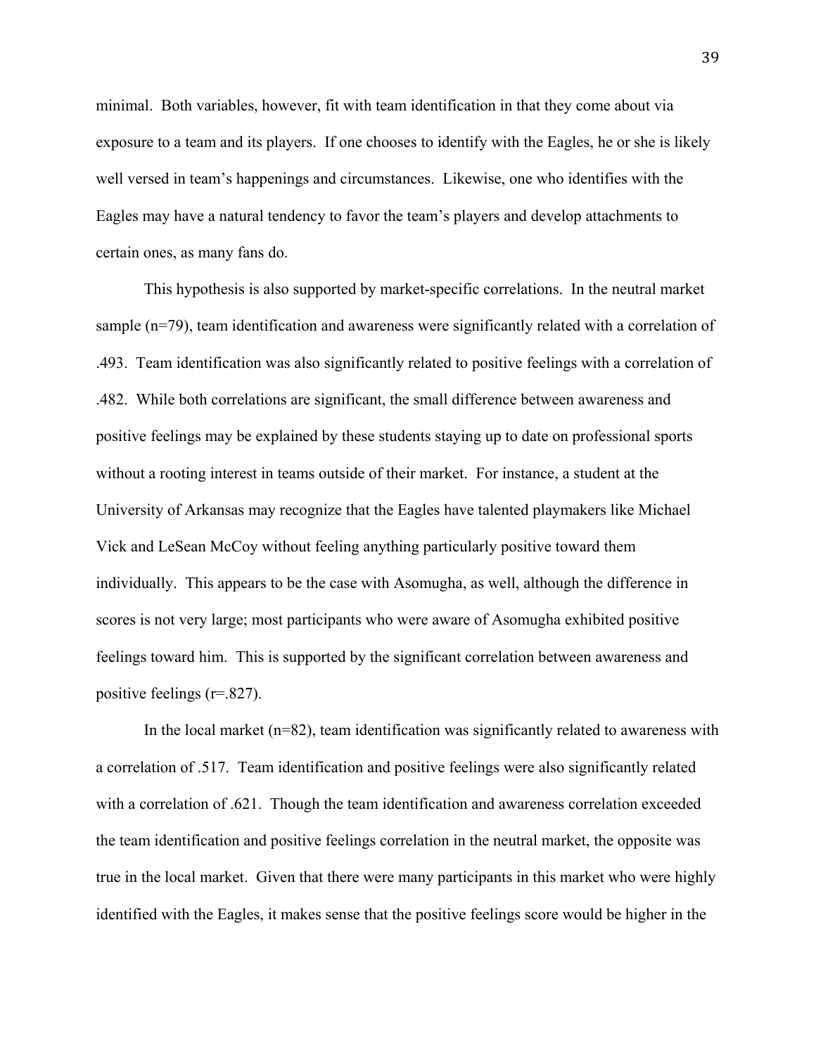minimal. Both variables, however, fit with team identification in that they come about via exposure to a team and its players. If one chooses to identify with the Eagles, he or she is likely well versed in team's happenings and circumstances. Likewise, one who identifies with the Eagles may have a natural tendency to favor the team's players and develop attachments to certain ones, as many fans do.

This hypothesis is also supported by market-specific correlations. In the neutral market sample (n=79), team identification and awareness were significantly related with a correlation of .493. Team identification was also significantly related to positive feelings with a correlation of .482. While both correlations are significant, the small difference between awareness and positive feelings may be explained by these students staying up to date on professional sports without a rooting interest in teams outside of their market. For instance, a student at the University of Arkansas may recognize that the Eagles have talented playmakers like Michael Vick and LeSean McCoy without feeling anything particularly positive toward them individually. This appears to be the case with Asomugha, as well, although the difference in scores is not very large; most participants who were aware of Asomugha exhibited positive feelings toward him. This is supported by the significant correlation between awareness and positive feelings (r=.827).

In the local market (n=82), team identification was significantly related to awareness with a correlation of .517. Team identification and positive feelings were also significantly related with a correlation of .621. Though the team identification and awareness correlation exceeded the team identification and positive feelings correlation in the neutral market, the opposite was true in the local market. Given that there were many participants in this market who were highly identified with the Eagles, it makes sense that the positive feelings score would be higher in the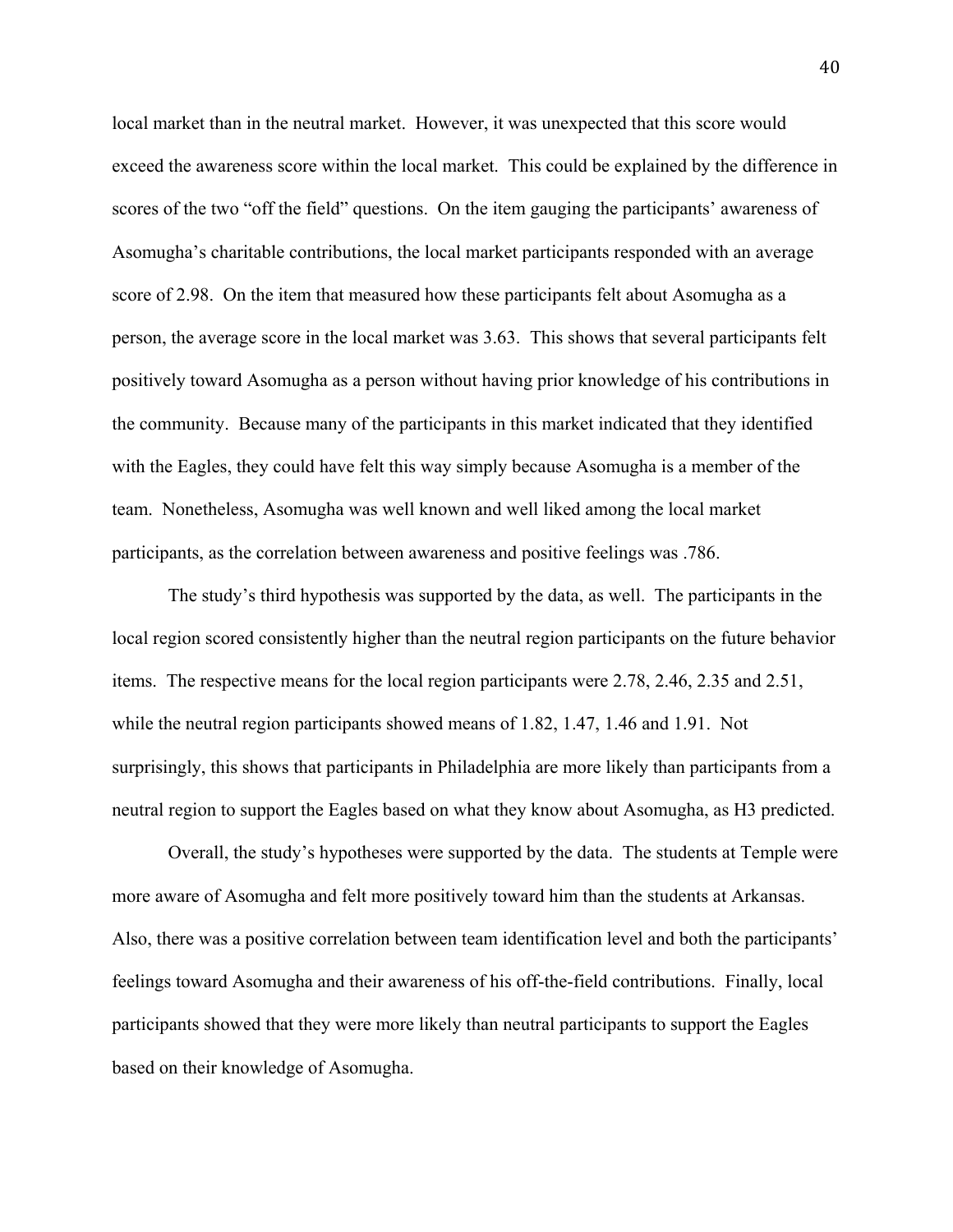local market than in the neutral market. However, it was unexpected that this score would exceed the awareness score within the local market. This could be explained by the difference in scores of the two "off the field" questions. On the item gauging the participants' awareness of Asomugha's charitable contributions, the local market participants responded with an average score of 2.98. On the item that measured how these participants felt about Asomugha as a person, the average score in the local market was 3.63. This shows that several participants felt positively toward Asomugha as a person without having prior knowledge of his contributions in the community. Because many of the participants in this market indicated that they identified with the Eagles, they could have felt this way simply because Asomugha is a member of the team. Nonetheless, Asomugha was well known and well liked among the local market participants, as the correlation between awareness and positive feelings was .786.

The study's third hypothesis was supported by the data, as well. The participants in the local region scored consistently higher than the neutral region participants on the future behavior items. The respective means for the local region participants were 2.78, 2.46, 2.35 and 2.51, while the neutral region participants showed means of 1.82, 1.47, 1.46 and 1.91. Not surprisingly, this shows that participants in Philadelphia are more likely than participants from a neutral region to support the Eagles based on what they know about Asomugha, as H3 predicted.

Overall, the study's hypotheses were supported by the data. The students at Temple were more aware of Asomugha and felt more positively toward him than the students at Arkansas. Also, there was a positive correlation between team identification level and both the participants' feelings toward Asomugha and their awareness of his off-the-field contributions. Finally, local participants showed that they were more likely than neutral participants to support the Eagles based on their knowledge of Asomugha.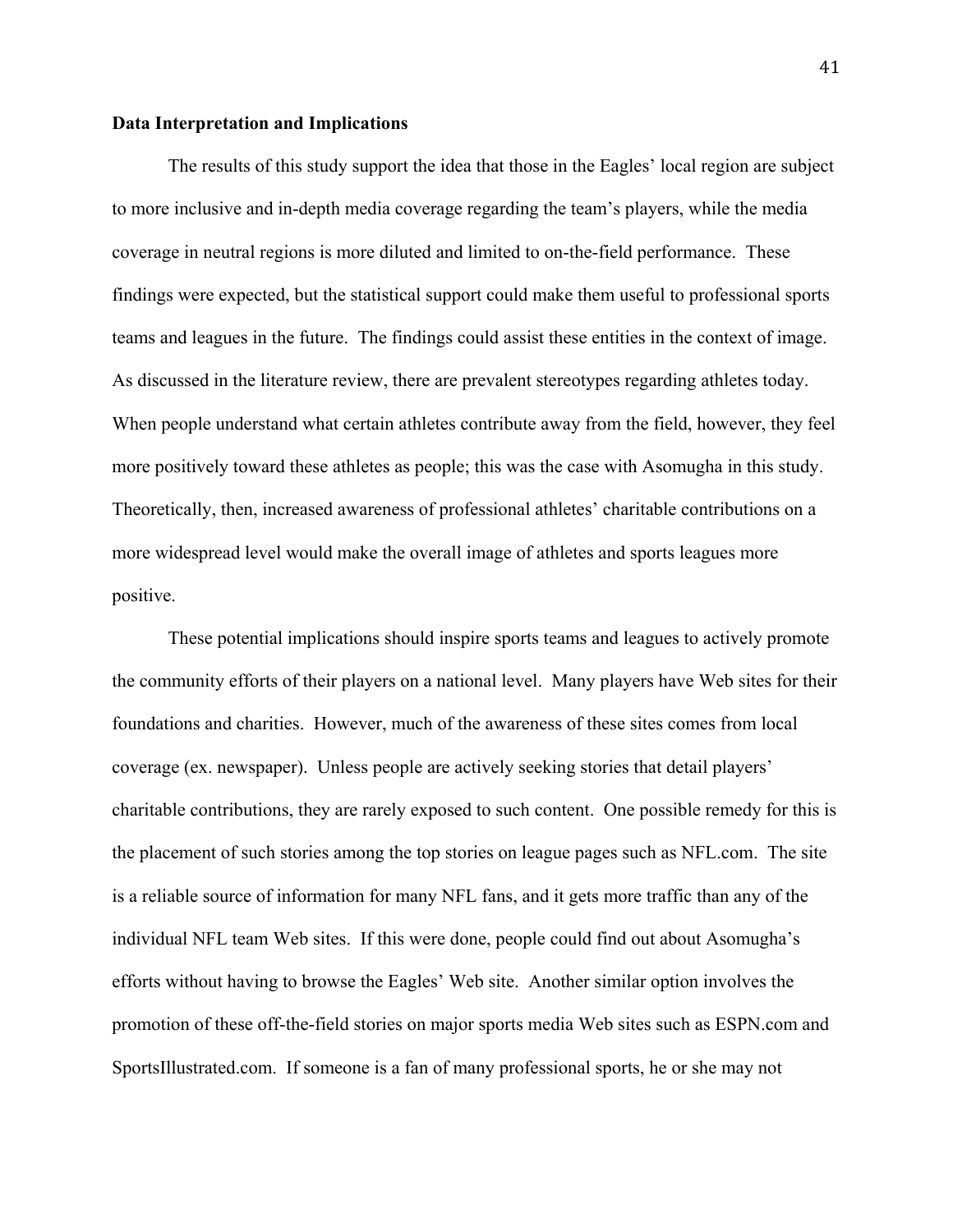**Data Interpretation and Implications**

The results of this study support the idea that those in the Eagles' local region are subject to more inclusive and in-depth media coverage regarding the team's players, while the media coverage in neutral regions is more diluted and limited to on-the-field performance. These findings were expected, but the statistical support could make them useful to professional sports teams and leagues in the future. The findings could assist these entities in the context of image. As discussed in the literature review, there are prevalent stereotypes regarding athletes today. When people understand what certain athletes contribute away from the field, however, they feel more positively toward these athletes as people; this was the case with Asomugha in this study. Theoretically, then, increased awareness of professional athletes' charitable contributions on a more widespread level would make the overall image of athletes and sports leagues more positive.

These potential implications should inspire sports teams and leagues to actively promote the community efforts of their players on a national level. Many players have Web sites for their foundations and charities. However, much of the awareness of these sites comes from local coverage (ex. newspaper). Unless people are actively seeking stories that detail players' charitable contributions, they are rarely exposed to such content. One possible remedy for this is the placement of such stories among the top stories on league pages such as NFL.com. The site is a reliable source of information for many NFL fans, and it gets more traffic than any of the individual NFL team Web sites. If this were done, people could find out about Asomugha's efforts without having to browse the Eagles' Web site. Another similar option involves the promotion of these off-the-field stories on major sports media Web sites such as ESPN.com and SportsIllustrated.com. If someone is a fan of many professional sports, he or she may not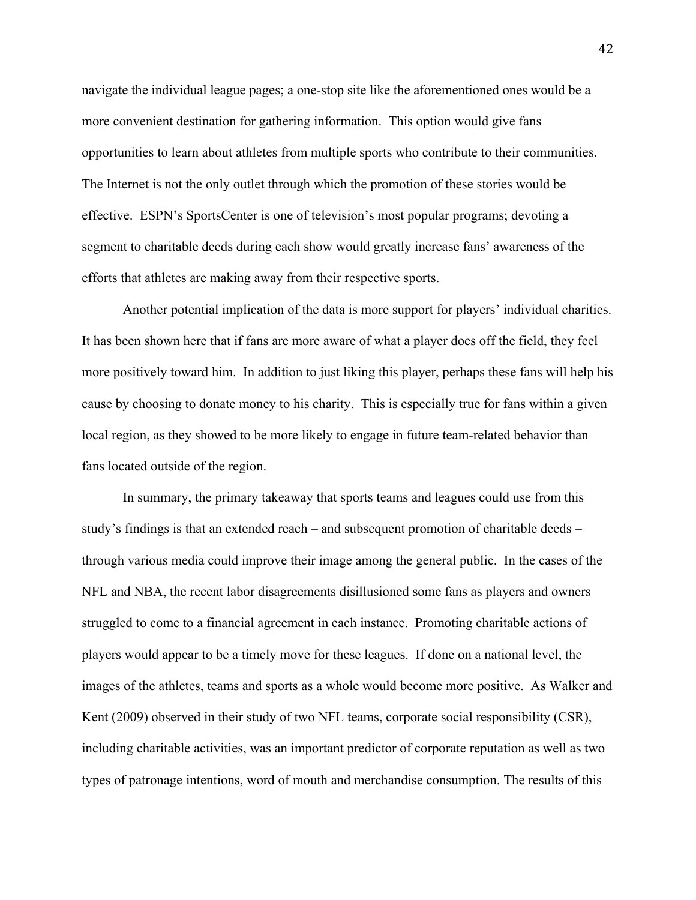navigate the individual league pages; a one-stop site like the aforementioned ones would be a more convenient destination for gathering information. This option would give fans opportunities to learn about athletes from multiple sports who contribute to their communities. The Internet is not the only outlet through which the promotion of these stories would be effective. ESPN's SportsCenter is one of television's most popular programs; devoting a segment to charitable deeds during each show would greatly increase fans' awareness of the efforts that athletes are making away from their respective sports.

Another potential implication of the data is more support for players' individual charities. It has been shown here that if fans are more aware of what a player does off the field, they feel more positively toward him. In addition to just liking this player, perhaps these fans will help his cause by choosing to donate money to his charity. This is especially true for fans within a given local region, as they showed to be more likely to engage in future team-related behavior than fans located outside of the region.

In summary, the primary takeaway that sports teams and leagues could use from this study's findings is that an extended reach – and subsequent promotion of charitable deeds – through various media could improve their image among the general public. In the cases of the NFL and NBA, the recent labor disagreements disillusioned some fans as players and owners struggled to come to a financial agreement in each instance. Promoting charitable actions of players would appear to be a timely move for these leagues. If done on a national level, the images of the athletes, teams and sports as a whole would become more positive. As Walker and Kent (2009) observed in their study of two NFL teams, corporate social responsibility (CSR), including charitable activities, was an important predictor of corporate reputation as well as two types of patronage intentions, word of mouth and merchandise consumption. The results of this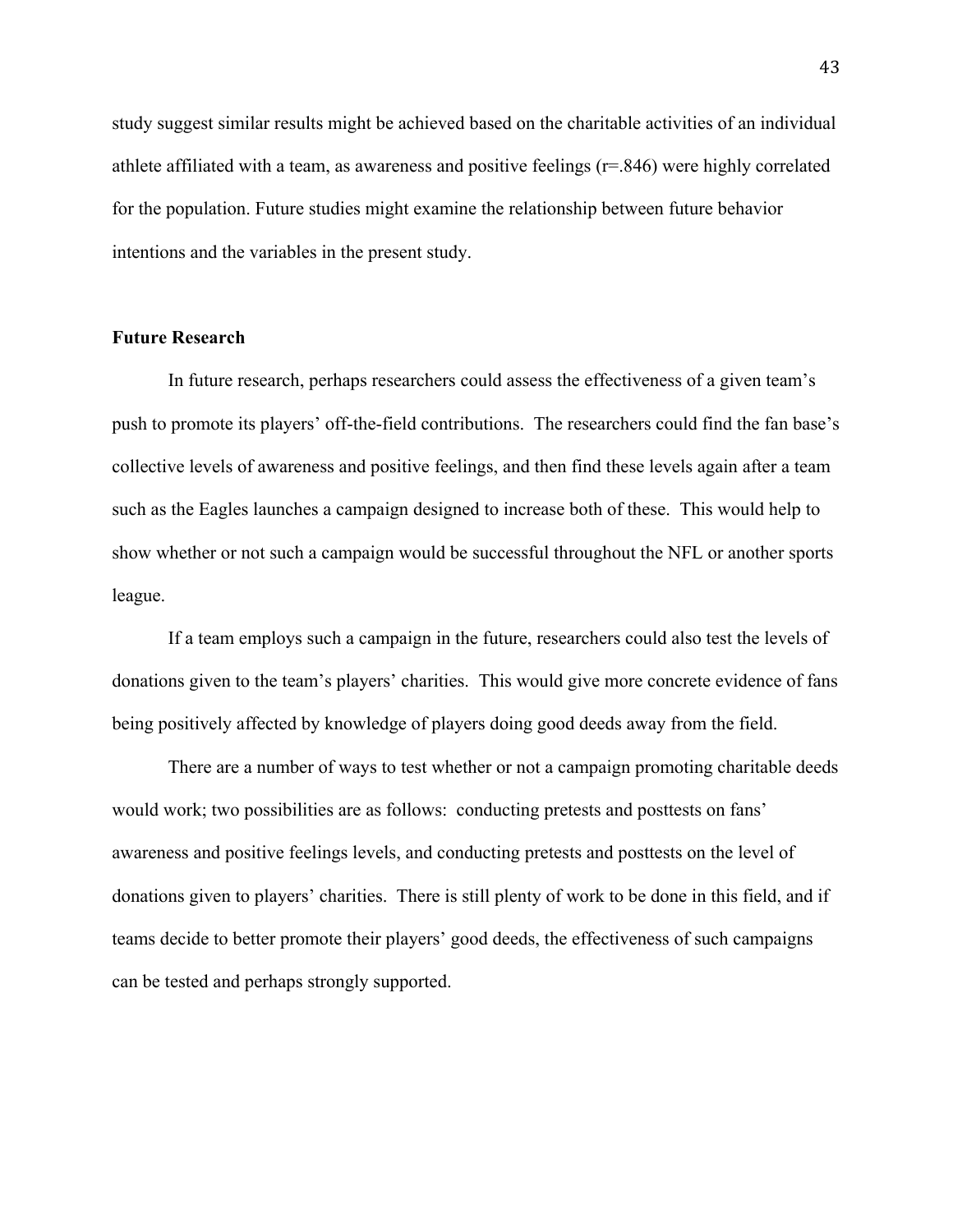study suggest similar results might be achieved based on the charitable activities of an individual athlete affiliated with a team, as awareness and positive feelings ($r=.846$) were highly correlated for the population. Future studies might examine the relationship between future behavior intentions and the variables in the present study.

**Future Research**

In future research, perhaps researchers could assess the effectiveness of a given team's push to promote its players' off-the-field contributions. The researchers could find the fan base's collective levels of awareness and positive feelings, and then find these levels again after a team such as the Eagles launches a campaign designed to increase both of these. This would help to show whether or not such a campaign would be successful throughout the NFL or another sports league.

If a team employs such a campaign in the future, researchers could also test the levels of donations given to the team's players' charities. This would give more concrete evidence of fans being positively affected by knowledge of players doing good deeds away from the field.

There are a number of ways to test whether or not a campaign promoting charitable deeds would work; two possibilities are as follows: conducting pretests and posttests on fans' awareness and positive feelings levels, and conducting pretests and posttests on the level of donations given to players' charities. There is still plenty of work to be done in this field, and if teams decide to better promote their players' good deeds, the effectiveness of such campaigns can be tested and perhaps strongly supported.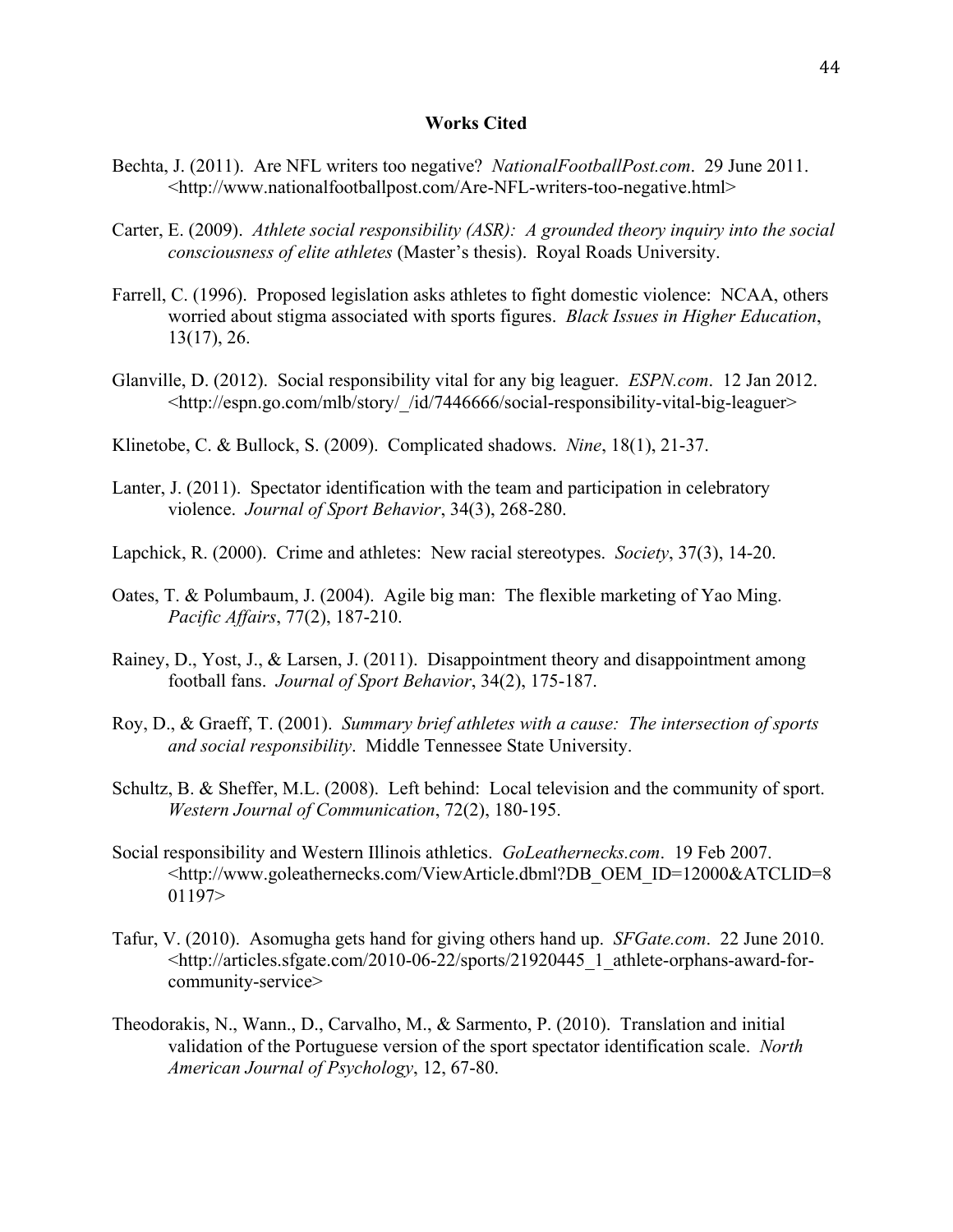# Works Cited

Bechta, J. (2011). Are NFL writers too negative? *NationalFootballPost.com*. 29 June 2011. <http://www.nationalfootballpost.com/Are-NFL-writers-too-negative.html>

Carter, E. (2009). *Athlete social responsibility (ASR): A grounded theory inquiry into the social consciousness of elite athletes* (Master's thesis). Royal Roads University.

Farrell, C. (1996). Proposed legislation asks athletes to fight domestic violence: NCAA, others worried about stigma associated with sports figures. *Black Issues in Higher Education*, 13(17), 26.

Glanville, D. (2012). Social responsibility vital for any big leaguer. *ESPN.com*. 12 Jan 2012. <http://espn.go.com/mlb/story/_/id/7446666/social-responsibility-vital-big-leaguer>

Klinetobe, C. & Bullock, S. (2009). Complicated shadows. *Nine*, 18(1), 21-37.

Lanter, J. (2011). Spectator identification with the team and participation in celebratory violence. *Journal of Sport Behavior*, 34(3), 268-280.

Lapchick, R. (2000). Crime and athletes: New racial stereotypes. *Society*, 37(3), 14-20.

Oates, T. & Polumbaum, J. (2004). Agile big man: The flexible marketing of Yao Ming. *Pacific Affairs*, 77(2), 187-210.

Rainey, D., Yost, J., & Larsen, J. (2011). Disappointment theory and disappointment among football fans. *Journal of Sport Behavior*, 34(2), 175-187.

Roy, D., & Graeff, T. (2001). *Summary brief athletes with a cause: The intersection of sports and social responsibility*. Middle Tennessee State University.

Schultz, B. & Sheffer, M.L. (2008). Left behind: Local television and the community of sport. *Western Journal of Communication*, 72(2), 180-195.

Social responsibility and Western Illinois athletics. *GoLeathernecks.com*. 19 Feb 2007. <http://www.goleathernecks.com/ViewArticle.dbml?DB_OEM_ID=12000&ATCLID=801197>

Tafur, V. (2010). Asomugha gets hand for giving others hand up. *SFGate.com*. 22 June 2010. <http://articles.sfgate.com/2010-06-22/sports/21920445_1_athlete-orphans-award-for-community-service>

Theodorakis, N., Wann., D., Carvalho, M., & Sarmento, P. (2010). Translation and initial validation of the Portuguese version of the sport spectator identification scale. *North American Journal of Psychology*, 12, 67-80.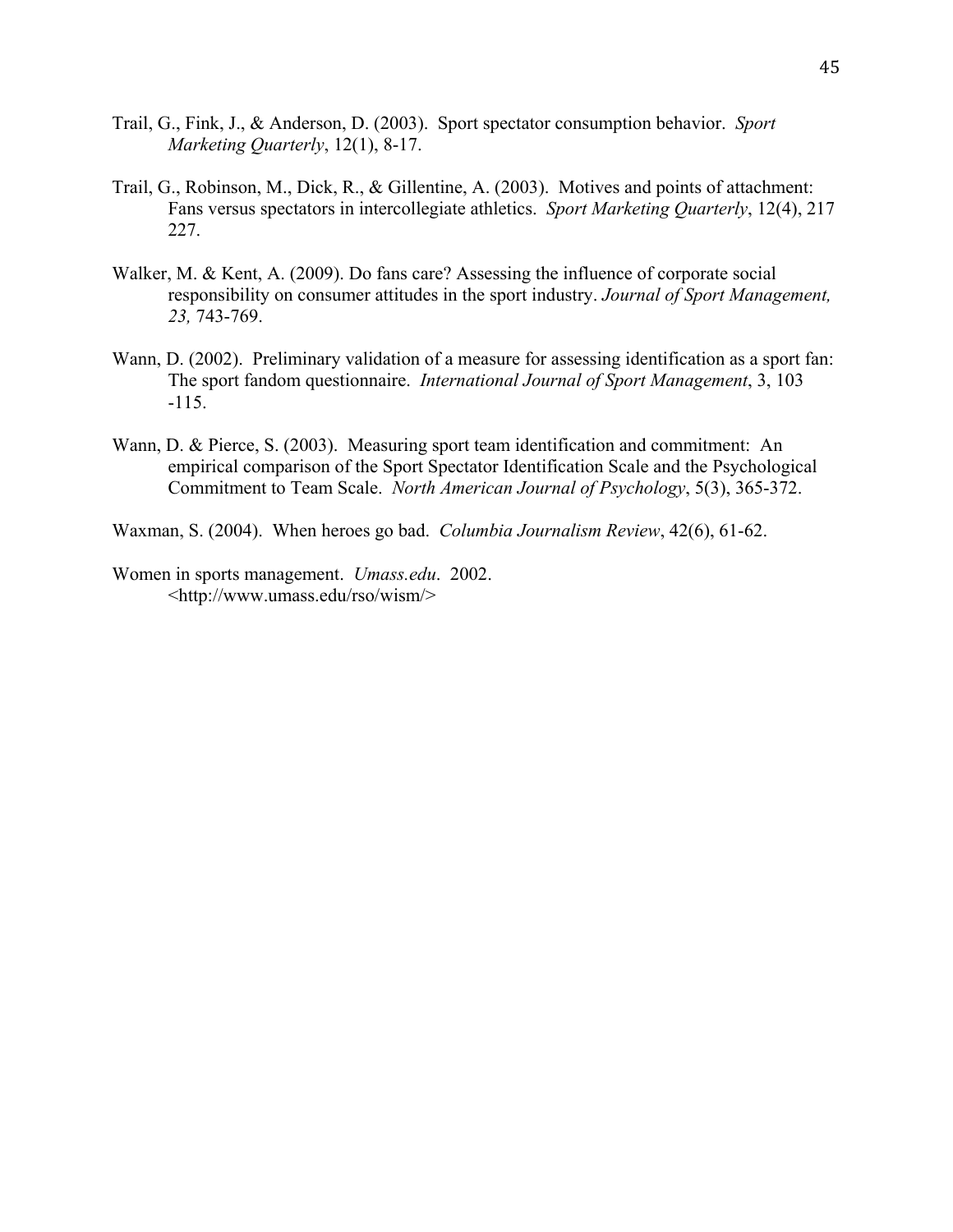Trail, G., Fink, J., & Anderson, D. (2003). Sport spectator consumption behavior. *Sport Marketing Quarterly*, 12(1), 8-17.

Trail, G., Robinson, M., Dick, R., & Gillentine, A. (2003). Motives and points of attachment: Fans versus spectators in intercollegiate athletics. *Sport Marketing Quarterly*, 12(4), 217 227.

Walker, M. & Kent, A. (2009). Do fans care? Assessing the influence of corporate social responsibility on consumer attitudes in the sport industry. *Journal of Sport Management, 23,* 743-769.

Wann, D. (2002). Preliminary validation of a measure for assessing identification as a sport fan: The sport fandom questionnaire. *International Journal of Sport Management*, 3, 103 -115.

Wann, D. & Pierce, S. (2003). Measuring sport team identification and commitment: An empirical comparison of the Sport Spectator Identification Scale and the Psychological Commitment to Team Scale. *North American Journal of Psychology*, 5(3), 365-372.

Waxman, S. (2004). When heroes go bad. *Columbia Journalism Review*, 42(6), 61-62.

Women in sports management. *Umass.edu*. 2002. <http://www.umass.edu/rso/wism/>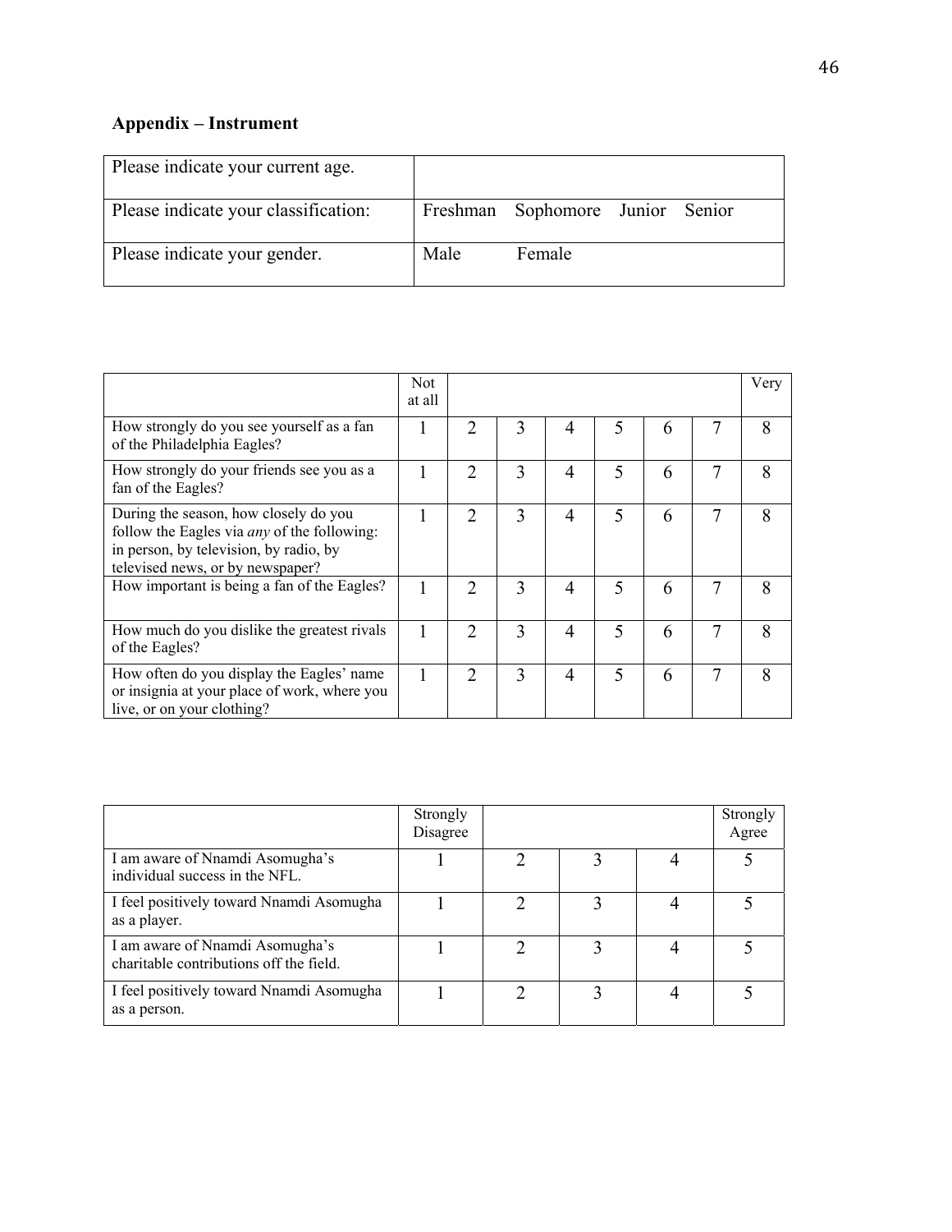## Appendix – Instrument

| Please indicate your current age. | |
|---|---|
| Please indicate your classification: | Freshman Sophomore Junior Senior |
| Please indicate your gender. | Male Female |

| | Not at all | | | | | | | Very |
|---|---|---|---|---|---|---|---|---|
| How strongly do you see yourself as a fan of the Philadelphia Eagles? | 1 | 2 | 3 | 4 | 5 | 6 | 7 | 8 |
| How strongly do your friends see you as a fan of the Eagles? | 1 | 2 | 3 | 4 | 5 | 6 | 7 | 8 |
| During the season, how closely do you follow the Eagles via *any* of the following: in person, by television, by radio, by televised news, or by newspaper? | 1 | 2 | 3 | 4 | 5 | 6 | 7 | 8 |
| How important is being a fan of the Eagles? | 1 | 2 | 3 | 4 | 5 | 6 | 7 | 8 |
| How much do you dislike the greatest rivals of the Eagles? | 1 | 2 | 3 | 4 | 5 | 6 | 7 | 8 |
| How often do you display the Eagles' name or insignia at your place of work, where you live, or on your clothing? | 1 | 2 | 3 | 4 | 5 | 6 | 7 | 8 |

| | Strongly Disagree | | | | Strongly Agree |
|---|---|---|---|---|---|
| I am aware of Nnamdi Asomugha's individual success in the NFL. | 1 | 2 | 3 | 4 | 5 |
| I feel positively toward Nnamdi Asomugha as a player. | 1 | 2 | 3 | 4 | 5 |
| I am aware of Nnamdi Asomugha's charitable contributions off the field. | 1 | 2 | 3 | 4 | 5 |
| I feel positively toward Nnamdi Asomugha as a person. | 1 | 2 | 3 | 4 | 5 |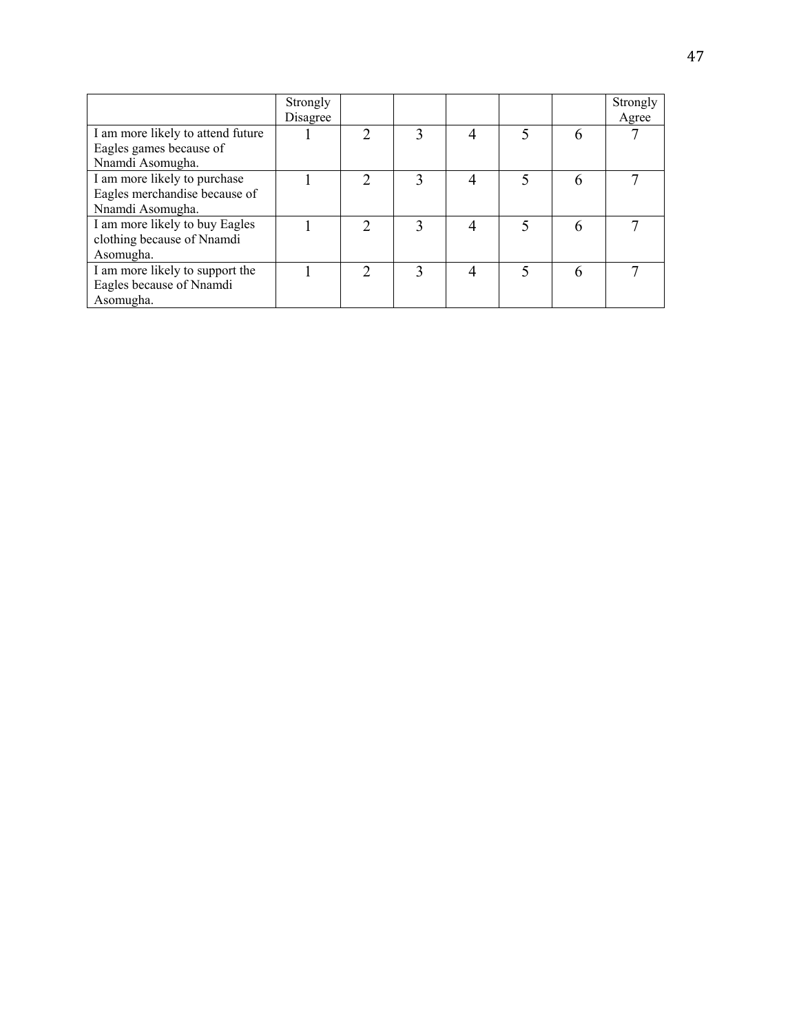| | Strongly Disagree | | | | | | Strongly Agree |
|---|---|---|---|---|---|---|---|
| I am more likely to attend future Eagles games because of Nnamdi Asomugha. | 1 | 2 | 3 | 4 | 5 | 6 | 7 |
| I am more likely to purchase Eagles merchandise because of Nnamdi Asomugha. | 1 | 2 | 3 | 4 | 5 | 6 | 7 |
| I am more likely to buy Eagles clothing because of Nnamdi Asomugha. | 1 | 2 | 3 | 4 | 5 | 6 | 7 |
| I am more likely to support the Eagles because of Nnamdi Asomugha. | 1 | 2 | 3 | 4 | 5 | 6 | 7 |